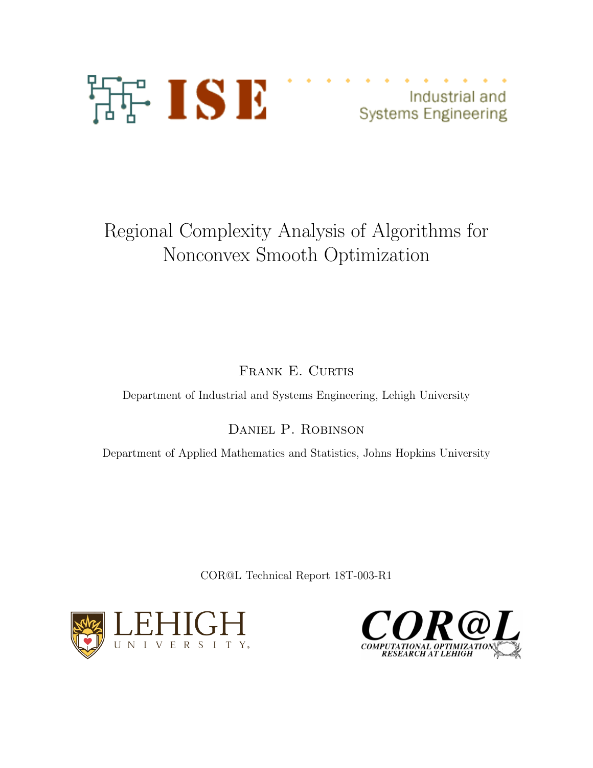ISE — Industrial and Systems Engineering

# Regional Complexity Analysis of Algorithms for Nonconvex Smooth Optimization

Frank E. Curtis

Department of Industrial and Systems Engineering, Lehigh University

Daniel P. Robinson

Department of Applied Mathematics and Statistics, Johns Hopkins University

COR@L Technical Report 18T-003-R1

LEHIGH UNIVERSITY

COR@L — COMPUTATIONAL OPTIMIZATION RESEARCH AT LEHIGH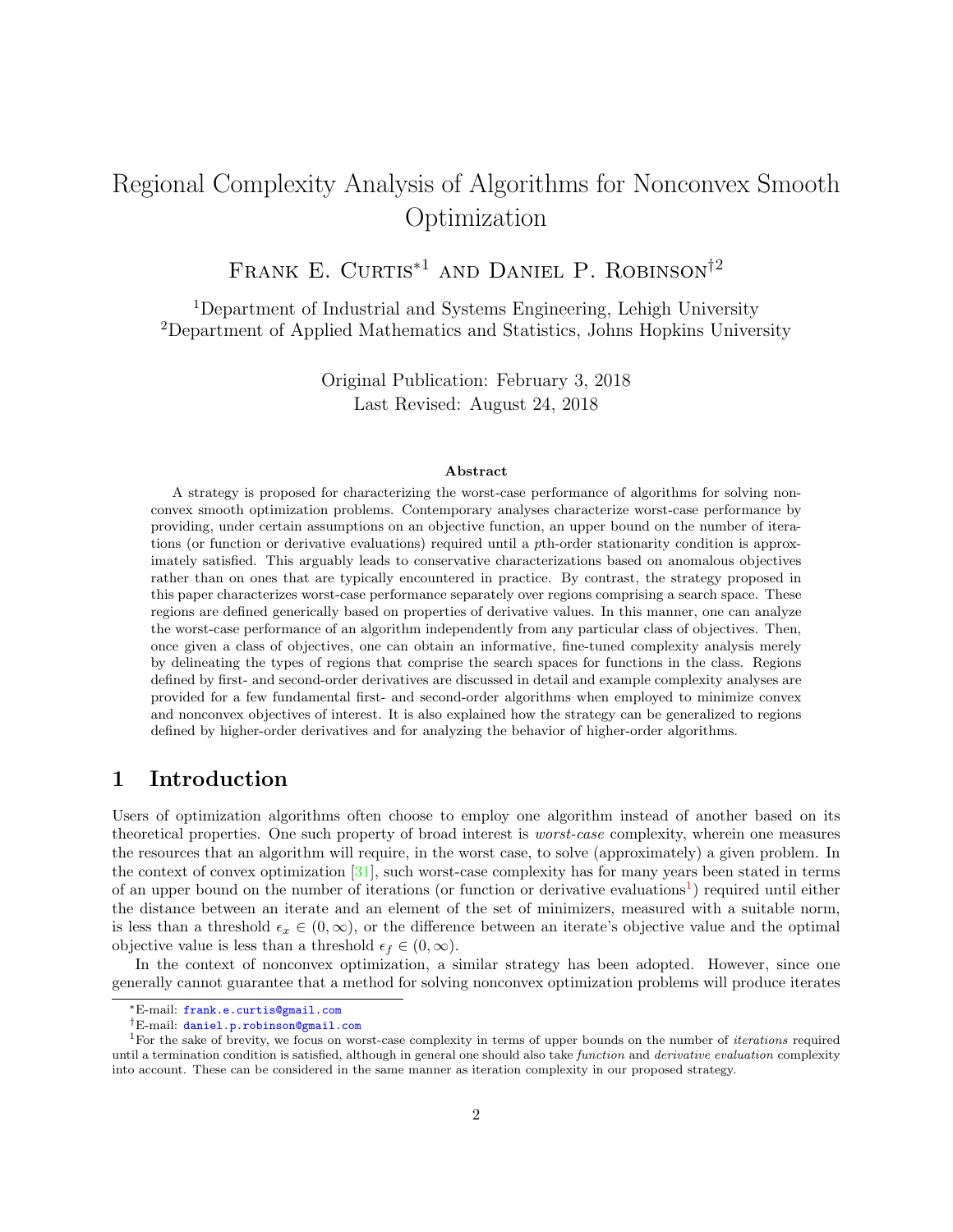# Regional Complexity Analysis of Algorithms for Nonconvex Smooth Optimization

Frank E. Curtis*[1] and Daniel P. Robinson†[2]

[1]Department of Industrial and Systems Engineering, Lehigh University
[2]Department of Applied Mathematics and Statistics, Johns Hopkins University

Original Publication: February 3, 2018
Last Revised: August 24, 2018

**Abstract**

A strategy is proposed for characterizing the worst-case performance of algorithms for solving nonconvex smooth optimization problems. Contemporary analyses characterize worst-case performance by providing, under certain assumptions on an objective function, an upper bound on the number of iterations (or function or derivative evaluations) required until a $p$th-order stationarity condition is approximately satisfied. This arguably leads to conservative characterizations based on anomalous objectives rather than on ones that are typically encountered in practice. By contrast, the strategy proposed in this paper characterizes worst-case performance separately over regions comprising a search space. These regions are defined generically based on properties of derivative values. In this manner, one can analyze the worst-case performance of an algorithm independently from any particular class of objectives. Then, once given a class of objectives, one can obtain an informative, fine-tuned complexity analysis merely by delineating the types of regions that comprise the search spaces for functions in the class. Regions defined by first- and second-order derivatives are discussed in detail and example complexity analyses are provided for a few fundamental first- and second-order algorithms when employed to minimize convex and nonconvex objectives of interest. It is also explained how the strategy can be generalized to regions defined by higher-order derivatives and for analyzing the behavior of higher-order algorithms.

## 1 Introduction

Users of optimization algorithms often choose to employ one algorithm instead of another based on its theoretical properties. One such property of broad interest is *worst-case* complexity, wherein one measures the resources that an algorithm will require, in the worst case, to solve (approximately) a given problem. In the context of convex optimization [31], such worst-case complexity has for many years been stated in terms of an upper bound on the number of iterations (or function or derivative evaluations[1]) required until either the distance between an iterate and an element of the set of minimizers, measured with a suitable norm, is less than a threshold $\epsilon_x \in (0, \infty)$, or the difference between an iterate's objective value and the optimal objective value is less than a threshold $\epsilon_f \in (0, \infty)$.

In the context of nonconvex optimization, a similar strategy has been adopted. However, since one generally cannot guarantee that a method for solving nonconvex optimization problems will produce iterates

---

*E-mail: frank.e.curtis@gmail.com

†E-mail: daniel.p.robinson@gmail.com

[1]For the sake of brevity, we focus on worst-case complexity in terms of upper bounds on the number of *iterations* required until a termination condition is satisfied, although in general one should also take *function* and *derivative evaluation* complexity into account. These can be considered in the same manner as iteration complexity in our proposed strategy.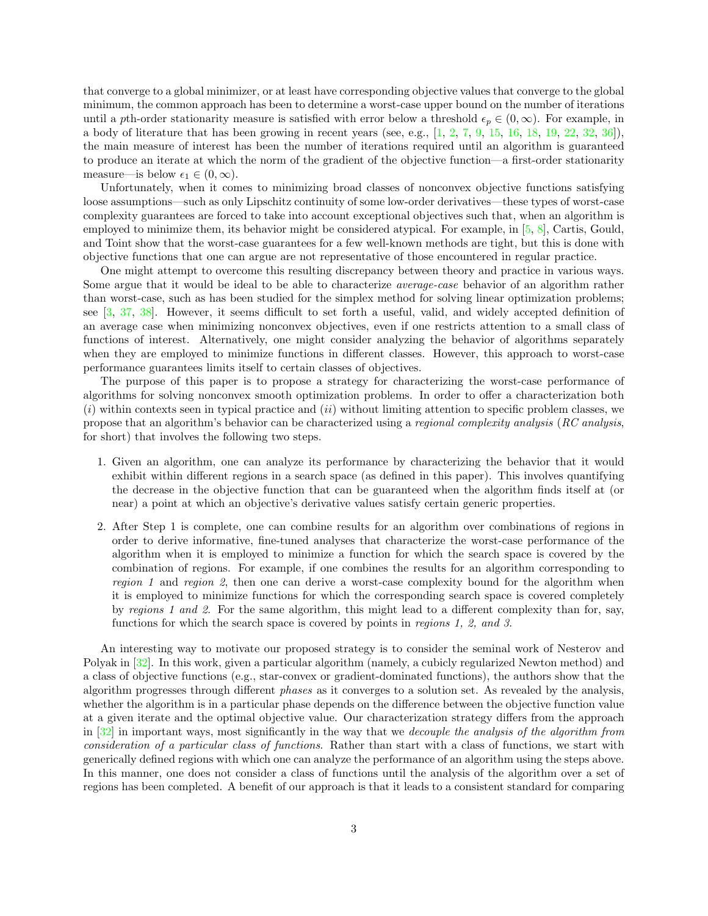that converge to a global minimizer, or at least have corresponding objective values that converge to the global minimum, the common approach has been to determine a worst-case upper bound on the number of iterations until a $p$th-order stationarity measure is satisfied with error below a threshold $\epsilon_p \in (0, \infty)$. For example, in a body of literature that has been growing in recent years (see, e.g., [1, 2, 7, 9, 15, 16, 18, 19, 22, 32, 36]), the main measure of interest has been the number of iterations required until an algorithm is guaranteed to produce an iterate at which the norm of the gradient of the objective function—a first-order stationarity measure—is below $\epsilon_1 \in (0, \infty)$.

Unfortunately, when it comes to minimizing broad classes of nonconvex objective functions satisfying loose assumptions—such as only Lipschitz continuity of some low-order derivatives—these types of worst-case complexity guarantees are forced to take into account exceptional objectives such that, when an algorithm is employed to minimize them, its behavior might be considered atypical. For example, in [5, 8], Cartis, Gould, and Toint show that the worst-case guarantees for a few well-known methods are tight, but this is done with objective functions that one can argue are not representative of those encountered in regular practice.

One might attempt to overcome this resulting discrepancy between theory and practice in various ways. Some argue that it would be ideal to be able to characterize *average-case* behavior of an algorithm rather than worst-case, such as has been studied for the simplex method for solving linear optimization problems; see [3, 37, 38]. However, it seems difficult to set forth a useful, valid, and widely accepted definition of an average case when minimizing nonconvex objectives, even if one restricts attention to a small class of functions of interest. Alternatively, one might consider analyzing the behavior of algorithms separately when they are employed to minimize functions in different classes. However, this approach to worst-case performance guarantees limits itself to certain classes of objectives.

The purpose of this paper is to propose a strategy for characterizing the worst-case performance of algorithms for solving nonconvex smooth optimization problems. In order to offer a characterization both (*i*) within contexts seen in typical practice and (*ii*) without limiting attention to specific problem classes, we propose that an algorithm's behavior can be characterized using a *regional complexity analysis* (*RC analysis*, for short) that involves the following two steps.

1. Given an algorithm, one can analyze its performance by characterizing the behavior that it would exhibit within different regions in a search space (as defined in this paper). This involves quantifying the decrease in the objective function that can be guaranteed when the algorithm finds itself at (or near) a point at which an objective's derivative values satisfy certain generic properties.

2. After Step 1 is complete, one can combine results for an algorithm over combinations of regions in order to derive informative, fine-tuned analyses that characterize the worst-case performance of the algorithm when it is employed to minimize a function for which the search space is covered by the combination of regions. For example, if one combines the results for an algorithm corresponding to *region 1* and *region 2*, then one can derive a worst-case complexity bound for the algorithm when it is employed to minimize functions for which the corresponding search space is covered completely by *regions 1 and 2*. For the same algorithm, this might lead to a different complexity than for, say, functions for which the search space is covered by points in *regions 1, 2, and 3*.

An interesting way to motivate our proposed strategy is to consider the seminal work of Nesterov and Polyak in [32]. In this work, given a particular algorithm (namely, a cubicly regularized Newton method) and a class of objective functions (e.g., star-convex or gradient-dominated functions), the authors show that the algorithm progresses through different *phases* as it converges to a solution set. As revealed by the analysis, whether the algorithm is in a particular phase depends on the difference between the objective function value at a given iterate and the optimal objective value. Our characterization strategy differs from the approach in [32] in important ways, most significantly in the way that we *decouple the analysis of the algorithm from consideration of a particular class of functions*. Rather than start with a class of functions, we start with generically defined regions with which one can analyze the performance of an algorithm using the steps above. In this manner, one does not consider a class of functions until the analysis of the algorithm over a set of regions has been completed. A benefit of our approach is that it leads to a consistent standard for comparing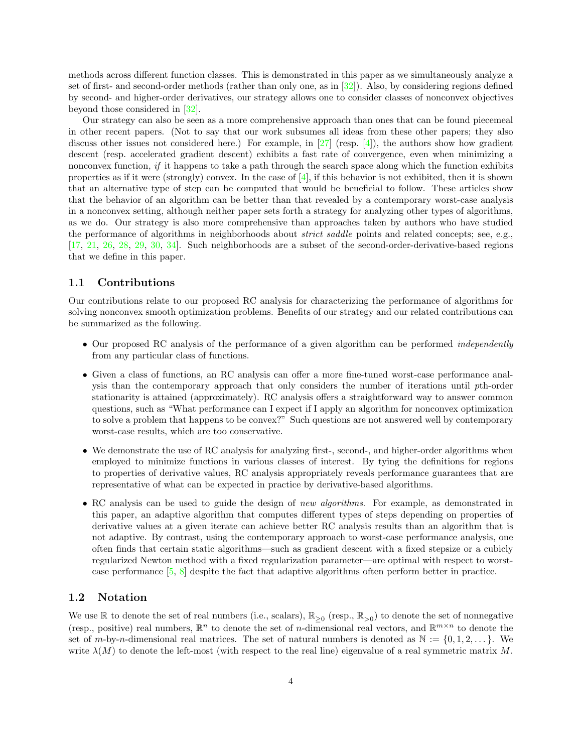methods across different function classes. This is demonstrated in this paper as we simultaneously analyze a set of first- and second-order methods (rather than only one, as in [32]). Also, by considering regions defined by second- and higher-order derivatives, our strategy allows one to consider classes of nonconvex objectives beyond those considered in [32].

Our strategy can also be seen as a more comprehensive approach than ones that can be found piecemeal in other recent papers. (Not to say that our work subsumes all ideas from these other papers; they also discuss other issues not considered here.) For example, in [27] (resp. [4]), the authors show how gradient descent (resp. accelerated gradient descent) exhibits a fast rate of convergence, even when minimizing a nonconvex function, *if* it happens to take a path through the search space along which the function exhibits properties as if it were (strongly) convex. In the case of [4], if this behavior is not exhibited, then it is shown that an alternative type of step can be computed that would be beneficial to follow. These articles show that the behavior of an algorithm can be better than that revealed by a contemporary worst-case analysis in a nonconvex setting, although neither paper sets forth a strategy for analyzing other types of algorithms, as we do. Our strategy is also more comprehensive than approaches taken by authors who have studied the performance of algorithms in neighborhoods about *strict saddle* points and related concepts; see, e.g., [17, 21, 26, 28, 29, 30, 34]. Such neighborhoods are a subset of the second-order-derivative-based regions that we define in this paper.

## 1.1 Contributions

Our contributions relate to our proposed RC analysis for characterizing the performance of algorithms for solving nonconvex smooth optimization problems. Benefits of our strategy and our related contributions can be summarized as the following.

- Our proposed RC analysis of the performance of a given algorithm can be performed *independently* from any particular class of functions.
- Given a class of functions, an RC analysis can offer a more fine-tuned worst-case performance analysis than the contemporary approach that only considers the number of iterations until $p$th-order stationarity is attained (approximately). RC analysis offers a straightforward way to answer common questions, such as "What performance can I expect if I apply an algorithm for nonconvex optimization to solve a problem that happens to be convex?" Such questions are not answered well by contemporary worst-case results, which are too conservative.
- We demonstrate the use of RC analysis for analyzing first-, second-, and higher-order algorithms when employed to minimize functions in various classes of interest. By tying the definitions for regions to properties of derivative values, RC analysis appropriately reveals performance guarantees that are representative of what can be expected in practice by derivative-based algorithms.
- RC analysis can be used to guide the design of *new algorithms*. For example, as demonstrated in this paper, an adaptive algorithm that computes different types of steps depending on properties of derivative values at a given iterate can achieve better RC analysis results than an algorithm that is not adaptive. By contrast, using the contemporary approach to worst-case performance analysis, one often finds that certain static algorithms—such as gradient descent with a fixed stepsize or a cubicly regularized Newton method with a fixed regularization parameter—are optimal with respect to worst-case performance [5, 8] despite the fact that adaptive algorithms often perform better in practice.

## 1.2 Notation

We use $\mathbb{R}$ to denote the set of real numbers (i.e., scalars), $\mathbb{R}_{\geq 0}$ (resp., $\mathbb{R}_{>0}$) to denote the set of nonnegative (resp., positive) real numbers, $\mathbb{R}^n$ to denote the set of $n$-dimensional real vectors, and $\mathbb{R}^{m\times n}$ to denote the set of $m$-by-$n$-dimensional real matrices. The set of natural numbers is denoted as $\mathbb{N} := \{0, 1, 2, \dots\}$. We write $\lambda(M)$ to denote the left-most (with respect to the real line) eigenvalue of a real symmetric matrix $M$.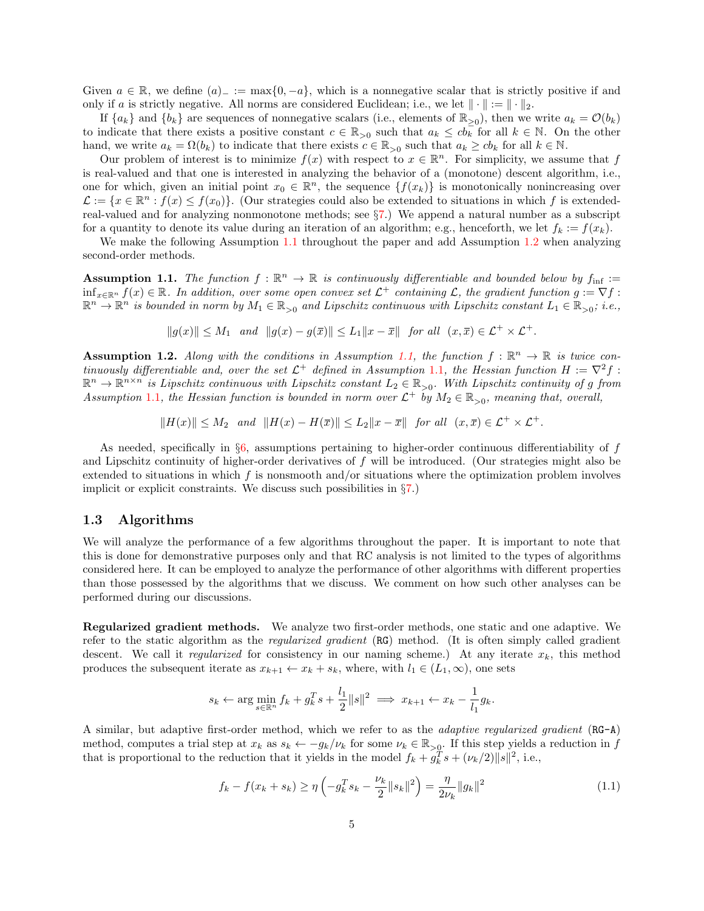Given $a \in \mathbb{R}$, we define $(a)_- := \max\{0, -a\}$, which is a nonnegative scalar that is strictly positive if and only if $a$ is strictly negative. All norms are considered Euclidean; i.e., we let $\|\cdot\| := \|\cdot\|_2$.

If $\{a_k\}$ and $\{b_k\}$ are sequences of nonnegative scalars (i.e., elements of $\mathbb{R}_{\geq 0}$), then we write $a_k = \mathcal{O}(b_k)$ to indicate that there exists a positive constant $c \in \mathbb{R}_{>0}$ such that $a_k \leq cb_k$ for all $k \in \mathbb{N}$. On the other hand, we write $a_k = \Omega(b_k)$ to indicate that there exists $c \in \mathbb{R}_{>0}$ such that $a_k \geq cb_k$ for all $k \in \mathbb{N}$.

Our problem of interest is to minimize $f(x)$ with respect to $x \in \mathbb{R}^n$. For simplicity, we assume that $f$ is real-valued and that one is interested in analyzing the behavior of a (monotone) descent algorithm, i.e., one for which, given an initial point $x_0 \in \mathbb{R}^n$, the sequence $\{f(x_k)\}$ is monotonically nonincreasing over $\mathcal{L} := \{x \in \mathbb{R}^n : f(x) \leq f(x_0)\}$. (Our strategies could also be extended to situations in which $f$ is extended-real-valued and for analyzing nonmonotone methods; see §7.) We append a natural number as a subscript for a quantity to denote its value during an iteration of an algorithm; e.g., henceforth, we let $f_k := f(x_k)$.

We make the following Assumption 1.1 throughout the paper and add Assumption 1.2 when analyzing second-order methods.

**Assumption 1.1.** *The function $f : \mathbb{R}^n \to \mathbb{R}$ is continuously differentiable and bounded below by $f_{\inf} := \inf_{x \in \mathbb{R}^n} f(x) \in \mathbb{R}$. In addition, over some open convex set $\mathcal{L}^+$ containing $\mathcal{L}$, the gradient function $g := \nabla f : \mathbb{R}^n \to \mathbb{R}^n$ is bounded in norm by $M_1 \in \mathbb{R}_{>0}$ and Lipschitz continuous with Lipschitz constant $L_1 \in \mathbb{R}_{>0}$; i.e.,*

$$\|g(x)\| \leq M_1 \quad \text{and} \quad \|g(x) - g(\overline{x})\| \leq L_1 \|x - \overline{x}\| \quad \text{for all} \quad (x, \overline{x}) \in \mathcal{L}^+ \times \mathcal{L}^+.$$

**Assumption 1.2.** *Along with the conditions in Assumption 1.1, the function $f : \mathbb{R}^n \to \mathbb{R}$ is twice continuously differentiable and, over the set $\mathcal{L}^+$ defined in Assumption 1.1, the Hessian function $H := \nabla^2 f : \mathbb{R}^n \to \mathbb{R}^{n \times n}$ is Lipschitz continuous with Lipschitz constant $L_2 \in \mathbb{R}_{>0}$. With Lipschitz continuity of $g$ from Assumption 1.1, the Hessian function is bounded in norm over $\mathcal{L}^+$ by $M_2 \in \mathbb{R}_{>0}$, meaning that, overall,*

$$\|H(x)\| \leq M_2 \quad \text{and} \quad \|H(x) - H(\overline{x})\| \leq L_2 \|x - \overline{x}\| \quad \text{for all} \quad (x, \overline{x}) \in \mathcal{L}^+ \times \mathcal{L}^+.$$

As needed, specifically in §6, assumptions pertaining to higher-order continuous differentiability of $f$ and Lipschitz continuity of higher-order derivatives of $f$ will be introduced. (Our strategies might also be extended to situations in which $f$ is nonsmooth and/or situations where the optimization problem involves implicit or explicit constraints. We discuss such possibilities in §7.)

### 1.3 Algorithms

We will analyze the performance of a few algorithms throughout the paper. It is important to note that this is done for demonstrative purposes only and that RC analysis is not limited to the types of algorithms considered here. It can be employed to analyze the performance of other algorithms with different properties than those possessed by the algorithms that we discuss. We comment on how such other analyses can be performed during our discussions.

**Regularized gradient methods.** We analyze two first-order methods, one static and one adaptive. We refer to the static algorithm as the *regularized gradient* (RG) method. (It is often simply called gradient descent. We call it *regularized* for consistency in our naming scheme.) At any iterate $x_k$, this method produces the subsequent iterate as $x_{k+1} \leftarrow x_k + s_k$, where, with $l_1 \in (L_1, \infty)$, one sets

$$s_k \leftarrow \arg\min_{s \in \mathbb{R}^n} f_k + g_k^T s + \frac{l_1}{2}\|s\|^2 \implies x_{k+1} \leftarrow x_k - \frac{1}{l_1} g_k.$$

A similar, but adaptive first-order method, which we refer to as the *adaptive regularized gradient* (RG-A) method, computes a trial step at $x_k$ as $s_k \leftarrow -g_k/\nu_k$ for some $\nu_k \in \mathbb{R}_{>0}$. If this step yields a reduction in $f$ that is proportional to the reduction that it yields in the model $f_k + g_k^T s + (\nu_k/2)\|s\|^2$, i.e.,

$$f_k - f(x_k + s_k) \geq \eta \left( -g_k^T s_k - \frac{\nu_k}{2}\|s_k\|^2 \right) = \frac{\eta}{2\nu_k}\|g_k\|^2 \tag{1.1}$$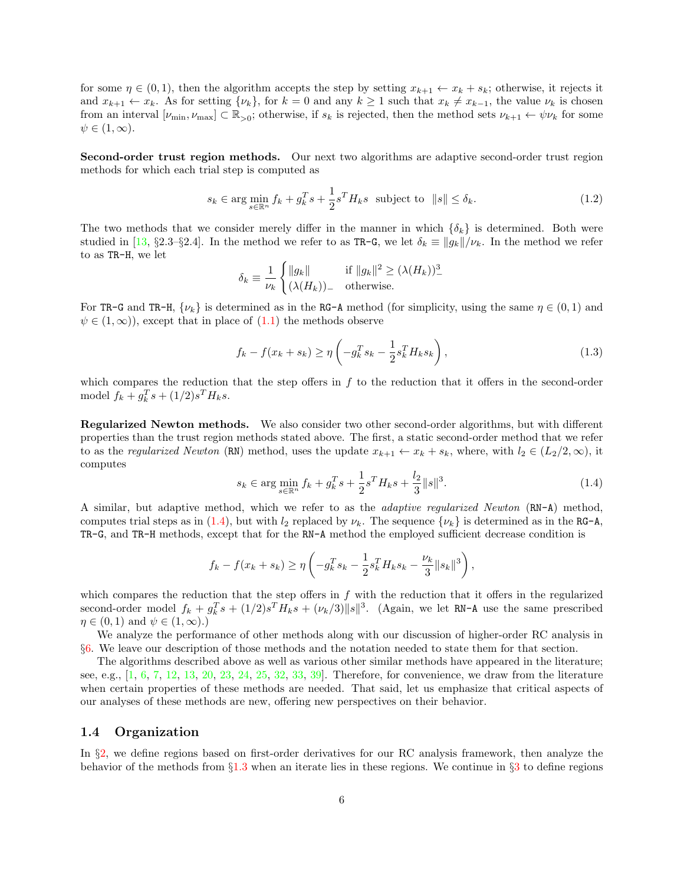for some $\eta \in (0,1)$, then the algorithm accepts the step by setting $x_{k+1} \leftarrow x_k + s_k$; otherwise, it rejects it and $x_{k+1} \leftarrow x_k$. As for setting $\{\nu_k\}$, for $k = 0$ and any $k \geq 1$ such that $x_k \neq x_{k-1}$, the value $\nu_k$ is chosen from an interval $[\nu_{\min}, \nu_{\max}] \subset \mathbb{R}_{>0}$; otherwise, if $s_k$ is rejected, then the method sets $\nu_{k+1} \leftarrow \psi \nu_k$ for some $\psi \in (1, \infty)$.

**Second-order trust region methods.** Our next two algorithms are adaptive second-order trust region methods for which each trial step is computed as

$$s_k \in \arg\min_{s \in \mathbb{R}^n} f_k + g_k^T s + \frac{1}{2} s^T H_k s \ \text{ subject to } \ \|s\| \leq \delta_k. \tag{1.2}$$

The two methods that we consider merely differ in the manner in which $\{\delta_k\}$ is determined. Both were studied in [13, §2.3–§2.4]. In the method we refer to as TR-G, we let $\delta_k \equiv \|g_k\|/\nu_k$. In the method we refer to as TR-H, we let

$$\delta_k \equiv \frac{1}{\nu_k} \begin{cases} \|g_k\| & \text{if } \|g_k\|^2 \geq (\lambda(H_k))_-^3 \\ (\lambda(H_k))_- & \text{otherwise.} \end{cases}$$

For TR-G and TR-H, $\{\nu_k\}$ is determined as in the RG-A method (for simplicity, using the same $\eta \in (0,1)$ and $\psi \in (1,\infty)$), except that in place of (1.1) the methods observe

$$f_k - f(x_k + s_k) \geq \eta \left( -g_k^T s_k - \frac{1}{2} s_k^T H_k s_k \right), \tag{1.3}$$

which compares the reduction that the step offers in $f$ to the reduction that it offers in the second-order model $f_k + g_k^T s + (1/2) s^T H_k s$.

**Regularized Newton methods.** We also consider two other second-order algorithms, but with different properties than the trust region methods stated above. The first, a static second-order method that we refer to as the *regularized Newton* (RN) method, uses the update $x_{k+1} \leftarrow x_k + s_k$, where, with $l_2 \in (L_2/2, \infty)$, it computes

$$s_k \in \arg\min_{s \in \mathbb{R}^n} f_k + g_k^T s + \frac{1}{2} s^T H_k s + \frac{l_2}{3} \|s\|^3. \tag{1.4}$$

A similar, but adaptive method, which we refer to as the *adaptive regularized Newton* (RN-A) method, computes trial steps as in (1.4), but with $l_2$ replaced by $\nu_k$. The sequence $\{\nu_k\}$ is determined as in the RG-A, TR-G, and TR-H methods, except that for the RN-A method the employed sufficient decrease condition is

$$f_k - f(x_k + s_k) \geq \eta \left( -g_k^T s_k - \frac{1}{2} s_k^T H_k s_k - \frac{\nu_k}{3} \|s_k\|^3 \right),$$

which compares the reduction that the step offers in $f$ with the reduction that it offers in the regularized second-order model $f_k + g_k^T s + (1/2) s^T H_k s + (\nu_k/3)\|s\|^3$. (Again, we let RN-A use the same prescribed $\eta \in (0,1)$ and $\psi \in (1,\infty)$.)

We analyze the performance of other methods along with our discussion of higher-order RC analysis in §6. We leave our description of those methods and the notation needed to state them for that section.

The algorithms described above as well as various other similar methods have appeared in the literature; see, e.g., [1, 6, 7, 12, 13, 20, 23, 24, 25, 32, 33, 39]. Therefore, for convenience, we draw from the literature when certain properties of these methods are needed. That said, let us emphasize that critical aspects of our analyses of these methods are new, offering new perspectives on their behavior.

## 1.4 Organization

In §2, we define regions based on first-order derivatives for our RC analysis framework, then analyze the behavior of the methods from §1.3 when an iterate lies in these regions. We continue in §3 to define regions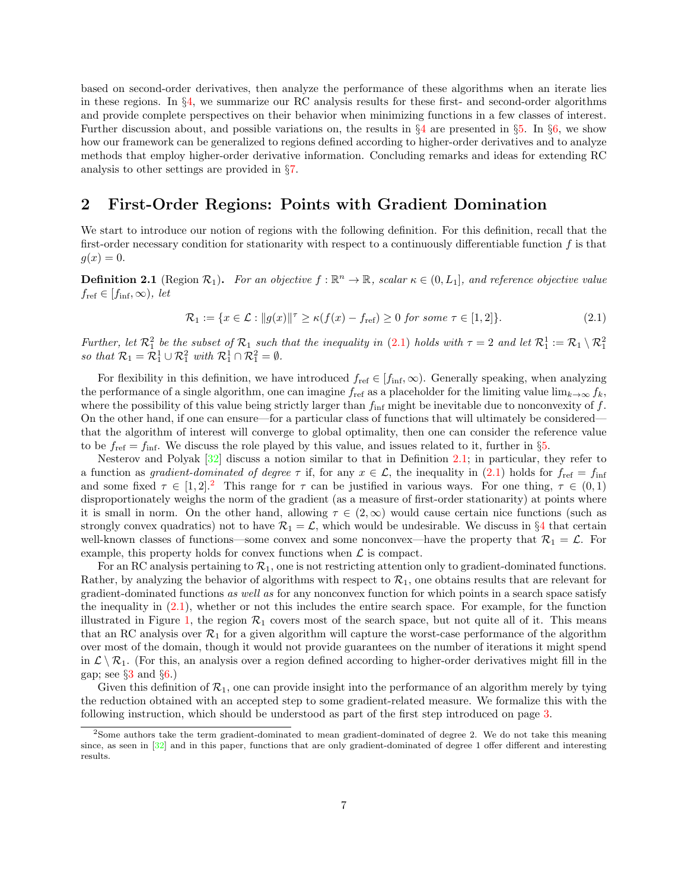based on second-order derivatives, then analyze the performance of these algorithms when an iterate lies in these regions. In §4, we summarize our RC analysis results for these first- and second-order algorithms and provide complete perspectives on their behavior when minimizing functions in a few classes of interest. Further discussion about, and possible variations on, the results in §4 are presented in §5. In §6, we show how our framework can be generalized to regions defined according to higher-order derivatives and to analyze methods that employ higher-order derivative information. Concluding remarks and ideas for extending RC analysis to other settings are provided in §7.

## 2 First-Order Regions: Points with Gradient Domination

We start to introduce our notion of regions with the following definition. For this definition, recall that the first-order necessary condition for stationarity with respect to a continuously differentiable function $f$ is that $g(x) = 0$.

**Definition 2.1** (Region $\mathcal{R}_1$). *For an objective $f : \mathbb{R}^n \to \mathbb{R}$, scalar $\kappa \in (0, L_1]$, and reference objective value $f_{\text{ref}} \in [f_{\text{inf}}, \infty)$, let*

$$\mathcal{R}_1 := \{x \in \mathcal{L} : \|g(x)\|^\tau \geq \kappa(f(x) - f_{\text{ref}}) \geq 0 \text{ for some } \tau \in [1, 2]\}. \tag{2.1}$$

*Further, let $\mathcal{R}_1^2$ be the subset of $\mathcal{R}_1$ such that the inequality in (2.1) holds with $\tau = 2$ and let $\mathcal{R}_1^1 := \mathcal{R}_1 \setminus \mathcal{R}_1^2$ so that $\mathcal{R}_1 = \mathcal{R}_1^1 \cup \mathcal{R}_1^2$ with $\mathcal{R}_1^1 \cap \mathcal{R}_1^2 = \emptyset$.*

For flexibility in this definition, we have introduced $f_{\text{ref}} \in [f_{\text{inf}}, \infty)$. Generally speaking, when analyzing the performance of a single algorithm, one can imagine $f_{\text{ref}}$ as a placeholder for the limiting value $\lim_{k\to\infty} f_k$, where the possibility of this value being strictly larger than $f_{\text{inf}}$ might be inevitable due to nonconvexity of $f$. On the other hand, if one can ensure—for a particular class of functions that will ultimately be considered—that the algorithm of interest will converge to global optimality, then one can consider the reference value to be $f_{\text{ref}} = f_{\text{inf}}$. We discuss the role played by this value, and issues related to it, further in §5.

Nesterov and Polyak [32] discuss a notion similar to that in Definition 2.1; in particular, they refer to a function as *gradient-dominated of degree* $\tau$ if, for any $x \in \mathcal{L}$, the inequality in (2.1) holds for $f_{\text{ref}} = f_{\text{inf}}$ and some fixed $\tau \in [1, 2]$.[2] This range for $\tau$ can be justified in various ways. For one thing, $\tau \in (0, 1)$ disproportionately weighs the norm of the gradient (as a measure of first-order stationarity) at points where it is small in norm. On the other hand, allowing $\tau \in (2, \infty)$ would cause certain nice functions (such as strongly convex quadratics) not to have $\mathcal{R}_1 = \mathcal{L}$, which would be undesirable. We discuss in §4 that certain well-known classes of functions—some convex and some nonconvex—have the property that $\mathcal{R}_1 = \mathcal{L}$. For example, this property holds for convex functions when $\mathcal{L}$ is compact.

For an RC analysis pertaining to $\mathcal{R}_1$, one is not restricting attention only to gradient-dominated functions. Rather, by analyzing the behavior of algorithms with respect to $\mathcal{R}_1$, one obtains results that are relevant for gradient-dominated functions *as well as* for any nonconvex function for which points in a search space satisfy the inequality in (2.1), whether or not this includes the entire search space. For example, for the function illustrated in Figure 1, the region $\mathcal{R}_1$ covers most of the search space, but not quite all of it. This means that an RC analysis over $\mathcal{R}_1$ for a given algorithm will capture the worst-case performance of the algorithm over most of the domain, though it would not provide guarantees on the number of iterations it might spend in $\mathcal{L} \setminus \mathcal{R}_1$. (For this, an analysis over a region defined according to higher-order derivatives might fill in the gap; see §3 and §6.)

Given this definition of $\mathcal{R}_1$, one can provide insight into the performance of an algorithm merely by tying the reduction obtained with an accepted step to some gradient-related measure. We formalize this with the following instruction, which should be understood as part of the first step introduced on page 3.

[2] Some authors take the term gradient-dominated to mean gradient-dominated of degree 2. We do not take this meaning since, as seen in [32] and in this paper, functions that are only gradient-dominated of degree 1 offer different and interesting results.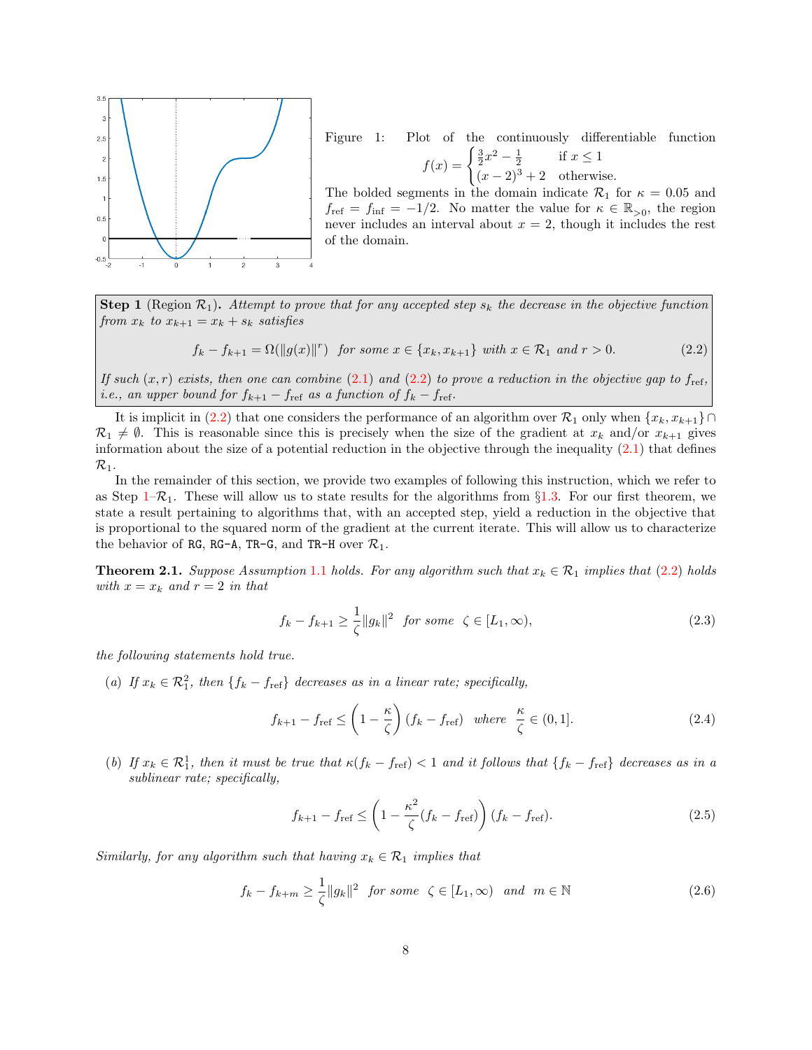Figure 1: Plot of the continuously differentiable function $f(x) = \begin{cases} \frac{3}{2}x^2 - \frac{1}{2} & \text{if } x \leq 1 \\ (x-2)^3 + 2 & \text{otherwise.} \end{cases}$ The bolded segments in the domain indicate $\mathcal{R}_1$ for $\kappa = 0.05$ and $f_{\text{ref}} = f_{\text{inf}} = -1/2$. No matter the value for $\kappa \in \mathbb{R}_{>0}$, the region never includes an interval about $x = 2$, though it includes the rest of the domain.

**Step 1** (Region $\mathcal{R}_1$)**.** *Attempt to prove that for any accepted step $s_k$ the decrease in the objective function from $x_k$ to $x_{k+1} = x_k + s_k$ satisfies*

$$f_k - f_{k+1} = \Omega(\|g(x)\|^r) \quad \text{for some } x \in \{x_k, x_{k+1}\} \text{ with } x \in \mathcal{R}_1 \text{ and } r > 0. \tag{2.2}$$

*If such $(x, r)$ exists, then one can combine (2.1) and (2.2) to prove a reduction in the objective gap to $f_{\text{ref}}$, i.e., an upper bound for $f_{k+1} - f_{\text{ref}}$ as a function of $f_k - f_{\text{ref}}$.*

It is implicit in (2.2) that one considers the performance of an algorithm over $\mathcal{R}_1$ only when $\{x_k, x_{k+1}\} \cap \mathcal{R}_1 \neq \emptyset$. This is reasonable since this is precisely when the size of the gradient at $x_k$ and/or $x_{k+1}$ gives information about the size of a potential reduction in the objective through the inequality (2.1) that defines $\mathcal{R}_1$.

In the remainder of this section, we provide two examples of following this instruction, which we refer to as Step 1–$\mathcal{R}_1$. These will allow us to state results for the algorithms from §1.3. For our first theorem, we state a result pertaining to algorithms that, with an accepted step, yield a reduction in the objective that is proportional to the squared norm of the gradient at the current iterate. This will allow us to characterize the behavior of `RG`, `RG-A`, `TR-G`, and `TR-H` over $\mathcal{R}_1$.

**Theorem 2.1.** *Suppose Assumption 1.1 holds. For any algorithm such that $x_k \in \mathcal{R}_1$ implies that (2.2) holds with $x = x_k$ and $r = 2$ in that*

$$f_k - f_{k+1} \geq \frac{1}{\zeta}\|g_k\|^2 \quad \text{for some} \quad \zeta \in [L_1, \infty), \tag{2.3}$$

*the following statements hold true.*

(a) *If $x_k \in \mathcal{R}_1^2$, then $\{f_k - f_{\text{ref}}\}$ decreases as in a linear rate; specifically,*

$$f_{k+1} - f_{\text{ref}} \leq \left(1 - \frac{\kappa}{\zeta}\right)(f_k - f_{\text{ref}}) \quad \text{where} \quad \frac{\kappa}{\zeta} \in (0, 1]. \tag{2.4}$$

(b) *If $x_k \in \mathcal{R}_1^1$, then it must be true that $\kappa(f_k - f_{\text{ref}}) < 1$ and it follows that $\{f_k - f_{\text{ref}}\}$ decreases as in a sublinear rate; specifically,*

$$f_{k+1} - f_{\text{ref}} \leq \left(1 - \frac{\kappa^2}{\zeta}(f_k - f_{\text{ref}})\right)(f_k - f_{\text{ref}}). \tag{2.5}$$

*Similarly, for any algorithm such that having $x_k \in \mathcal{R}_1$ implies that*

$$f_k - f_{k+m} \geq \frac{1}{\zeta}\|g_k\|^2 \quad \text{for some} \quad \zeta \in [L_1, \infty) \quad \text{and} \quad m \in \mathbb{N} \tag{2.6}$$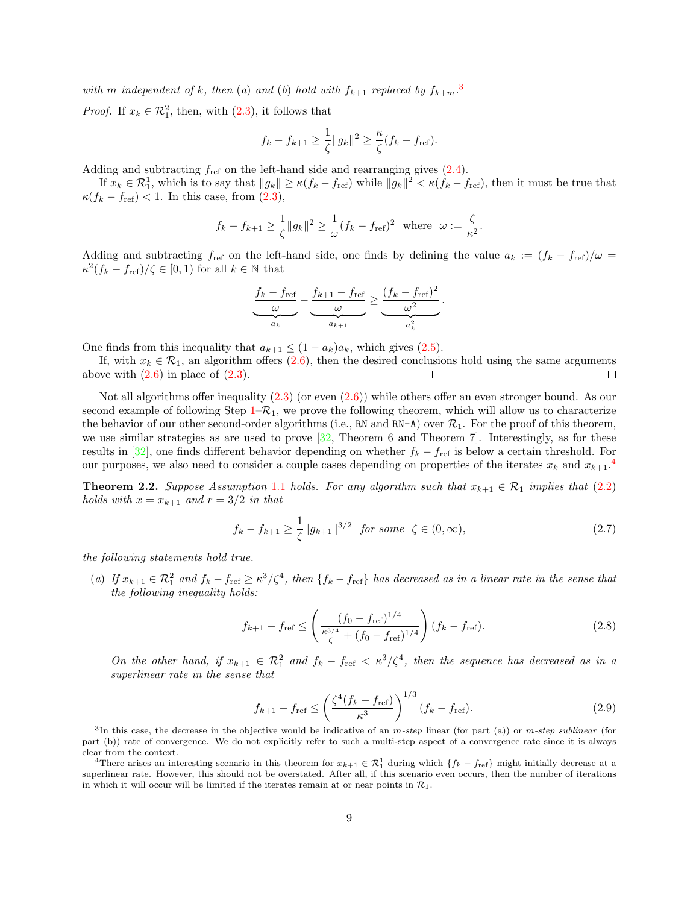*with m independent of k, then (a) and (b) hold with $f_{k+1}$ replaced by $f_{k+m}$.*[3]

*Proof.* If $x_k \in \mathcal{R}_1^2$, then, with (2.3), it follows that

$$f_k - f_{k+1} \geq \frac{1}{\zeta}\|g_k\|^2 \geq \frac{\kappa}{\zeta}(f_k - f_{\text{ref}}).$$

Adding and subtracting $f_{\text{ref}}$ on the left-hand side and rearranging gives (2.4).

If $x_k \in \mathcal{R}_1^1$, which is to say that $\|g_k\| \geq \kappa(f_k - f_{\text{ref}})$ while $\|g_k\|^2 < \kappa(f_k - f_{\text{ref}})$, then it must be true that $\kappa(f_k - f_{\text{ref}}) < 1$. In this case, from (2.3),

$$f_k - f_{k+1} \geq \frac{1}{\zeta}\|g_k\|^2 \geq \frac{1}{\omega}(f_k - f_{\text{ref}})^2 \quad \text{where} \quad \omega := \frac{\zeta}{\kappa^2}.$$

Adding and subtracting $f_{\text{ref}}$ on the left-hand side, one finds by defining the value $a_k := (f_k - f_{\text{ref}})/\omega = \kappa^2(f_k - f_{\text{ref}})/\zeta \in [0, 1)$ for all $k \in \mathbb{N}$ that

$$\underbrace{\frac{f_k - f_{\text{ref}}}{\omega}}_{a_k} - \underbrace{\frac{f_{k+1} - f_{\text{ref}}}{\omega}}_{a_{k+1}} \geq \underbrace{\frac{(f_k - f_{\text{ref}})^2}{\omega^2}}_{a_k^2}.$$

One finds from this inequality that $a_{k+1} \leq (1 - a_k)a_k$, which gives (2.5).

If, with $x_k \in \mathcal{R}_1$, an algorithm offers (2.6), then the desired conclusions hold using the same arguments above with (2.6) in place of (2.3). □ □

Not all algorithms offer inequality (2.3) (or even (2.6)) while others offer an even stronger bound. As our second example of following Step 1–$\mathcal{R}_1$, we prove the following theorem, which will allow us to characterize the behavior of our other second-order algorithms (i.e., RN and RN-A) over $\mathcal{R}_1$. For the proof of this theorem, we use similar strategies as are used to prove [32, Theorem 6 and Theorem 7]. Interestingly, as for these results in [32], one finds different behavior depending on whether $f_k - f_{\text{ref}}$ is below a certain threshold. For our purposes, we also need to consider a couple cases depending on properties of the iterates $x_k$ and $x_{k+1}$.[4]

**Theorem 2.2.** *Suppose Assumption 1.1 holds. For any algorithm such that $x_{k+1} \in \mathcal{R}_1$ implies that (2.2) holds with $x = x_{k+1}$ and $r = 3/2$ in that*

$$f_k - f_{k+1} \geq \frac{1}{\zeta}\|g_{k+1}\|^{3/2} \quad \text{for some} \quad \zeta \in (0, \infty), \tag{2.7}$$

*the following statements hold true.*

(a) *If $x_{k+1} \in \mathcal{R}_1^2$ and $f_k - f_{\text{ref}} \geq \kappa^3/\zeta^4$, then $\{f_k - f_{\text{ref}}\}$ has decreased as in a linear rate in the sense that the following inequality holds:*

$$f_{k+1} - f_{\text{ref}} \leq \left(\frac{(f_0 - f_{\text{ref}})^{1/4}}{\frac{\kappa^{3/4}}{\zeta} + (f_0 - f_{\text{ref}})^{1/4}}\right)(f_k - f_{\text{ref}}). \tag{2.8}$$

*On the other hand, if $x_{k+1} \in \mathcal{R}_1^2$ and $f_k - f_{\text{ref}} < \kappa^3/\zeta^4$, then the sequence has decreased as in a superlinear rate in the sense that*

$$f_{k+1} - f_{\text{ref}} \leq \left(\frac{\zeta^4(f_k - f_{\text{ref}})}{\kappa^3}\right)^{1/3}(f_k - f_{\text{ref}}). \tag{2.9}$$

---

[3] In this case, the decrease in the objective would be indicative of an *m-step* linear (for part (a)) or *m-step sublinear* (for part (b)) rate of convergence. We do not explicitly refer to such a multi-step aspect of a convergence rate since it is always clear from the context.

[4] There arises an interesting scenario in this theorem for $x_{k+1} \in \mathcal{R}_1^1$ during which $\{f_k - f_{\text{ref}}\}$ might initially decrease at a superlinear rate. However, this should not be overstated. After all, if this scenario even occurs, then the number of iterations in which it will occur will be limited if the iterates remain at or near points in $\mathcal{R}_1$.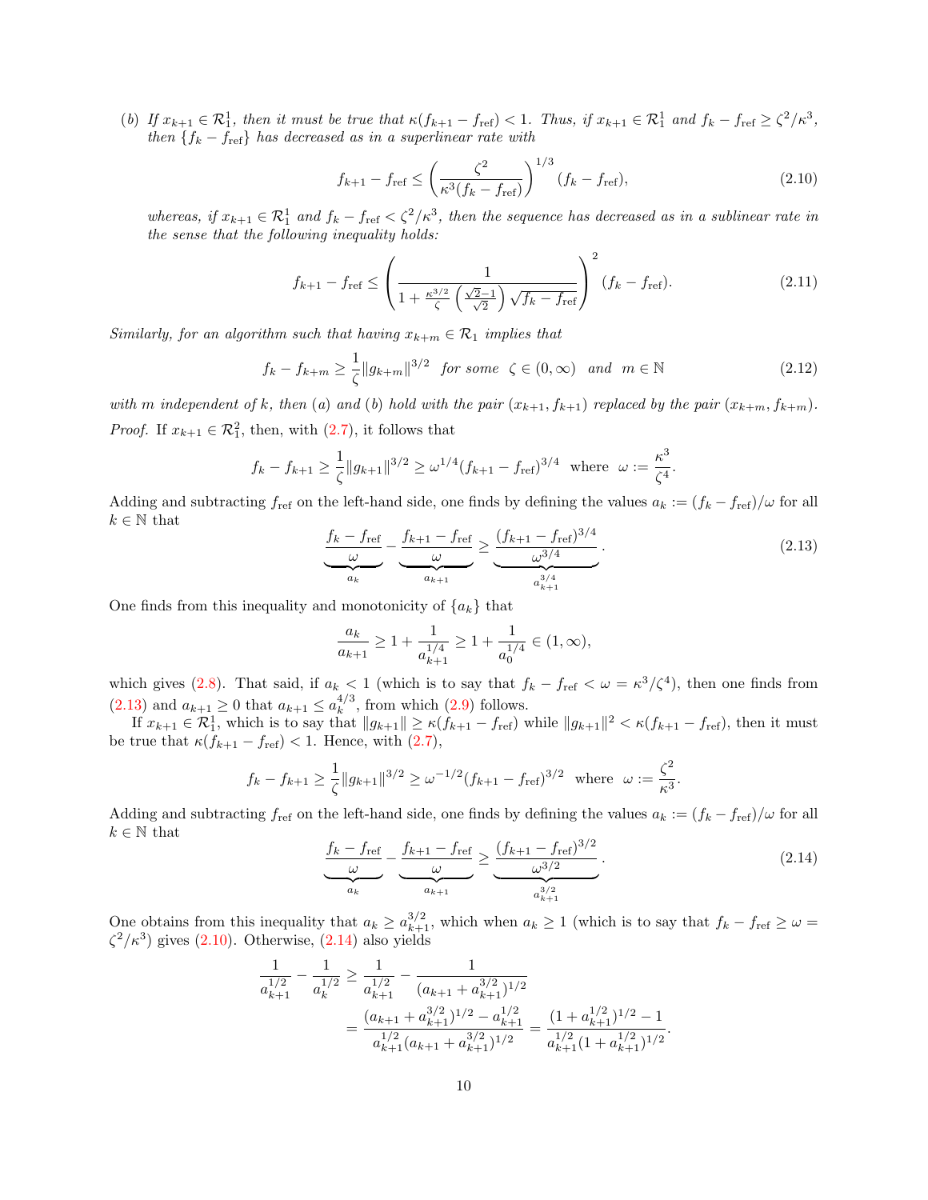(*b*) *If $x_{k+1} \in \mathcal{R}_1^1$, then it must be true that $\kappa(f_{k+1} - f_{\rm ref}) < 1$. Thus, if $x_{k+1} \in \mathcal{R}_1^1$ and $f_k - f_{\rm ref} \geq \zeta^2/\kappa^3$, then $\{f_k - f_{\rm ref}\}$ has decreased as in a superlinear rate with*

$$f_{k+1} - f_{\rm ref} \leq \left(\frac{\zeta^2}{\kappa^3(f_k - f_{\rm ref})}\right)^{1/3}(f_k - f_{\rm ref}), \tag{2.10}$$

*whereas, if $x_{k+1} \in \mathcal{R}_1^1$ and $f_k - f_{\rm ref} < \zeta^2/\kappa^3$, then the sequence has decreased as in a sublinear rate in the sense that the following inequality holds:*

$$f_{k+1} - f_{\rm ref} \leq \left(\frac{1}{1 + \frac{\kappa^{3/2}}{\zeta}\left(\frac{\sqrt{2}-1}{\sqrt{2}}\right)\sqrt{f_k - f_{\rm ref}}}\right)^2 (f_k - f_{\rm ref}). \tag{2.11}$$

*Similarly, for an algorithm such that having $x_{k+m} \in \mathcal{R}_1$ implies that*

$$f_k - f_{k+m} \geq \frac{1}{\zeta}\|g_{k+m}\|^{3/2} \ \ \text{for some} \ \ \zeta \in (0,\infty) \ \ \text{and} \ \ m \in \mathbb{N} \tag{2.12}$$

*with $m$ independent of $k$, then (a) and (b) hold with the pair $(x_{k+1}, f_{k+1})$ replaced by the pair $(x_{k+m}, f_{k+m})$.*

*Proof.* If $x_{k+1} \in \mathcal{R}_1^2$, then, with (2.7), it follows that

$$f_k - f_{k+1} \geq \frac{1}{\zeta}\|g_{k+1}\|^{3/2} \geq \omega^{1/4}(f_{k+1} - f_{\rm ref})^{3/4} \ \ \text{where} \ \ \omega := \frac{\kappa^3}{\zeta^4}.$$

Adding and subtracting $f_{\rm ref}$ on the left-hand side, one finds by defining the values $a_k := (f_k - f_{\rm ref})/\omega$ for all $k \in \mathbb{N}$ that

$$\underbrace{\frac{f_k - f_{\rm ref}}{\omega}}_{a_k} - \underbrace{\frac{f_{k+1} - f_{\rm ref}}{\omega}}_{a_{k+1}} \geq \underbrace{\frac{(f_{k+1} - f_{\rm ref})^{3/4}}{\omega^{3/4}}}_{a_{k+1}^{3/4}}. \tag{2.13}$$

One finds from this inequality and monotonicity of $\{a_k\}$ that

$$\frac{a_k}{a_{k+1}} \geq 1 + \frac{1}{a_{k+1}^{1/4}} \geq 1 + \frac{1}{a_0^{1/4}} \in (1,\infty),$$

which gives (2.8). That said, if $a_k < 1$ (which is to say that $f_k - f_{\rm ref} < \omega = \kappa^3/\zeta^4$), then one finds from (2.13) and $a_{k+1} \geq 0$ that $a_{k+1} \leq a_k^{4/3}$, from which (2.9) follows.

If $x_{k+1} \in \mathcal{R}_1^1$, which is to say that $\|g_{k+1}\| \geq \kappa(f_{k+1} - f_{\rm ref})$ while $\|g_{k+1}\|^2 < \kappa(f_{k+1} - f_{\rm ref})$, then it must be true that $\kappa(f_{k+1} - f_{\rm ref}) < 1$. Hence, with (2.7),

$$f_k - f_{k+1} \geq \frac{1}{\zeta}\|g_{k+1}\|^{3/2} \geq \omega^{-1/2}(f_{k+1} - f_{\rm ref})^{3/2} \ \ \text{where} \ \ \omega := \frac{\zeta^2}{\kappa^3}.$$

Adding and subtracting $f_{\rm ref}$ on the left-hand side, one finds by defining the values $a_k := (f_k - f_{\rm ref})/\omega$ for all $k \in \mathbb{N}$ that

$$\underbrace{\frac{f_k - f_{\rm ref}}{\omega}}_{a_k} - \underbrace{\frac{f_{k+1} - f_{\rm ref}}{\omega}}_{a_{k+1}} \geq \underbrace{\frac{(f_{k+1} - f_{\rm ref})^{3/2}}{\omega^{3/2}}}_{a_{k+1}^{3/2}}. \tag{2.14}$$

One obtains from this inequality that $a_k \geq a_{k+1}^{3/2}$, which when $a_k \geq 1$ (which is to say that $f_k - f_{\rm ref} \geq \omega = \zeta^2/\kappa^3$) gives (2.10). Otherwise, (2.14) also yields

$$\begin{aligned}
\frac{1}{a_{k+1}^{1/2}} - \frac{1}{a_k^{1/2}} &\geq \frac{1}{a_{k+1}^{1/2}} - \frac{1}{(a_{k+1} + a_{k+1}^{3/2})^{1/2}} \\
&= \frac{(a_{k+1} + a_{k+1}^{3/2})^{1/2} - a_{k+1}^{1/2}}{a_{k+1}^{1/2}(a_{k+1} + a_{k+1}^{3/2})^{1/2}} = \frac{(1 + a_{k+1}^{1/2})^{1/2} - 1}{a_{k+1}^{1/2}(1 + a_{k+1}^{1/2})^{1/2}}.
\end{aligned}$$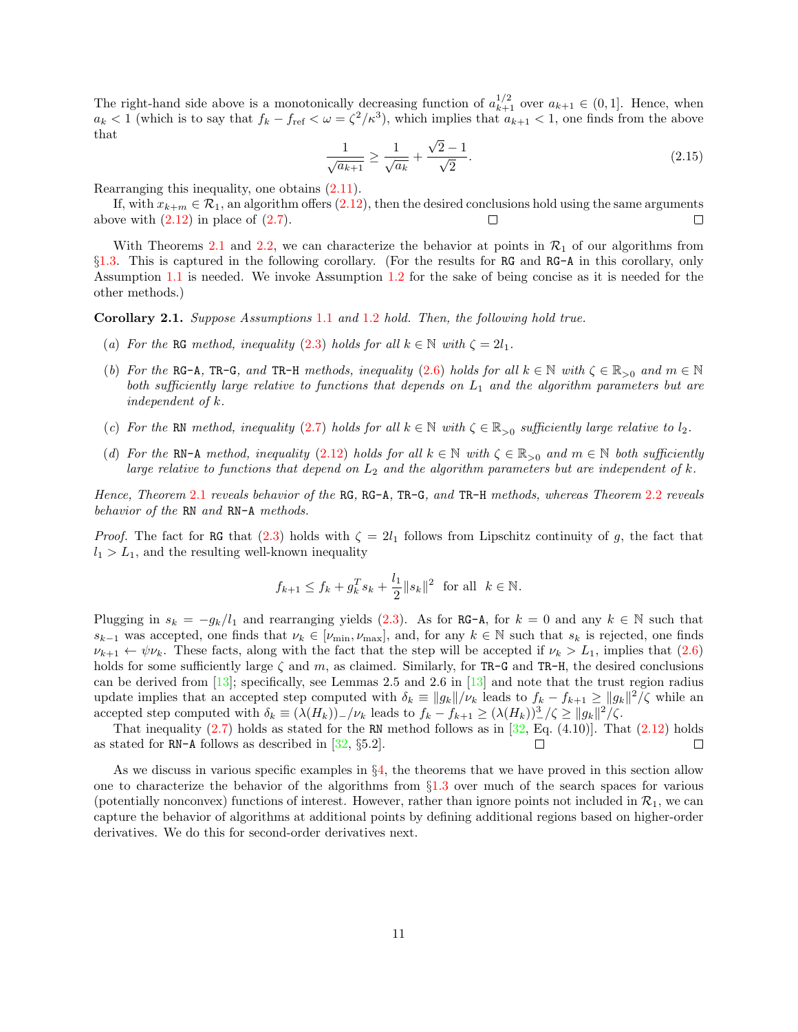The right-hand side above is a monotonically decreasing function of $a_{k+1}^{1/2}$ over $a_{k+1} \in (0,1]$. Hence, when $a_k < 1$ (which is to say that $f_k - f_{\rm ref} < \omega = \zeta^2/\kappa^3$), which implies that $a_{k+1} < 1$, one finds from the above that

$$\frac{1}{\sqrt{a_{k+1}}} \geq \frac{1}{\sqrt{a_k}} + \frac{\sqrt{2}-1}{\sqrt{2}}. \tag{2.15}$$

Rearranging this inequality, one obtains (2.11).

If, with $x_{k+m} \in \mathcal{R}_1$, an algorithm offers (2.12), then the desired conclusions hold using the same arguments above with (2.12) in place of (2.7). □ □

With Theorems 2.1 and 2.2, we can characterize the behavior at points in $\mathcal{R}_1$ of our algorithms from §1.3. This is captured in the following corollary. (For the results for RG and RG-A in this corollary, only Assumption 1.1 is needed. We invoke Assumption 1.2 for the sake of being concise as it is needed for the other methods.)

**Corollary 2.1.** *Suppose Assumptions 1.1 and 1.2 hold. Then, the following hold true.*

(*a*) *For the* RG *method, inequality (2.3) holds for all $k \in \mathbb{N}$ with $\zeta = 2l_1$.*

(*b*) *For the* RG-A*,* TR-G*, and* TR-H *methods, inequality (2.6) holds for all $k \in \mathbb{N}$ with $\zeta \in \mathbb{R}_{>0}$ and $m \in \mathbb{N}$ both sufficiently large relative to functions that depends on $L_1$ and the algorithm parameters but are independent of $k$.*

(*c*) *For the* RN *method, inequality (2.7) holds for all $k \in \mathbb{N}$ with $\zeta \in \mathbb{R}_{>0}$ sufficiently large relative to $l_2$.*

(*d*) *For the* RN-A *method, inequality (2.12) holds for all $k \in \mathbb{N}$ with $\zeta \in \mathbb{R}_{>0}$ and $m \in \mathbb{N}$ both sufficiently large relative to functions that depend on $L_2$ and the algorithm parameters but are independent of $k$.*

*Hence, Theorem 2.1 reveals behavior of the* RG*,* RG-A*,* TR-G*, and* TR-H *methods, whereas Theorem 2.2 reveals behavior of the* RN *and* RN-A *methods.*

*Proof.* The fact for RG that (2.3) holds with $\zeta = 2l_1$ follows from Lipschitz continuity of $g$, the fact that $l_1 > L_1$, and the resulting well-known inequality

$$f_{k+1} \leq f_k + g_k^T s_k + \frac{l_1}{2}\|s_k\|^2 \ \text{ for all } \ k \in \mathbb{N}.$$

Plugging in $s_k = -g_k/l_1$ and rearranging yields (2.3). As for RG-A, for $k = 0$ and any $k \in \mathbb{N}$ such that $s_{k-1}$ was accepted, one finds that $\nu_k \in [\nu_{\min}, \nu_{\max}]$, and, for any $k \in \mathbb{N}$ such that $s_k$ is rejected, one finds $\nu_{k+1} \leftarrow \psi \nu_k$. These facts, along with the fact that the step will be accepted if $\nu_k > L_1$, implies that (2.6) holds for some sufficiently large $\zeta$ and $m$, as claimed. Similarly, for TR-G and TR-H, the desired conclusions can be derived from [13]; specifically, see Lemmas 2.5 and 2.6 in [13] and note that the trust region radius update implies that an accepted step computed with $\delta_k \equiv \|g_k\|/\nu_k$ leads to $f_k - f_{k+1} \geq \|g_k\|^2/\zeta$ while an accepted step computed with $\delta_k \equiv (\lambda(H_k))_-/\nu_k$ leads to $f_k - f_{k+1} \geq (\lambda(H_k))_-^3/\zeta \geq \|g_k\|^2/\zeta$.

That inequality (2.7) holds as stated for the RN method follows as in [32, Eq. (4.10)]. That (2.12) holds as stated for RN-A follows as described in [32, §5.2]. □ □

As we discuss in various specific examples in §4, the theorems that we have proved in this section allow one to characterize the behavior of the algorithms from §1.3 over much of the search spaces for various (potentially nonconvex) functions of interest. However, rather than ignore points not included in $\mathcal{R}_1$, we can capture the behavior of algorithms at additional points by defining additional regions based on higher-order derivatives. We do this for second-order derivatives next.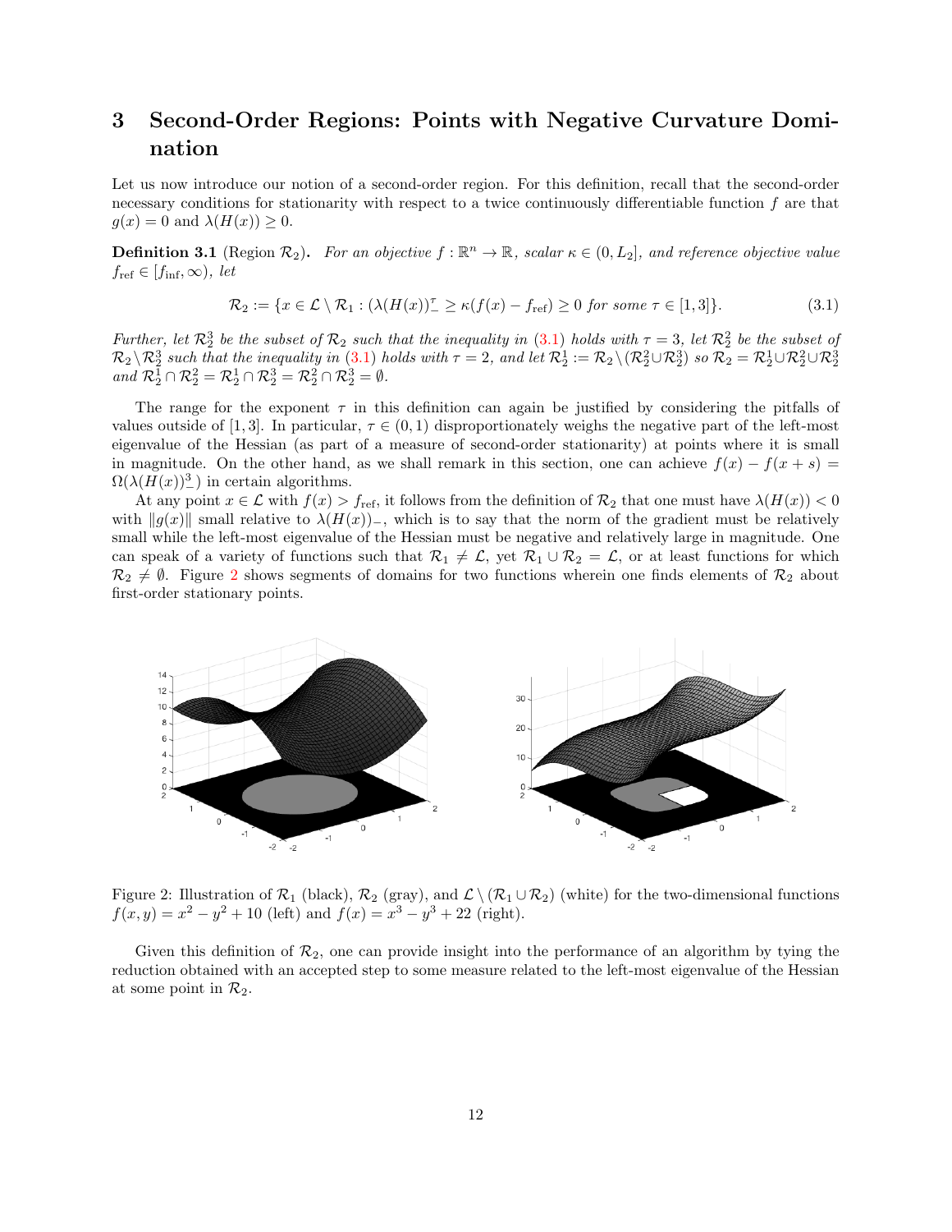# 3 Second-Order Regions: Points with Negative Curvature Domination

Let us now introduce our notion of a second-order region. For this definition, recall that the second-order necessary conditions for stationarity with respect to a twice continuously differentiable function $f$ are that $g(x) = 0$ and $\lambda(H(x)) \geq 0$.

**Definition 3.1** (Region $\mathcal{R}_2$)**.** *For an objective $f : \mathbb{R}^n \to \mathbb{R}$, scalar $\kappa \in (0, L_2]$, and reference objective value $f_{\text{ref}} \in [f_{\inf}, \infty)$, let*

$$\mathcal{R}_2 := \{x \in \mathcal{L} \setminus \mathcal{R}_1 : (\lambda(H(x))_-^\tau \geq \kappa(f(x) - f_{\text{ref}}) \geq 0 \text{ for some } \tau \in [1, 3]\}. \tag{3.1}$$

*Further, let $\mathcal{R}_2^3$ be the subset of $\mathcal{R}_2$ such that the inequality in (3.1) holds with $\tau = 3$, let $\mathcal{R}_2^2$ be the subset of $\mathcal{R}_2 \setminus \mathcal{R}_2^3$ such that the inequality in (3.1) holds with $\tau = 2$, and let $\mathcal{R}_2^1 := \mathcal{R}_2 \setminus (\mathcal{R}_2^2 \cup \mathcal{R}_2^3)$ so $\mathcal{R}_2 = \mathcal{R}_2^1 \cup \mathcal{R}_2^2 \cup \mathcal{R}_2^3$ and $\mathcal{R}_2^1 \cap \mathcal{R}_2^2 = \mathcal{R}_2^1 \cap \mathcal{R}_2^3 = \mathcal{R}_2^2 \cap \mathcal{R}_2^3 = \emptyset$.*

The range for the exponent $\tau$ in this definition can again be justified by considering the pitfalls of values outside of $[1, 3]$. In particular, $\tau \in (0, 1)$ disproportionately weighs the negative part of the left-most eigenvalue of the Hessian (as part of a measure of second-order stationarity) at points where it is small in magnitude. On the other hand, as we shall remark in this section, one can achieve $f(x) - f(x + s) = \Omega(\lambda(H(x))_-^3)$ in certain algorithms.

At any point $x \in \mathcal{L}$ with $f(x) > f_{\text{ref}}$, it follows from the definition of $\mathcal{R}_2$ that one must have $\lambda(H(x)) < 0$ with $\|g(x)\|$ small relative to $\lambda(H(x))_-$, which is to say that the norm of the gradient must be relatively small while the left-most eigenvalue of the Hessian must be negative and relatively large in magnitude. One can speak of a variety of functions such that $\mathcal{R}_1 \neq \mathcal{L}$, yet $\mathcal{R}_1 \cup \mathcal{R}_2 = \mathcal{L}$, or at least functions for which $\mathcal{R}_2 \neq \emptyset$. Figure 2 shows segments of domains for two functions wherein one finds elements of $\mathcal{R}_2$ about first-order stationary points.

Figure 2: Illustration of $\mathcal{R}_1$ (black), $\mathcal{R}_2$ (gray), and $\mathcal{L} \setminus (\mathcal{R}_1 \cup \mathcal{R}_2)$ (white) for the two-dimensional functions $f(x, y) = x^2 - y^2 + 10$ (left) and $f(x) = x^3 - y^3 + 22$ (right).

Given this definition of $\mathcal{R}_2$, one can provide insight into the performance of an algorithm by tying the reduction obtained with an accepted step to some measure related to the left-most eigenvalue of the Hessian at some point in $\mathcal{R}_2$.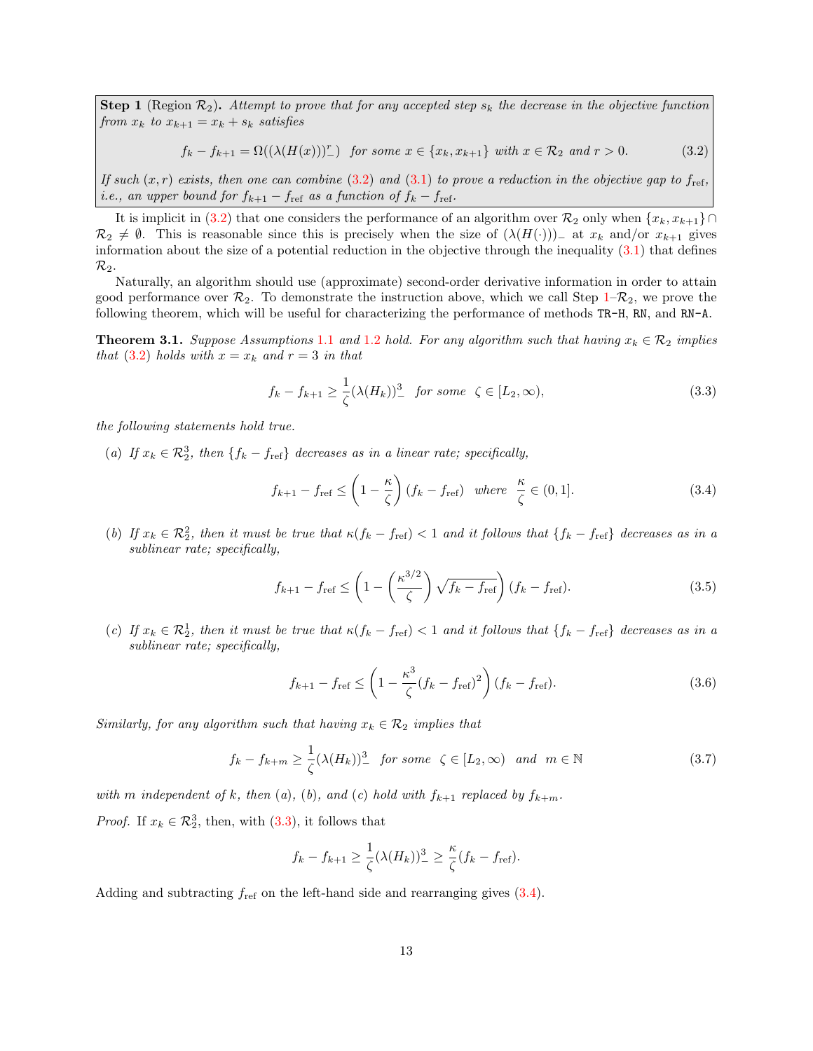> **Step 1** (Region $\mathcal{R}_2$). *Attempt to prove that for any accepted step $s_k$ the decrease in the objective function from $x_k$ to $x_{k+1} = x_k + s_k$ satisfies*
>
> $$f_k - f_{k+1} = \Omega((\lambda(H(x)))_-^r) \quad \text{for some } x \in \{x_k, x_{k+1}\} \text{ with } x \in \mathcal{R}_2 \text{ and } r > 0. \tag{3.2}$$
>
> *If such $(x, r)$ exists, then one can combine (3.2) and (3.1) to prove a reduction in the objective gap to $f_{\text{ref}}$, i.e., an upper bound for $f_{k+1} - f_{\text{ref}}$ as a function of $f_k - f_{\text{ref}}$.*

It is implicit in (3.2) that one considers the performance of an algorithm over $\mathcal{R}_2$ only when $\{x_k, x_{k+1}\} \cap \mathcal{R}_2 \neq \emptyset$. This is reasonable since this is precisely when the size of $(\lambda(H(\cdot)))_-$ at $x_k$ and/or $x_{k+1}$ gives information about the size of a potential reduction in the objective through the inequality (3.1) that defines $\mathcal{R}_2$.

Naturally, an algorithm should use (approximate) second-order derivative information in order to attain good performance over $\mathcal{R}_2$. To demonstrate the instruction above, which we call Step 1–$\mathcal{R}_2$, we prove the following theorem, which will be useful for characterizing the performance of methods `TR-H`, `RN`, and `RN-A`.

**Theorem 3.1.** *Suppose Assumptions 1.1 and 1.2 hold. For any algorithm such that having $x_k \in \mathcal{R}_2$ implies that (3.2) holds with $x = x_k$ and $r = 3$ in that*

$$f_k - f_{k+1} \geq \frac{1}{\zeta}(\lambda(H_k))_-^3 \quad \text{for some} \quad \zeta \in [L_2, \infty), \tag{3.3}$$

*the following statements hold true.*

(a) *If $x_k \in \mathcal{R}_2^3$, then $\{f_k - f_{\text{ref}}\}$ decreases as in a linear rate; specifically,*

$$f_{k+1} - f_{\text{ref}} \leq \left(1 - \frac{\kappa}{\zeta}\right)(f_k - f_{\text{ref}}) \quad \text{where} \quad \frac{\kappa}{\zeta} \in (0, 1]. \tag{3.4}$$

(b) *If $x_k \in \mathcal{R}_2^2$, then it must be true that $\kappa(f_k - f_{\text{ref}}) < 1$ and it follows that $\{f_k - f_{\text{ref}}\}$ decreases as in a sublinear rate; specifically,*

$$f_{k+1} - f_{\text{ref}} \leq \left(1 - \left(\frac{\kappa^{3/2}}{\zeta}\right)\sqrt{f_k - f_{\text{ref}}}\right)(f_k - f_{\text{ref}}). \tag{3.5}$$

(c) *If $x_k \in \mathcal{R}_2^1$, then it must be true that $\kappa(f_k - f_{\text{ref}}) < 1$ and it follows that $\{f_k - f_{\text{ref}}\}$ decreases as in a sublinear rate; specifically,*

$$f_{k+1} - f_{\text{ref}} \leq \left(1 - \frac{\kappa^3}{\zeta}(f_k - f_{\text{ref}})^2\right)(f_k - f_{\text{ref}}). \tag{3.6}$$

*Similarly, for any algorithm such that having $x_k \in \mathcal{R}_2$ implies that*

$$f_k - f_{k+m} \geq \frac{1}{\zeta}(\lambda(H_k))_-^3 \quad \text{for some} \quad \zeta \in [L_2, \infty) \quad \text{and} \quad m \in \mathbb{N} \tag{3.7}$$

*with $m$ independent of $k$, then (a), (b), and (c) hold with $f_{k+1}$ replaced by $f_{k+m}$.*

*Proof.* If $x_k \in \mathcal{R}_2^3$, then, with (3.3), it follows that

$$f_k - f_{k+1} \geq \frac{1}{\zeta}(\lambda(H_k))_-^3 \geq \frac{\kappa}{\zeta}(f_k - f_{\text{ref}}).$$

Adding and subtracting $f_{\text{ref}}$ on the left-hand side and rearranging gives (3.4).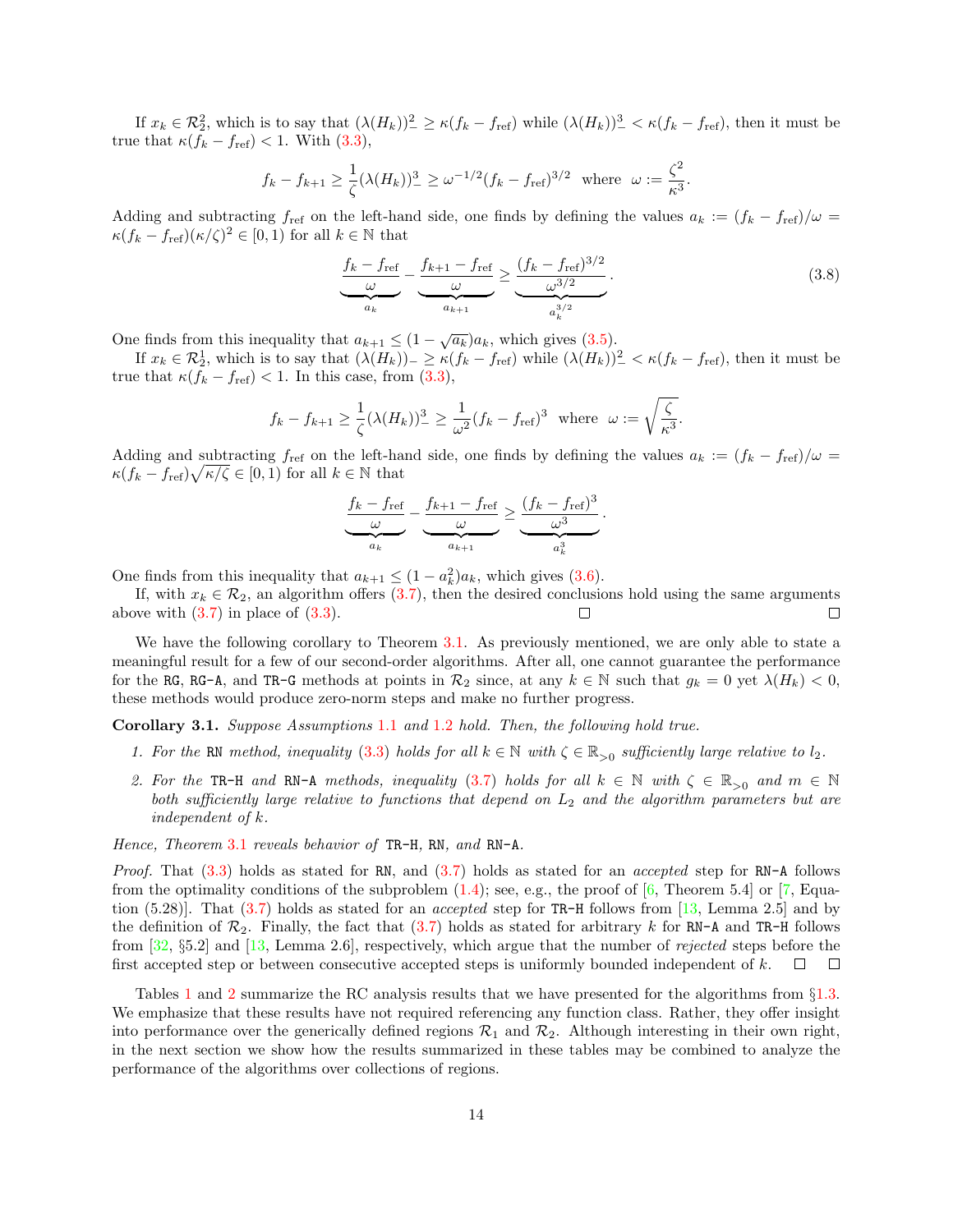If $x_k \in \mathcal{R}_2^2$, which is to say that $(\lambda(H_k))_-^2 \geq \kappa(f_k - f_{\rm ref})$ while $(\lambda(H_k))_-^3 < \kappa(f_k - f_{\rm ref})$, then it must be true that $\kappa(f_k - f_{\rm ref}) < 1$. With (3.3),

$$f_k - f_{k+1} \geq \frac{1}{\zeta}(\lambda(H_k))_-^3 \geq \omega^{-1/2}(f_k - f_{\rm ref})^{3/2} \quad \text{where} \quad \omega := \frac{\zeta^2}{\kappa^3}.$$

Adding and subtracting $f_{\rm ref}$ on the left-hand side, one finds by defining the values $a_k := (f_k - f_{\rm ref})/\omega = \kappa(f_k - f_{\rm ref})(\kappa/\zeta)^2 \in [0,1)$ for all $k \in \mathbb{N}$ that

$$\underbrace{\frac{f_k - f_{\rm ref}}{\omega}}_{a_k} - \underbrace{\frac{f_{k+1} - f_{\rm ref}}{\omega}}_{a_{k+1}} \geq \underbrace{\frac{(f_k - f_{\rm ref})^{3/2}}{\omega^{3/2}}}_{a_k^{3/2}}. \tag{3.8}$$

One finds from this inequality that $a_{k+1} \leq (1 - \sqrt{a_k})a_k$, which gives (3.5).

If $x_k \in \mathcal{R}_2^1$, which is to say that $(\lambda(H_k))_- \geq \kappa(f_k - f_{\rm ref})$ while $(\lambda(H_k))_-^2 < \kappa(f_k - f_{\rm ref})$, then it must be true that $\kappa(f_k - f_{\rm ref}) < 1$. In this case, from (3.3),

$$f_k - f_{k+1} \geq \frac{1}{\zeta}(\lambda(H_k))_-^3 \geq \frac{1}{\omega^2}(f_k - f_{\rm ref})^3 \quad \text{where} \quad \omega := \sqrt{\frac{\zeta}{\kappa^3}}.$$

Adding and subtracting $f_{\rm ref}$ on the left-hand side, one finds by defining the values $a_k := (f_k - f_{\rm ref})/\omega = \kappa(f_k - f_{\rm ref})\sqrt{\kappa/\zeta} \in [0,1)$ for all $k \in \mathbb{N}$ that

$$\underbrace{\frac{f_k - f_{\rm ref}}{\omega}}_{a_k} - \underbrace{\frac{f_{k+1} - f_{\rm ref}}{\omega}}_{a_{k+1}} \geq \underbrace{\frac{(f_k - f_{\rm ref})^3}{\omega^3}}_{a_k^3}.$$

One finds from this inequality that $a_{k+1} \leq (1 - a_k^2)a_k$, which gives (3.6).

If, with $x_k \in \mathcal{R}_2$, an algorithm offers (3.7), then the desired conclusions hold using the same arguments above with (3.7) in place of (3.3). □ □

We have the following corollary to Theorem 3.1. As previously mentioned, we are only able to state a meaningful result for a few of our second-order algorithms. After all, one cannot guarantee the performance for the RG, RG-A, and TR-G methods at points in $\mathcal{R}_2$ since, at any $k \in \mathbb{N}$ such that $g_k = 0$ yet $\lambda(H_k) < 0$, these methods would produce zero-norm steps and make no further progress.

**Corollary 3.1.** *Suppose Assumptions 1.1 and 1.2 hold. Then, the following hold true.*

1. *For the* RN *method, inequality (3.3) holds for all $k \in \mathbb{N}$ with $\zeta \in \mathbb{R}_{>0}$ sufficiently large relative to $l_2$.*
2. *For the* TR-H *and* RN-A *methods, inequality (3.7) holds for all $k \in \mathbb{N}$ with $\zeta \in \mathbb{R}_{>0}$ and $m \in \mathbb{N}$ both sufficiently large relative to functions that depend on $L_2$ and the algorithm parameters but are independent of $k$.*

*Hence, Theorem 3.1 reveals behavior of* TR-H, RN, *and* RN-A.

*Proof.* That (3.3) holds as stated for RN, and (3.7) holds as stated for an *accepted* step for RN-A follows from the optimality conditions of the subproblem (1.4); see, e.g., the proof of [6, Theorem 5.4] or [7, Equation (5.28)]. That (3.7) holds as stated for an *accepted* step for TR-H follows from [13, Lemma 2.5] and by the definition of $\mathcal{R}_2$. Finally, the fact that (3.7) holds as stated for arbitrary $k$ for RN-A and TR-H follows from [32, §5.2] and [13, Lemma 2.6], respectively, which argue that the number of *rejected* steps before the first accepted step or between consecutive accepted steps is uniformly bounded independent of $k$. □ □

Tables 1 and 2 summarize the RC analysis results that we have presented for the algorithms from §1.3. We emphasize that these results have not required referencing any function class. Rather, they offer insight into performance over the generically defined regions $\mathcal{R}_1$ and $\mathcal{R}_2$. Although interesting in their own right, in the next section we show how the results summarized in these tables may be combined to analyze the performance of the algorithms over collections of regions.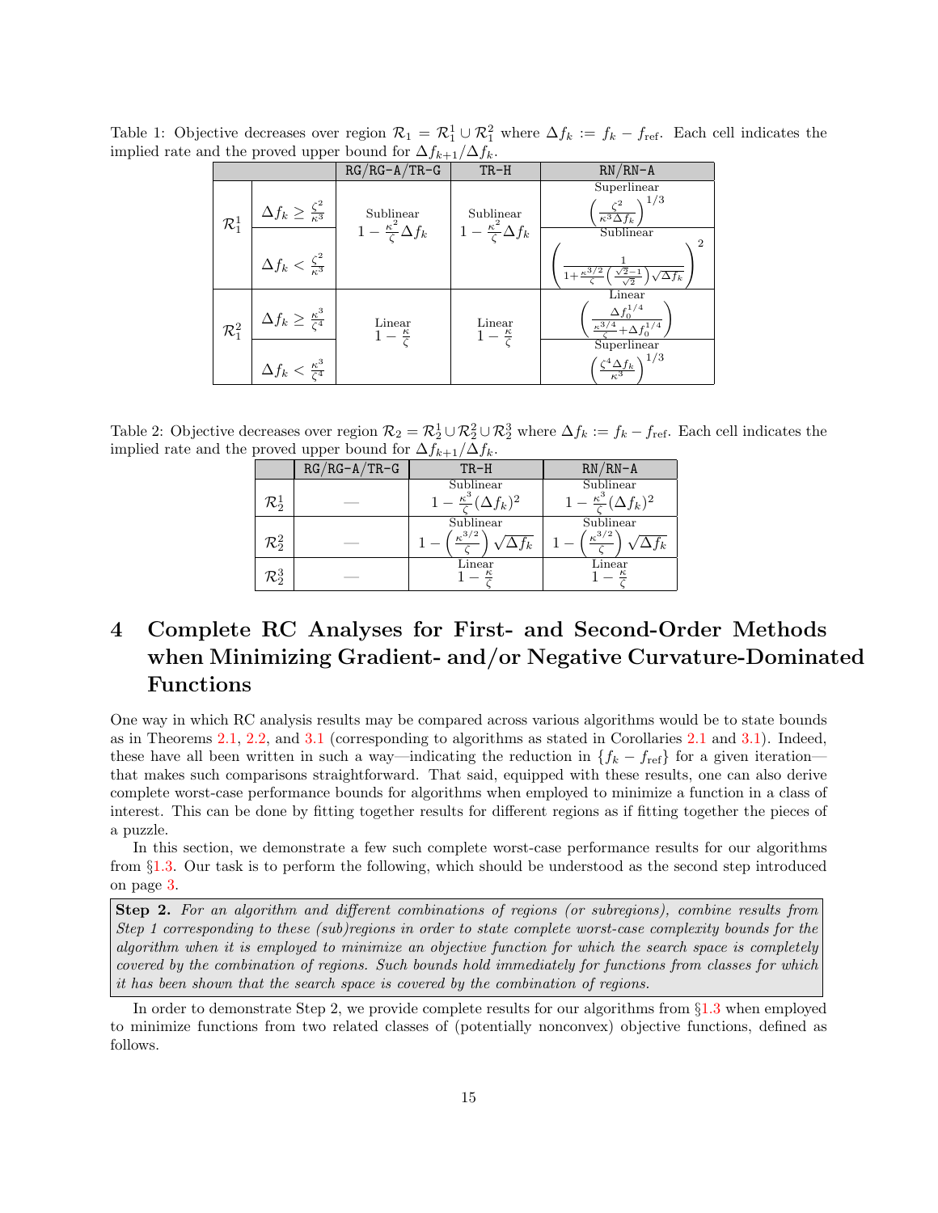Table 1: Objective decreases over region $\mathcal{R}_1 = \mathcal{R}_1^1 \cup \mathcal{R}_1^2$ where $\Delta f_k := f_k - f_{\text{ref}}$. Each cell indicates the implied rate and the proved upper bound for $\Delta f_{k+1}/\Delta f_k$.

| | | RG/RG-A/TR-G | TR-H | RN/RN-A |
|---|---|---|---|---|
| $\mathcal{R}_1^1$ | $\Delta f_k \geq \frac{\zeta^2}{\kappa^3}$ | Sublinear $1 - \frac{\kappa^2}{\zeta}\Delta f_k$ | Sublinear $1 - \frac{\kappa^2}{\zeta}\Delta f_k$ | Superlinear $\left(\frac{\zeta^2}{\kappa^3 \Delta f_k}\right)^{1/3}$ |
| | $\Delta f_k < \frac{\zeta^2}{\kappa^3}$ | | | Sublinear $\left(\frac{1}{1+\frac{\kappa^{3/2}}{\zeta}\left(\frac{\sqrt{2}-1}{\sqrt{2}}\right)\sqrt{\Delta f_k}}\right)^2$ |
| $\mathcal{R}_1^2$ | $\Delta f_k \geq \frac{\kappa^3}{\zeta^4}$ | Linear $1 - \frac{\kappa}{\zeta}$ | Linear $1 - \frac{\kappa}{\zeta}$ | Linear $\left(\frac{\Delta f_0^{1/4}}{\frac{\kappa^{3/4}}{\zeta}+\Delta f_0^{1/4}}\right)$ |
| | $\Delta f_k < \frac{\kappa^3}{\zeta^4}$ | | | Superlinear $\left(\frac{\zeta^4 \Delta f_k}{\kappa^3}\right)^{1/3}$ |

Table 2: Objective decreases over region $\mathcal{R}_2 = \mathcal{R}_2^1 \cup \mathcal{R}_2^2 \cup \mathcal{R}_2^3$ where $\Delta f_k := f_k - f_{\text{ref}}$. Each cell indicates the implied rate and the proved upper bound for $\Delta f_{k+1}/\Delta f_k$.

| | RG/RG-A/TR-G | TR-H | RN/RN-A |
|---|---|---|---|
| $\mathcal{R}_2^1$ | — | Sublinear $1 - \frac{\kappa^3}{\zeta}(\Delta f_k)^2$ | Sublinear $1 - \frac{\kappa^3}{\zeta}(\Delta f_k)^2$ |
| $\mathcal{R}_2^2$ | — | Sublinear $1 - \left(\frac{\kappa^{3/2}}{\zeta}\right)\sqrt{\Delta f_k}$ | Sublinear $1 - \left(\frac{\kappa^{3/2}}{\zeta}\right)\sqrt{\Delta f_k}$ |
| $\mathcal{R}_2^3$ | — | Linear $1 - \frac{\kappa}{\zeta}$ | Linear $1 - \frac{\kappa}{\zeta}$ |

# 4 Complete RC Analyses for First- and Second-Order Methods when Minimizing Gradient- and/or Negative Curvature-Dominated Functions

One way in which RC analysis results may be compared across various algorithms would be to state bounds as in Theorems 2.1, 2.2, and 3.1 (corresponding to algorithms as stated in Corollaries 2.1 and 3.1). Indeed, these have all been written in such a way—indicating the reduction in $\{f_k - f_{\text{ref}}\}$ for a given iteration—that makes such comparisons straightforward. That said, equipped with these results, one can also derive complete worst-case performance bounds for algorithms when employed to minimize a function in a class of interest. This can be done by fitting together results for different regions as if fitting together the pieces of a puzzle.

In this section, we demonstrate a few such complete worst-case performance results for our algorithms from §1.3. Our task is to perform the following, which should be understood as the second step introduced on page 3.

**Step 2.** *For an algorithm and different combinations of regions (or subregions), combine results from Step 1 corresponding to these (sub)regions in order to state complete worst-case complexity bounds for the algorithm when it is employed to minimize an objective function for which the search space is completely covered by the combination of regions. Such bounds hold immediately for functions from classes for which it has been shown that the search space is covered by the combination of regions.*

In order to demonstrate Step 2, we provide complete results for our algorithms from §1.3 when employed to minimize functions from two related classes of (potentially nonconvex) objective functions, defined as follows.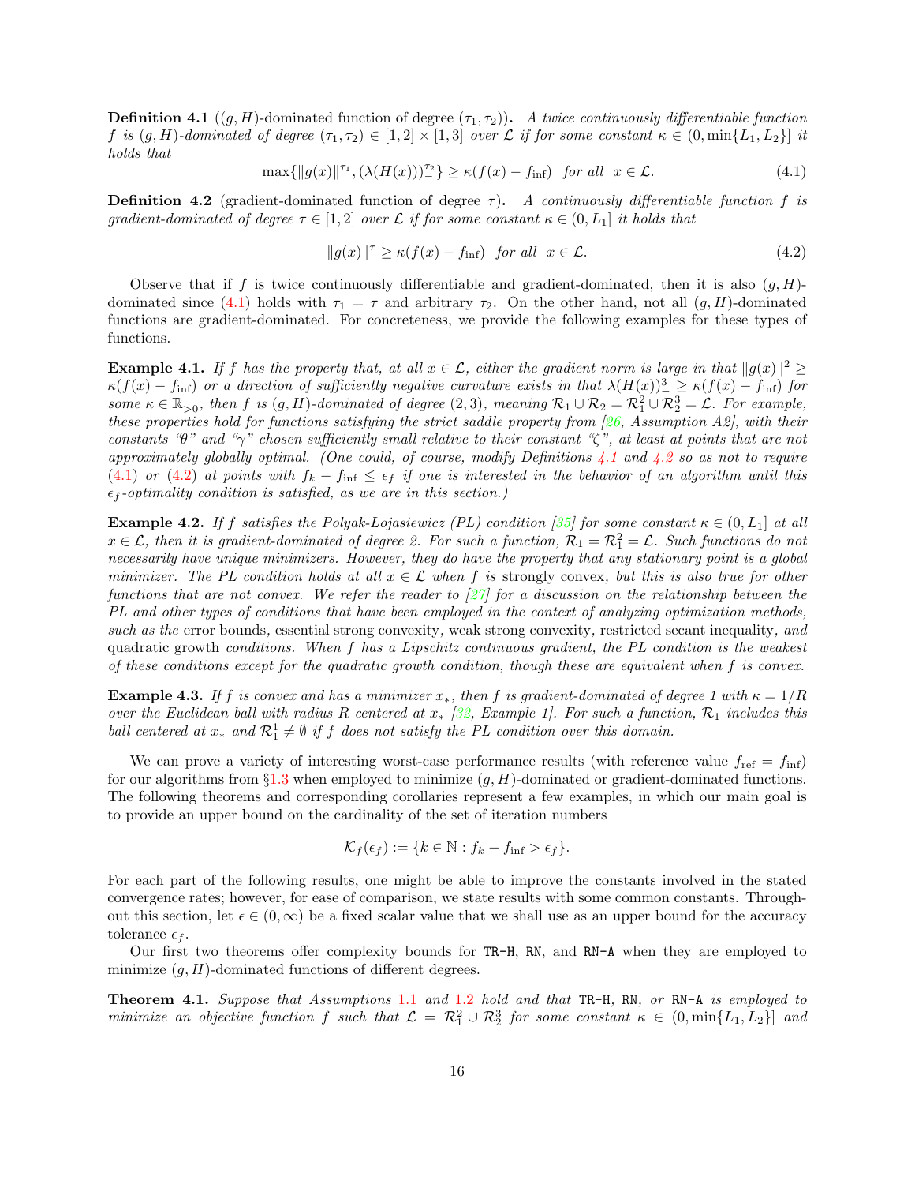**Definition 4.1** ($(g,H)$-dominated function of degree $(\tau_1, \tau_2)$)**.** *A twice continuously differentiable function $f$ is $(g,H)$-dominated of degree $(\tau_1,\tau_2) \in [1,2] \times [1,3]$ over $\mathcal{L}$ if for some constant $\kappa \in (0, \min\{L_1, L_2\}]$ it holds that*

$$\max\{\|g(x)\|^{\tau_1}, (\lambda(H(x)))_-^{\tau_2}\} \geq \kappa(f(x) - f_{\inf}) \ \ \text{for all} \ \ x \in \mathcal{L}. \tag{4.1}$$

**Definition 4.2** (gradient-dominated function of degree $\tau$)**.** *A continuously differentiable function $f$ is gradient-dominated of degree $\tau \in [1,2]$ over $\mathcal{L}$ if for some constant $\kappa \in (0, L_1]$ it holds that*

$$\|g(x)\|^{\tau} \geq \kappa(f(x) - f_{\inf}) \ \ \text{for all} \ \ x \in \mathcal{L}. \tag{4.2}$$

Observe that if $f$ is twice continuously differentiable and gradient-dominated, then it is also $(g,H)$-dominated since (4.1) holds with $\tau_1 = \tau$ and arbitrary $\tau_2$. On the other hand, not all $(g,H)$-dominated functions are gradient-dominated. For concreteness, we provide the following examples for these types of functions.

**Example 4.1.** *If $f$ has the property that, at all $x \in \mathcal{L}$, either the gradient norm is large in that $\|g(x)\|^2 \geq \kappa(f(x) - f_{\inf})$ or a direction of sufficiently negative curvature exists in that $\lambda(H(x))_-^3 \geq \kappa(f(x) - f_{\inf})$ for some $\kappa \in \mathbb{R}_{>0}$, then $f$ is $(g,H)$-dominated of degree $(2,3)$, meaning $\mathcal{R}_1 \cup \mathcal{R}_2 = \mathcal{R}_1^2 \cup \mathcal{R}_2^3 = \mathcal{L}$. For example, these properties hold for functions satisfying the strict saddle property from [26, Assumption A2], with their constants "$\theta$" and "$\gamma$" chosen sufficiently small relative to their constant "$\zeta$", at least at points that are not approximately globally optimal. (One could, of course, modify Definitions 4.1 and 4.2 so as not to require (4.1) or (4.2) at points with $f_k - f_{\inf} \leq \epsilon_f$ if one is interested in the behavior of an algorithm until this $\epsilon_f$-optimality condition is satisfied, as we are in this section.)*

**Example 4.2.** *If $f$ satisfies the Polyak-Lojasiewicz (PL) condition [35] for some constant $\kappa \in (0, L_1]$ at all $x \in \mathcal{L}$, then it is gradient-dominated of degree 2. For such a function, $\mathcal{R}_1 = \mathcal{R}_1^2 = \mathcal{L}$. Such functions do not necessarily have unique minimizers. However, they do have the property that any stationary point is a global minimizer. The PL condition holds at all $x \in \mathcal{L}$ when $f$ is* strongly convex*, but this is also true for other functions that are not convex. We refer the reader to [27] for a discussion on the relationship between the PL and other types of conditions that have been employed in the context of analyzing optimization methods, such as the* error bounds*,* essential strong convexity*,* weak strong convexity*,* restricted secant inequality*, and* quadratic growth *conditions. When $f$ has a Lipschitz continuous gradient, the PL condition is the weakest of these conditions except for the quadratic growth condition, though these are equivalent when $f$ is convex.*

**Example 4.3.** *If $f$ is convex and has a minimizer $x_*$, then $f$ is gradient-dominated of degree 1 with $\kappa = 1/R$ over the Euclidean ball with radius $R$ centered at $x_*$ [32, Example 1]. For such a function, $\mathcal{R}_1$ includes this ball centered at $x_*$ and $\mathcal{R}_1^1 \neq \emptyset$ if $f$ does not satisfy the PL condition over this domain.*

We can prove a variety of interesting worst-case performance results (with reference value $f_{\text{ref}} = f_{\inf}$) for our algorithms from §1.3 when employed to minimize $(g,H)$-dominated or gradient-dominated functions. The following theorems and corresponding corollaries represent a few examples, in which our main goal is to provide an upper bound on the cardinality of the set of iteration numbers

$$\mathcal{K}_f(\epsilon_f) := \{k \in \mathbb{N} : f_k - f_{\inf} > \epsilon_f\}.$$

For each part of the following results, one might be able to improve the constants involved in the stated convergence rates; however, for ease of comparison, we state results with some common constants. Throughout this section, let $\epsilon \in (0, \infty)$ be a fixed scalar value that we shall use as an upper bound for the accuracy tolerance $\epsilon_f$.

Our first two theorems offer complexity bounds for `TR-H`, `RN`, and `RN-A` when they are employed to minimize $(g,H)$-dominated functions of different degrees.

**Theorem 4.1.** *Suppose that Assumptions 1.1 and 1.2 hold and that* `TR-H`*,* `RN`*, or* `RN-A` *is employed to minimize an objective function $f$ such that $\mathcal{L} = \mathcal{R}_1^2 \cup \mathcal{R}_2^3$ for some constant $\kappa \in (0, \min\{L_1, L_2\}]$ and*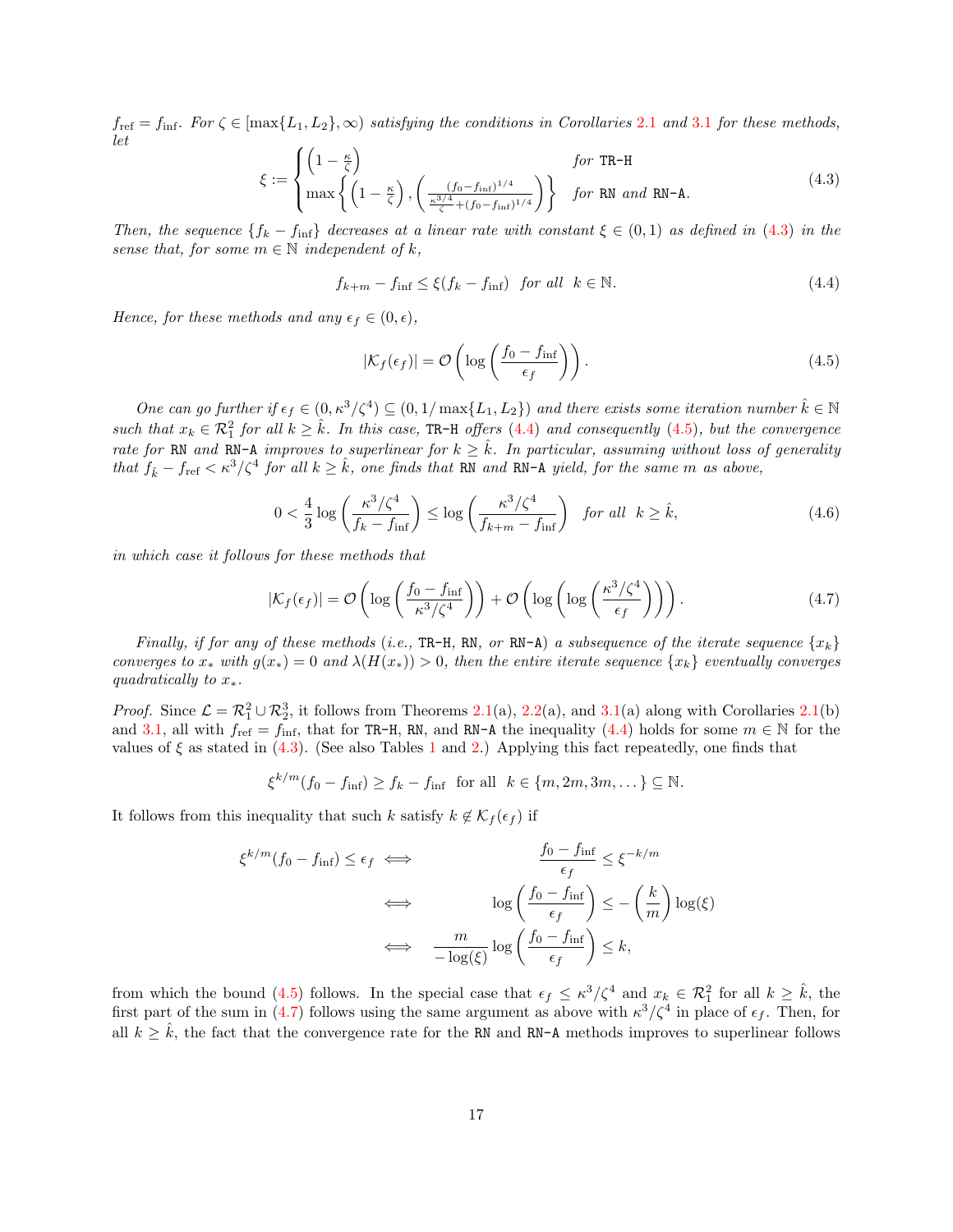$f_{\rm ref} = f_{\rm inf}$. *For* $\zeta \in [\max\{L_1, L_2\}, \infty)$ *satisfying the conditions in Corollaries 2.1 and 3.1 for these methods, let*

$$\xi := \begin{cases} \left(1 - \frac{\kappa}{\zeta}\right) & \text{for TR-H} \\ \max\left\{\left(1 - \frac{\kappa}{\zeta}\right), \left(\frac{(f_0 - f_{\rm inf})^{1/4}}{\frac{\kappa^{3/4}}{\zeta} + (f_0 - f_{\rm inf})^{1/4}}\right)\right\} & \text{for RN and RN-A.} \end{cases} \tag{4.3}$$

*Then, the sequence* $\{f_k - f_{\rm inf}\}$ *decreases at a linear rate with constant* $\xi \in (0,1)$ *as defined in (4.3) in the sense that, for some* $m \in \mathbb{N}$ *independent of* $k$,

$$f_{k+m} - f_{\rm inf} \leq \xi(f_k - f_{\rm inf}) \quad \text{for all} \quad k \in \mathbb{N}. \tag{4.4}$$

*Hence, for these methods and any* $\epsilon_f \in (0, \epsilon)$,

$$|\mathcal{K}_f(\epsilon_f)| = \mathcal{O}\left(\log\left(\frac{f_0 - f_{\rm inf}}{\epsilon_f}\right)\right). \tag{4.5}$$

*One can go further if* $\epsilon_f \in (0, \kappa^3/\zeta^4) \subseteq (0, 1/\max\{L_1, L_2\})$ *and there exists some iteration number* $\hat{k} \in \mathbb{N}$ *such that* $x_k \in \mathcal{R}_1^2$ *for all* $k \geq \hat{k}$. *In this case,* TR-H *offers (4.4) and consequently (4.5), but the convergence rate for* RN *and* RN-A *improves to superlinear for* $k \geq \hat{k}$. *In particular, assuming without loss of generality that* $f_{\hat{k}} - f_{\rm ref} < \kappa^3/\zeta^4$ *for all* $k \geq \hat{k}$, *one finds that* RN *and* RN-A *yield, for the same* $m$ *as above,*

$$0 < \frac{4}{3}\log\left(\frac{\kappa^3/\zeta^4}{f_k - f_{\rm inf}}\right) \leq \log\left(\frac{\kappa^3/\zeta^4}{f_{k+m} - f_{\rm inf}}\right) \quad \text{for all} \quad k \geq \hat{k}, \tag{4.6}$$

*in which case it follows for these methods that*

$$|\mathcal{K}_f(\epsilon_f)| = \mathcal{O}\left(\log\left(\frac{f_0 - f_{\rm inf}}{\kappa^3/\zeta^4}\right)\right) + \mathcal{O}\left(\log\left(\log\left(\frac{\kappa^3/\zeta^4}{\epsilon_f}\right)\right)\right). \tag{4.7}$$

*Finally, if for any of these methods (i.e.,* TR-H, RN, *or* RN-A*) a subsequence of the iterate sequence* $\{x_k\}$ *converges to* $x_*$ *with* $g(x_*) = 0$ *and* $\lambda(H(x_*)) > 0$, *then the entire iterate sequence* $\{x_k\}$ *eventually converges quadratically to* $x_*$.

*Proof.* Since $\mathcal{L} = \mathcal{R}_1^2 \cup \mathcal{R}_2^3$, it follows from Theorems 2.1(a), 2.2(a), and 3.1(a) along with Corollaries 2.1(b) and 3.1, all with $f_{\rm ref} = f_{\rm inf}$, that for TR-H, RN, and RN-A the inequality (4.4) holds for some $m \in \mathbb{N}$ for the values of $\xi$ as stated in (4.3). (See also Tables 1 and 2.) Applying this fact repeatedly, one finds that

$$\xi^{k/m}(f_0 - f_{\rm inf}) \geq f_k - f_{\rm inf} \quad \text{for all} \quad k \in \{m, 2m, 3m, \dots\} \subseteq \mathbb{N}.$$

It follows from this inequality that such $k$ satisfy $k \notin \mathcal{K}_f(\epsilon_f)$ if

$$\begin{aligned} \xi^{k/m}(f_0 - f_{\rm inf}) \leq \epsilon_f \iff & \quad \frac{f_0 - f_{\rm inf}}{\epsilon_f} \leq \xi^{-k/m} \\ \iff & \quad \log\left(\frac{f_0 - f_{\rm inf}}{\epsilon_f}\right) \leq -\left(\frac{k}{m}\right)\log(\xi) \\ \iff & \quad \frac{m}{-\log(\xi)}\log\left(\frac{f_0 - f_{\rm inf}}{\epsilon_f}\right) \leq k, \end{aligned}$$

from which the bound (4.5) follows. In the special case that $\epsilon_f \leq \kappa^3/\zeta^4$ and $x_k \in \mathcal{R}_1^2$ for all $k \geq \hat{k}$, the first part of the sum in (4.7) follows using the same argument as above with $\kappa^3/\zeta^4$ in place of $\epsilon_f$. Then, for all $k \geq \hat{k}$, the fact that the convergence rate for the RN and RN-A methods improves to superlinear follows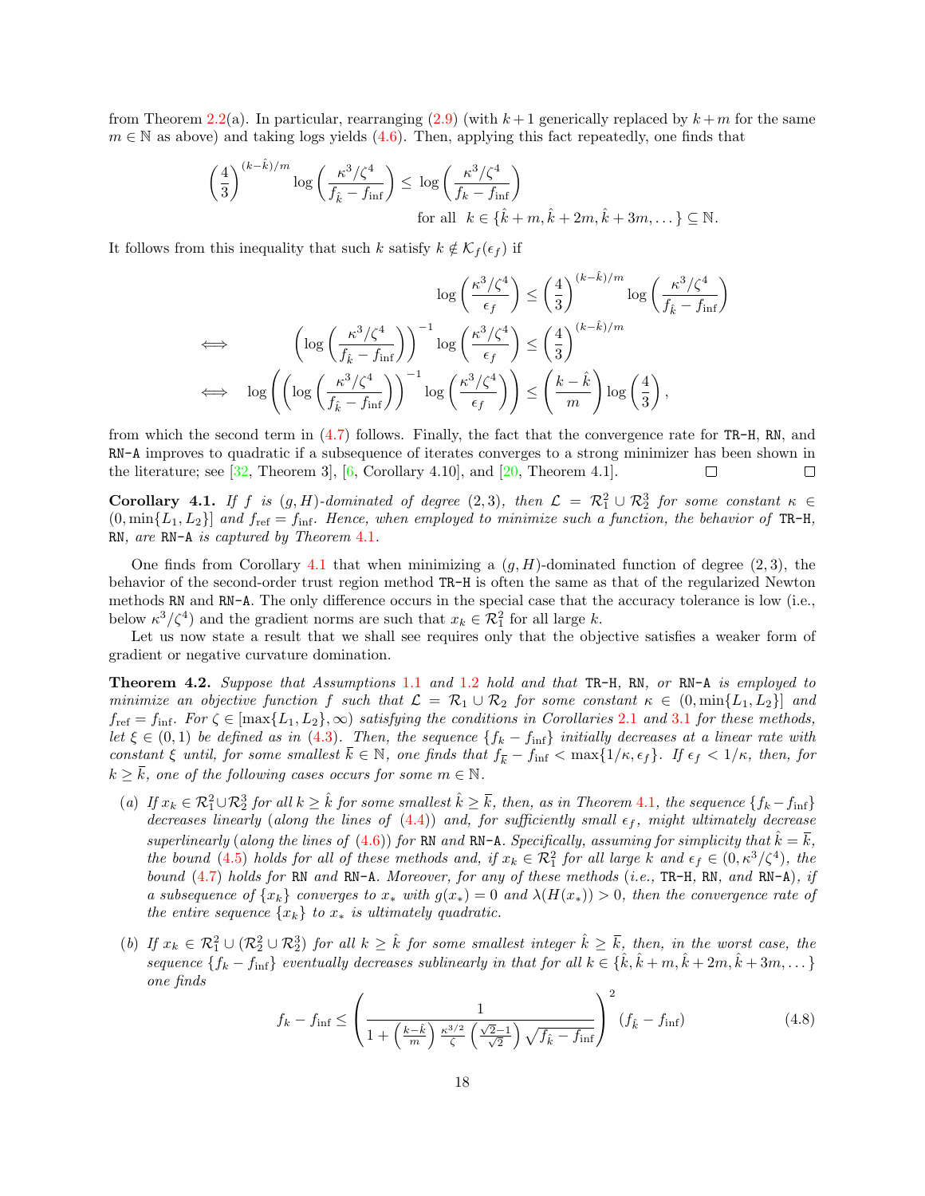from Theorem 2.2(a). In particular, rearranging (2.9) (with $k+1$ generically replaced by $k+m$ for the same $m \in \mathbb{N}$ as above) and taking logs yields (4.6). Then, applying this fact repeatedly, one finds that

$$\left(\frac{4}{3}\right)^{(k-\hat{k})/m} \log\left(\frac{\kappa^3/\zeta^4}{f_{\hat{k}} - f_{\rm inf}}\right) \leq \log\left(\frac{\kappa^3/\zeta^4}{f_k - f_{\rm inf}}\right)$$
$$\text{for all } \; k \in \{\hat{k}+m, \hat{k}+2m, \hat{k}+3m, \dots\} \subseteq \mathbb{N}.$$

It follows from this inequality that such $k$ satisfy $k \notin \mathcal{K}_f(\epsilon_f)$ if

$$\begin{aligned}
& \log\left(\frac{\kappa^3/\zeta^4}{\epsilon_f}\right) \leq \left(\frac{4}{3}\right)^{(k-\hat{k})/m} \log\left(\frac{\kappa^3/\zeta^4}{f_{\hat{k}} - f_{\rm inf}}\right) \\
\iff \quad & \left(\log\left(\frac{\kappa^3/\zeta^4}{f_{\hat{k}} - f_{\rm inf}}\right)\right)^{-1} \log\left(\frac{\kappa^3/\zeta^4}{\epsilon_f}\right) \leq \left(\frac{4}{3}\right)^{(k-\hat{k})/m} \\
\iff \quad & \log\left(\left(\log\left(\frac{\kappa^3/\zeta^4}{f_{\hat{k}} - f_{\rm inf}}\right)\right)^{-1} \log\left(\frac{\kappa^3/\zeta^4}{\epsilon_f}\right)\right) \leq \left(\frac{k-\hat{k}}{m}\right) \log\left(\frac{4}{3}\right),
\end{aligned}$$

from which the second term in (4.7) follows. Finally, the fact that the convergence rate for TR-H, RN, and RN-A improves to quadratic if a subsequence of iterates converges to a strong minimizer has been shown in the literature; see [32, Theorem 3], [6, Corollary 4.10], and [20, Theorem 4.1]. □ □

**Corollary 4.1.** *If $f$ is $(g,H)$-dominated of degree $(2,3)$, then $\mathcal{L} = \mathcal{R}_1^2 \cup \mathcal{R}_2^3$ for some constant $\kappa \in (0, \min\{L_1, L_2\}]$ and $f_{\rm ref} = f_{\rm inf}$. Hence, when employed to minimize such a function, the behavior of* TR-H*,* RN*, are* RN-A *is captured by Theorem 4.1.*

One finds from Corollary 4.1 that when minimizing a $(g,H)$-dominated function of degree $(2,3)$, the behavior of the second-order trust region method TR-H is often the same as that of the regularized Newton methods RN and RN-A. The only difference occurs in the special case that the accuracy tolerance is low (i.e., below $\kappa^3/\zeta^4$) and the gradient norms are such that $x_k \in \mathcal{R}_1^2$ for all large $k$.

Let us now state a result that we shall see requires only that the objective satisfies a weaker form of gradient or negative curvature domination.

**Theorem 4.2.** *Suppose that Assumptions 1.1 and 1.2 hold and that* TR-H*,* RN*, or* RN-A *is employed to minimize an objective function $f$ such that $\mathcal{L} = \mathcal{R}_1 \cup \mathcal{R}_2$ for some constant $\kappa \in (0, \min\{L_1, L_2\}]$ and $f_{\rm ref} = f_{\rm inf}$. For $\zeta \in [\max\{L_1, L_2\}, \infty)$ satisfying the conditions in Corollaries 2.1 and 3.1 for these methods, let $\xi \in (0,1)$ be defined as in (4.3). Then, the sequence $\{f_k - f_{\rm inf}\}$ initially decreases at a linear rate with constant $\xi$ until, for some smallest $\overline{k} \in \mathbb{N}$, one finds that $f_{\overline{k}} - f_{\rm inf} < \max\{1/\kappa, \epsilon_f\}$. If $\epsilon_f < 1/\kappa$, then, for $k \geq \overline{k}$, one of the following cases occurs for some $m \in \mathbb{N}$.*

(a) *If $x_k \in \mathcal{R}_1^2 \cup \mathcal{R}_2^3$ for all $k \geq \hat{k}$ for some smallest $\hat{k} \geq \overline{k}$, then, as in Theorem 4.1, the sequence $\{f_k - f_{\rm inf}\}$ decreases linearly (along the lines of (4.4)) and, for sufficiently small $\epsilon_f$, might ultimately decrease superlinearly (along the lines of (4.6)) for* RN *and* RN-A*. Specifically, assuming for simplicity that $\hat{k} = \overline{k}$, the bound (4.5) holds for all of these methods and, if $x_k \in \mathcal{R}_1^2$ for all large $k$ and $\epsilon_f \in (0, \kappa^3/\zeta^4)$, the bound (4.7) holds for* RN *and* RN-A*. Moreover, for any of these methods (i.e.,* TR-H*,* RN*, and* RN-A*), if a subsequence of $\{x_k\}$ converges to $x_*$ with $g(x_*) = 0$ and $\lambda(H(x_*)) > 0$, then the convergence rate of the entire sequence $\{x_k\}$ to $x_*$ is ultimately quadratic.*

(b) *If $x_k \in \mathcal{R}_1^2 \cup (\mathcal{R}_2^2 \cup \mathcal{R}_2^3)$ for all $k \geq \hat{k}$ for some smallest integer $\hat{k} \geq \overline{k}$, then, in the worst case, the sequence $\{f_k - f_{\rm inf}\}$ eventually decreases sublinearly in that for all $k \in \{\hat{k}, \hat{k}+m, \hat{k}+2m, \hat{k}+3m, \dots\}$ one finds*

$$f_k - f_{\rm inf} \leq \left(\frac{1}{1 + \left(\frac{k-\hat{k}}{m}\right) \frac{\kappa^{3/2}}{\zeta} \left(\frac{\sqrt{2}-1}{\sqrt{2}}\right) \sqrt{f_{\hat{k}} - f_{\rm inf}}}\right)^2 (f_{\hat{k}} - f_{\rm inf}) \tag{4.8}$$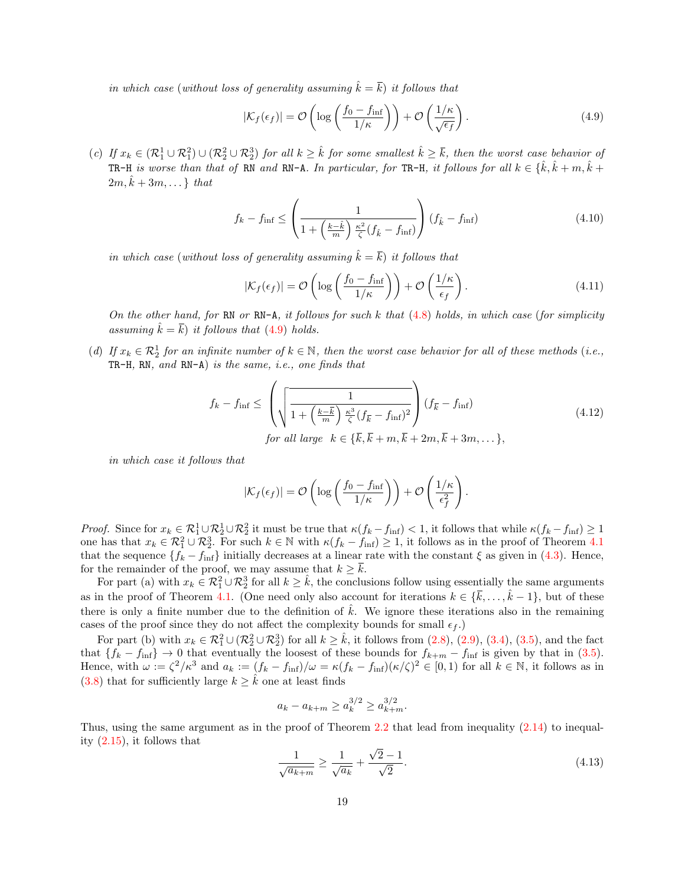*in which case (without loss of generality assuming $\hat{k} = \overline{k}$) it follows that*

$$|\mathcal{K}_f(\epsilon_f)| = \mathcal{O}\left(\log\left(\frac{f_0 - f_{\inf}}{1/\kappa}\right)\right) + \mathcal{O}\left(\frac{1/\kappa}{\sqrt{\epsilon_f}}\right). \tag{4.9}$$

(c) *If $x_k \in (\mathcal{R}_1^1 \cup \mathcal{R}_1^2) \cup (\mathcal{R}_2^2 \cup \mathcal{R}_2^3)$ for all $k \geq \hat{k}$ for some smallest $\hat{k} \geq \overline{k}$, then the worst case behavior of* TR-H *is worse than that of* RN *and* RN-A*. In particular, for* TR-H*, it follows for all $k \in \{\hat{k}, \hat{k}+m, \hat{k}+2m, \hat{k}+3m, \dots\}$ that*

$$f_k - f_{\inf} \leq \left(\frac{1}{1 + \left(\frac{k-\hat{k}}{m}\right)\frac{\kappa^2}{\zeta}(f_{\hat{k}} - f_{\inf})}\right)(f_{\hat{k}} - f_{\inf}) \tag{4.10}$$

*in which case (without loss of generality assuming $\hat{k} = \overline{k}$) it follows that*

$$|\mathcal{K}_f(\epsilon_f)| = \mathcal{O}\left(\log\left(\frac{f_0 - f_{\inf}}{1/\kappa}\right)\right) + \mathcal{O}\left(\frac{1/\kappa}{\epsilon_f}\right). \tag{4.11}$$

*On the other hand, for* RN *or* RN-A*, it follows for such $k$ that (4.8) holds, in which case (for simplicity assuming $\hat{k} = \overline{k}$) it follows that (4.9) holds.*

(d) *If $x_k \in \mathcal{R}_2^1$ for an infinite number of $k \in \mathbb{N}$, then the worst case behavior for all of these methods (i.e.,* TR-H*,* RN*, and* RN-A*) is the same, i.e., one finds that*

$$\begin{gathered} f_k - f_{\inf} \leq \left(\sqrt{\frac{1}{1 + \left(\frac{k-\overline{k}}{m}\right)\frac{\kappa^3}{\zeta}(f_{\overline{k}} - f_{\inf})^2}}\right)(f_{\overline{k}} - f_{\inf}) \\ \text{for all large } \ k \in \{\overline{k}, \overline{k}+m, \overline{k}+2m, \overline{k}+3m, \dots\}, \end{gathered} \tag{4.12}$$

*in which case it follows that*

$$|\mathcal{K}_f(\epsilon_f)| = \mathcal{O}\left(\log\left(\frac{f_0 - f_{\inf}}{1/\kappa}\right)\right) + \mathcal{O}\left(\frac{1/\kappa}{\epsilon_f^2}\right).$$

*Proof.* Since for $x_k \in \mathcal{R}_1^1 \cup \mathcal{R}_2^1 \cup \mathcal{R}_2^2$ it must be true that $\kappa(f_k - f_{\inf}) < 1$, it follows that while $\kappa(f_k - f_{\inf}) \geq 1$ one has that $x_k \in \mathcal{R}_1^2 \cup \mathcal{R}_2^3$. For such $k \in \mathbb{N}$ with $\kappa(f_k - f_{\inf}) \geq 1$, it follows as in the proof of Theorem 4.1 that the sequence $\{f_k - f_{\inf}\}$ initially decreases at a linear rate with the constant $\xi$ as given in (4.3). Hence, for the remainder of the proof, we may assume that $k \geq \overline{k}$.

For part (a) with $x_k \in \mathcal{R}_1^2 \cup \mathcal{R}_2^3$ for all $k \geq \hat{k}$, the conclusions follow using essentially the same arguments as in the proof of Theorem 4.1. (One need only also account for iterations $k \in \{\overline{k}, \dots, \hat{k}-1\}$, but of these there is only a finite number due to the definition of $\hat{k}$. We ignore these iterations also in the remaining cases of the proof since they do not affect the complexity bounds for small $\epsilon_f$.)

For part (b) with $x_k \in \mathcal{R}_1^2 \cup (\mathcal{R}_2^2 \cup \mathcal{R}_2^3)$ for all $k \geq \hat{k}$, it follows from (2.8), (2.9), (3.4), (3.5), and the fact that $\{f_k - f_{\inf}\} \to 0$ that eventually the loosest of these bounds for $f_{k+m} - f_{\inf}$ is given by that in (3.5). Hence, with $\omega := \zeta^2/\kappa^3$ and $a_k := (f_k - f_{\inf})/\omega = \kappa(f_k - f_{\inf})(\kappa/\zeta)^2 \in [0,1)$ for all $k \in \mathbb{N}$, it follows as in (3.8) that for sufficiently large $k \geq \hat{k}$ one at least finds

$$a_k - a_{k+m} \geq a_k^{3/2} \geq a_{k+m}^{3/2}.$$

Thus, using the same argument as in the proof of Theorem 2.2 that lead from inequality (2.14) to inequality (2.15), it follows that

$$\frac{1}{\sqrt{a_{k+m}}} \geq \frac{1}{\sqrt{a_k}} + \frac{\sqrt{2}-1}{\sqrt{2}}. \tag{4.13}$$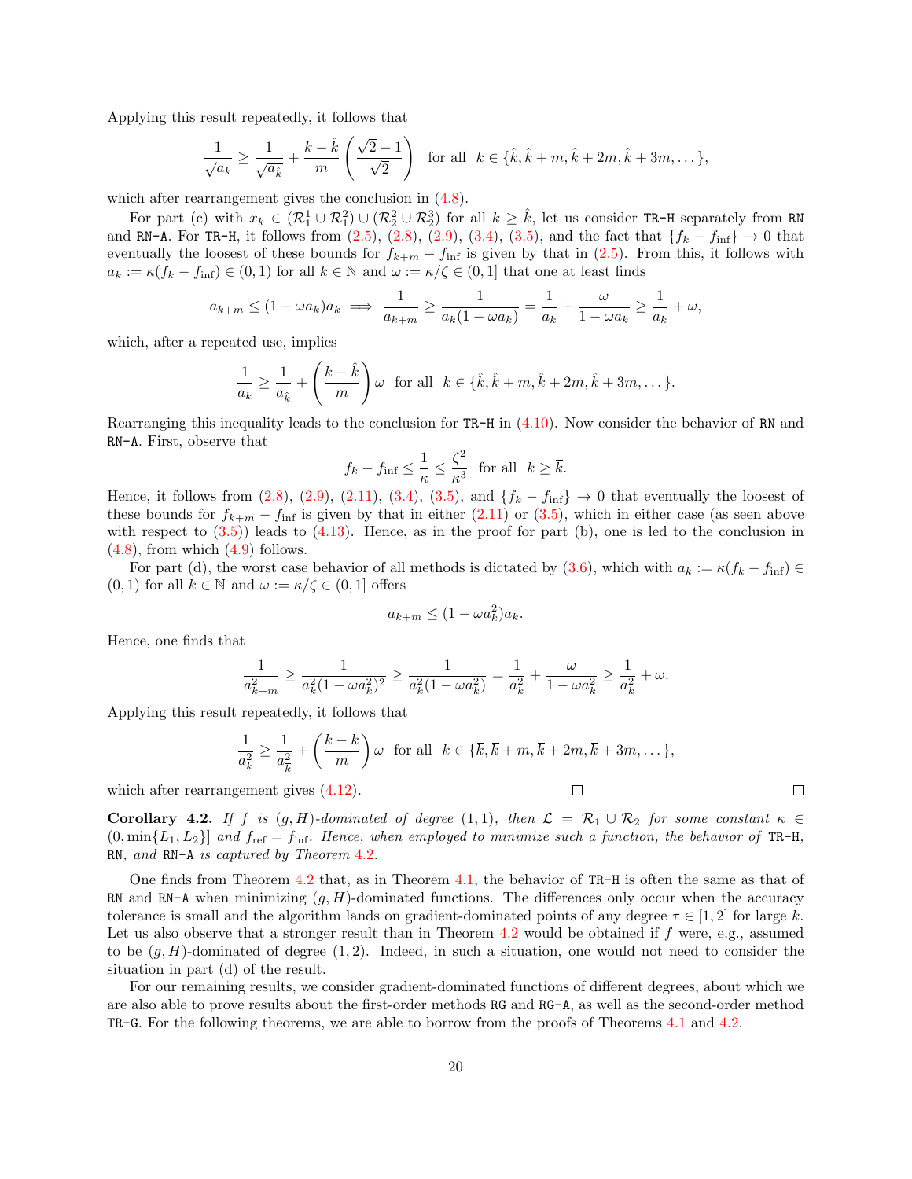Applying this result repeatedly, it follows that

$$\frac{1}{\sqrt{a_k}} \geq \frac{1}{\sqrt{a_{\hat{k}}}} + \frac{k-\hat{k}}{m}\left(\frac{\sqrt{2}-1}{\sqrt{2}}\right) \quad \text{for all} \quad k \in \{\hat{k}, \hat{k}+m, \hat{k}+2m, \hat{k}+3m, \dots\},$$

which after rearrangement gives the conclusion in (4.8).

For part (c) with $x_k \in (\mathcal{R}_1^1 \cup \mathcal{R}_1^2) \cup (\mathcal{R}_2^2 \cup \mathcal{R}_2^3)$ for all $k \geq \hat{k}$, let us consider TR-H separately from RN and RN-A. For TR-H, it follows from (2.5), (2.8), (2.9), (3.4), (3.5), and the fact that $\{f_k - f_{\inf}\} \to 0$ that eventually the loosest of these bounds for $f_{k+m} - f_{\inf}$ is given by that in (2.5). From this, it follows with $a_k := \kappa(f_k - f_{\inf}) \in (0,1)$ for all $k \in \mathbb{N}$ and $\omega := \kappa/\zeta \in (0,1]$ that one at least finds

$$a_{k+m} \leq (1 - \omega a_k)a_k \implies \frac{1}{a_{k+m}} \geq \frac{1}{a_k(1-\omega a_k)} = \frac{1}{a_k} + \frac{\omega}{1-\omega a_k} \geq \frac{1}{a_k} + \omega,$$

which, after a repeated use, implies

$$\frac{1}{a_k} \geq \frac{1}{a_{\hat{k}}} + \left(\frac{k-\hat{k}}{m}\right)\omega \quad \text{for all} \quad k \in \{\hat{k}, \hat{k}+m, \hat{k}+2m, \hat{k}+3m, \dots\}.$$

Rearranging this inequality leads to the conclusion for TR-H in (4.10). Now consider the behavior of RN and RN-A. First, observe that

$$f_k - f_{\inf} \leq \frac{1}{\kappa} \leq \frac{\zeta^2}{\kappa^3} \quad \text{for all} \quad k \geq \overline{k}.$$

Hence, it follows from (2.8), (2.9), (2.11), (3.4), (3.5), and $\{f_k - f_{\inf}\} \to 0$ that eventually the loosest of these bounds for $f_{k+m} - f_{\inf}$ is given by that in either (2.11) or (3.5), which in either case (as seen above with respect to (3.5)) leads to (4.13). Hence, as in the proof for part (b), one is led to the conclusion in (4.8), from which (4.9) follows.

For part (d), the worst case behavior of all methods is dictated by (3.6), which with $a_k := \kappa(f_k - f_{\inf}) \in (0,1)$ for all $k \in \mathbb{N}$ and $\omega := \kappa/\zeta \in (0,1]$ offers

$$a_{k+m} \leq (1 - \omega a_k^2)a_k.$$

Hence, one finds that

$$\frac{1}{a_{k+m}^2} \geq \frac{1}{a_k^2(1-\omega a_k^2)^2} \geq \frac{1}{a_k^2(1-\omega a_k^2)} = \frac{1}{a_k^2} + \frac{\omega}{1-\omega a_k^2} \geq \frac{1}{a_k^2} + \omega.$$

Applying this result repeatedly, it follows that

$$\frac{1}{a_k^2} \geq \frac{1}{a_{\overline{k}}^2} + \left(\frac{k-\overline{k}}{m}\right)\omega \quad \text{for all} \quad k \in \{\overline{k}, \overline{k}+m, \overline{k}+2m, \overline{k}+3m, \dots\},$$

which after rearrangement gives (4.12). □ □

**Corollary 4.2.** *If $f$ is $(g,H)$-dominated of degree $(1,1)$, then $\mathcal{L} = \mathcal{R}_1 \cup \mathcal{R}_2$ for some constant $\kappa \in (0, \min\{L_1, L_2\}]$ and $f_{\text{ref}} = f_{\inf}$. Hence, when employed to minimize such a function, the behavior of* TR-H, RN, *and* RN-A *is captured by Theorem 4.2.*

One finds from Theorem 4.2 that, as in Theorem 4.1, the behavior of TR-H is often the same as that of RN and RN-A when minimizing $(g,H)$-dominated functions. The differences only occur when the accuracy tolerance is small and the algorithm lands on gradient-dominated points of any degree $\tau \in [1,2]$ for large $k$. Let us also observe that a stronger result than in Theorem 4.2 would be obtained if $f$ were, e.g., assumed to be $(g,H)$-dominated of degree $(1,2)$. Indeed, in such a situation, one would not need to consider the situation in part (d) of the result.

For our remaining results, we consider gradient-dominated functions of different degrees, about which we are also able to prove results about the first-order methods RG and RG-A, as well as the second-order method TR-G. For the following theorems, we are able to borrow from the proofs of Theorems 4.1 and 4.2.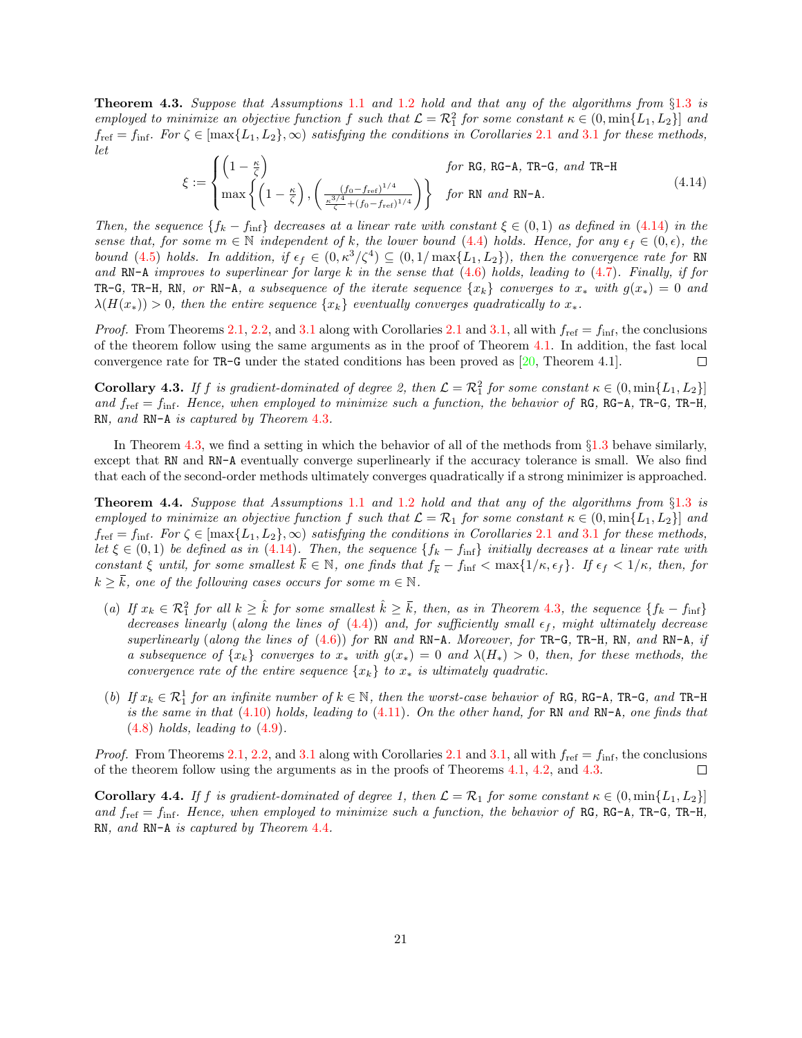**Theorem 4.3.** *Suppose that Assumptions 1.1 and 1.2 hold and that any of the algorithms from §1.3 is employed to minimize an objective function $f$ such that $\mathcal{L} = \mathcal{R}_1^2$ for some constant $\kappa \in (0, \min\{L_1, L_2\}]$ and $f_{\rm ref} = f_{\rm inf}$. For $\zeta \in [\max\{L_1, L_2\}, \infty)$ satisfying the conditions in Corollaries 2.1 and 3.1 for these methods, let*

$$\xi := \begin{cases} \left(1 - \frac{\kappa}{\zeta}\right) & \text{for RG, RG-A, TR-G, and TR-H} \\ \max\left\{\left(1 - \frac{\kappa}{\zeta}\right), \left(\frac{(f_0 - f_{\rm ref})^{1/4}}{\frac{\kappa^{3/4}}{\zeta} + (f_0 - f_{\rm ref})^{1/4}}\right)\right\} & \text{for RN and RN-A.} \end{cases} \tag{4.14}$$

*Then, the sequence $\{f_k - f_{\rm inf}\}$ decreases at a linear rate with constant $\xi \in (0,1)$ as defined in (4.14) in the sense that, for some $m \in \mathbb{N}$ independent of $k$, the lower bound (4.4) holds. Hence, for any $\epsilon_f \in (0, \epsilon)$, the bound (4.5) holds. In addition, if $\epsilon_f \in (0, \kappa^3/\zeta^4) \subseteq (0, 1/\max\{L_1, L_2\})$, then the convergence rate for* RN *and* RN-A *improves to superlinear for large $k$ in the sense that (4.6) holds, leading to (4.7). Finally, if for* TR-G, TR-H, RN, *or* RN-A, *a subsequence of the iterate sequence $\{x_k\}$ converges to $x_*$ with $g(x_*) = 0$ and $\lambda(H(x_*)) > 0$, then the entire sequence $\{x_k\}$ eventually converges quadratically to $x_*$.*

*Proof.* From Theorems 2.1, 2.2, and 3.1 along with Corollaries 2.1 and 3.1, all with $f_{\rm ref} = f_{\rm inf}$, the conclusions of the theorem follow using the same arguments as in the proof of Theorem 4.1. In addition, the fast local convergence rate for TR-G under the stated conditions has been proved as [20, Theorem 4.1]. □

**Corollary 4.3.** *If $f$ is gradient-dominated of degree 2, then $\mathcal{L} = \mathcal{R}_1^2$ for some constant $\kappa \in (0, \min\{L_1, L_2\}]$ and $f_{\rm ref} = f_{\rm inf}$. Hence, when employed to minimize such a function, the behavior of* RG, RG-A, TR-G, TR-H, RN, *and* RN-A *is captured by Theorem 4.3.*

In Theorem 4.3, we find a setting in which the behavior of all of the methods from §1.3 behave similarly, except that RN and RN-A eventually converge superlinearly if the accuracy tolerance is small. We also find that each of the second-order methods ultimately converges quadratically if a strong minimizer is approached.

**Theorem 4.4.** *Suppose that Assumptions 1.1 and 1.2 hold and that any of the algorithms from §1.3 is employed to minimize an objective function $f$ such that $\mathcal{L} = \mathcal{R}_1$ for some constant $\kappa \in (0, \min\{L_1, L_2\}]$ and $f_{\rm ref} = f_{\rm inf}$. For $\zeta \in [\max\{L_1, L_2\}, \infty)$ satisfying the conditions in Corollaries 2.1 and 3.1 for these methods, let $\xi \in (0,1)$ be defined as in (4.14). Then, the sequence $\{f_k - f_{\rm inf}\}$ initially decreases at a linear rate with constant $\xi$ until, for some smallest $\overline{k} \in \mathbb{N}$, one finds that $f_{\overline{k}} - f_{\rm inf} < \max\{1/\kappa, \epsilon_f\}$. If $\epsilon_f < 1/\kappa$, then, for $k \geq \overline{k}$, one of the following cases occurs for some $m \in \mathbb{N}$.*

- (*a*) *If $x_k \in \mathcal{R}_1^2$ for all $k \geq \hat{k}$ for some smallest $\hat{k} \geq \overline{k}$, then, as in Theorem 4.3, the sequence $\{f_k - f_{\rm inf}\}$ decreases linearly (along the lines of (4.4)) and, for sufficiently small $\epsilon_f$, might ultimately decrease superlinearly (along the lines of (4.6)) for* RN *and* RN-A. *Moreover, for* TR-G, TR-H, RN, *and* RN-A, *if a subsequence of $\{x_k\}$ converges to $x_*$ with $g(x_*) = 0$ and $\lambda(H_*) > 0$, then, for these methods, the convergence rate of the entire sequence $\{x_k\}$ to $x_*$ is ultimately quadratic.*
- (*b*) *If $x_k \in \mathcal{R}_1^1$ for an infinite number of $k \in \mathbb{N}$, then the worst-case behavior of* RG, RG-A, TR-G, *and* TR-H *is the same in that (4.10) holds, leading to (4.11). On the other hand, for* RN *and* RN-A, *one finds that (4.8) holds, leading to (4.9).*

*Proof.* From Theorems 2.1, 2.2, and 3.1 along with Corollaries 2.1 and 3.1, all with $f_{\rm ref} = f_{\rm inf}$, the conclusions of the theorem follow using the arguments as in the proofs of Theorems 4.1, 4.2, and 4.3. □

**Corollary 4.4.** *If $f$ is gradient-dominated of degree 1, then $\mathcal{L} = \mathcal{R}_1$ for some constant $\kappa \in (0, \min\{L_1, L_2\}]$ and $f_{\rm ref} = f_{\rm inf}$. Hence, when employed to minimize such a function, the behavior of* RG, RG-A, TR-G, TR-H, RN, *and* RN-A *is captured by Theorem 4.4.*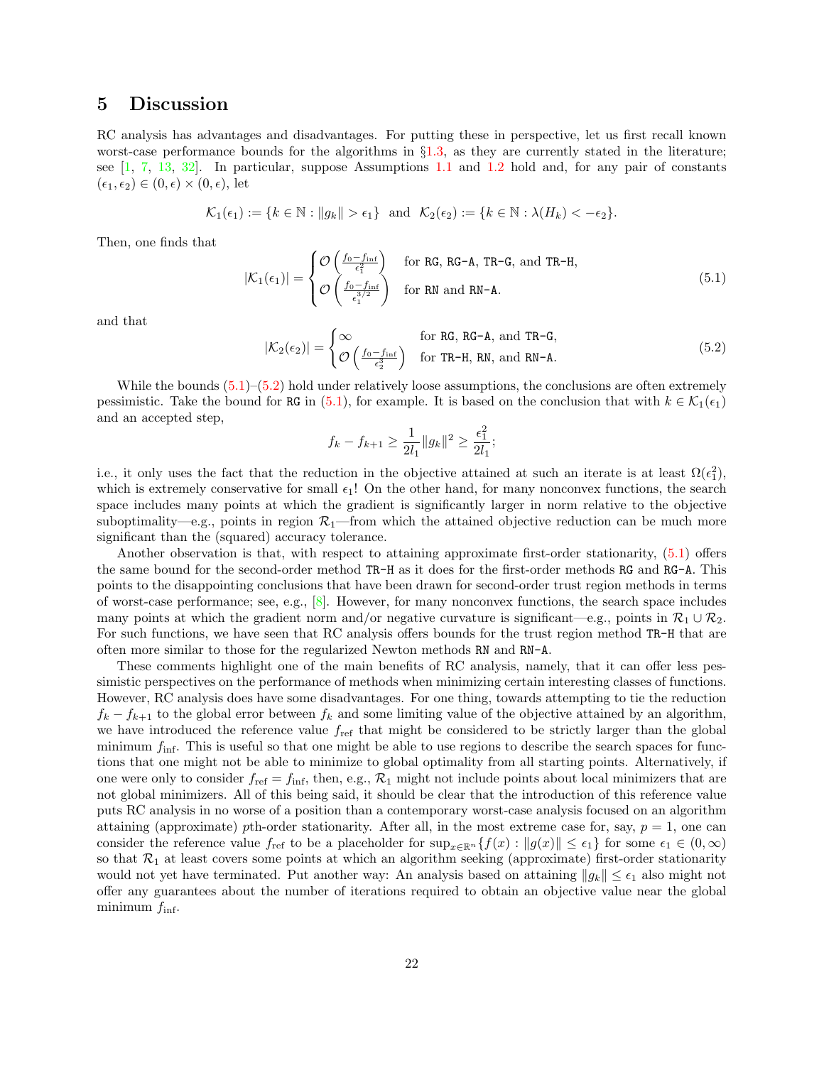# 5 Discussion

RC analysis has advantages and disadvantages. For putting these in perspective, let us first recall known worst-case performance bounds for the algorithms in §1.3, as they are currently stated in the literature; see [1, 7, 13, 32]. In particular, suppose Assumptions 1.1 and 1.2 hold and, for any pair of constants $(\epsilon_1, \epsilon_2) \in (0, \epsilon) \times (0, \epsilon)$, let

$$\mathcal{K}_1(\epsilon_1) := \{k \in \mathbb{N} : \|g_k\| > \epsilon_1\} \text{ and } \mathcal{K}_2(\epsilon_2) := \{k \in \mathbb{N} : \lambda(H_k) < -\epsilon_2\}.$$

Then, one finds that

$$|\mathcal{K}_1(\epsilon_1)| = \begin{cases} \mathcal{O}\left(\frac{f_0 - f_{\inf}}{\epsilon_1^2}\right) & \text{for RG, RG-A, TR-G, and TR-H,} \\ \mathcal{O}\left(\frac{f_0 - f_{\inf}}{\epsilon_1^{3/2}}\right) & \text{for RN and RN-A.} \end{cases} \tag{5.1}$$

and that

$$|\mathcal{K}_2(\epsilon_2)| = \begin{cases} \infty & \text{for RG, RG-A, and TR-G,} \\ \mathcal{O}\left(\frac{f_0 - f_{\inf}}{\epsilon_2^3}\right) & \text{for TR-H, RN, and RN-A.} \end{cases} \tag{5.2}$$

While the bounds (5.1)–(5.2) hold under relatively loose assumptions, the conclusions are often extremely pessimistic. Take the bound for RG in (5.1), for example. It is based on the conclusion that with $k \in \mathcal{K}_1(\epsilon_1)$ and an accepted step,

$$f_k - f_{k+1} \geq \frac{1}{2l_1}\|g_k\|^2 \geq \frac{\epsilon_1^2}{2l_1};$$

i.e., it only uses the fact that the reduction in the objective attained at such an iterate is at least $\Omega(\epsilon_1^2)$, which is extremely conservative for small $\epsilon_1$! On the other hand, for many nonconvex functions, the search space includes many points at which the gradient is significantly larger in norm relative to the objective suboptimality—e.g., points in region $\mathcal{R}_1$—from which the attained objective reduction can be much more significant than the (squared) accuracy tolerance.

Another observation is that, with respect to attaining approximate first-order stationarity, (5.1) offers the same bound for the second-order method TR-H as it does for the first-order methods RG and RG-A. This points to the disappointing conclusions that have been drawn for second-order trust region methods in terms of worst-case performance; see, e.g., [8]. However, for many nonconvex functions, the search space includes many points at which the gradient norm and/or negative curvature is significant—e.g., points in $\mathcal{R}_1 \cup \mathcal{R}_2$. For such functions, we have seen that RC analysis offers bounds for the trust region method TR-H that are often more similar to those for the regularized Newton methods RN and RN-A.

These comments highlight one of the main benefits of RC analysis, namely, that it can offer less pessimistic perspectives on the performance of methods when minimizing certain interesting classes of functions. However, RC analysis does have some disadvantages. For one thing, towards attempting to tie the reduction $f_k - f_{k+1}$ to the global error between $f_k$ and some limiting value of the objective attained by an algorithm, we have introduced the reference value $f_{\text{ref}}$ that might be considered to be strictly larger than the global minimum $f_{\inf}$. This is useful so that one might be able to use regions to describe the search spaces for functions that one might not be able to minimize to global optimality from all starting points. Alternatively, if one were only to consider $f_{\text{ref}} = f_{\inf}$, then, e.g., $\mathcal{R}_1$ might not include points about local minimizers that are not global minimizers. All of this being said, it should be clear that the introduction of this reference value puts RC analysis in no worse of a position than a contemporary worst-case analysis focused on an algorithm attaining (approximate) $p$th-order stationarity. After all, in the most extreme case for, say, $p = 1$, one can consider the reference value $f_{\text{ref}}$ to be a placeholder for $\sup_{x \in \mathbb{R}^n}\{f(x) : \|g(x)\| \leq \epsilon_1\}$ for some $\epsilon_1 \in (0, \infty)$ so that $\mathcal{R}_1$ at least covers some points at which an algorithm seeking (approximate) first-order stationarity would not yet have terminated. Put another way: An analysis based on attaining $\|g_k\| \leq \epsilon_1$ also might not offer any guarantees about the number of iterations required to obtain an objective value near the global minimum $f_{\inf}$.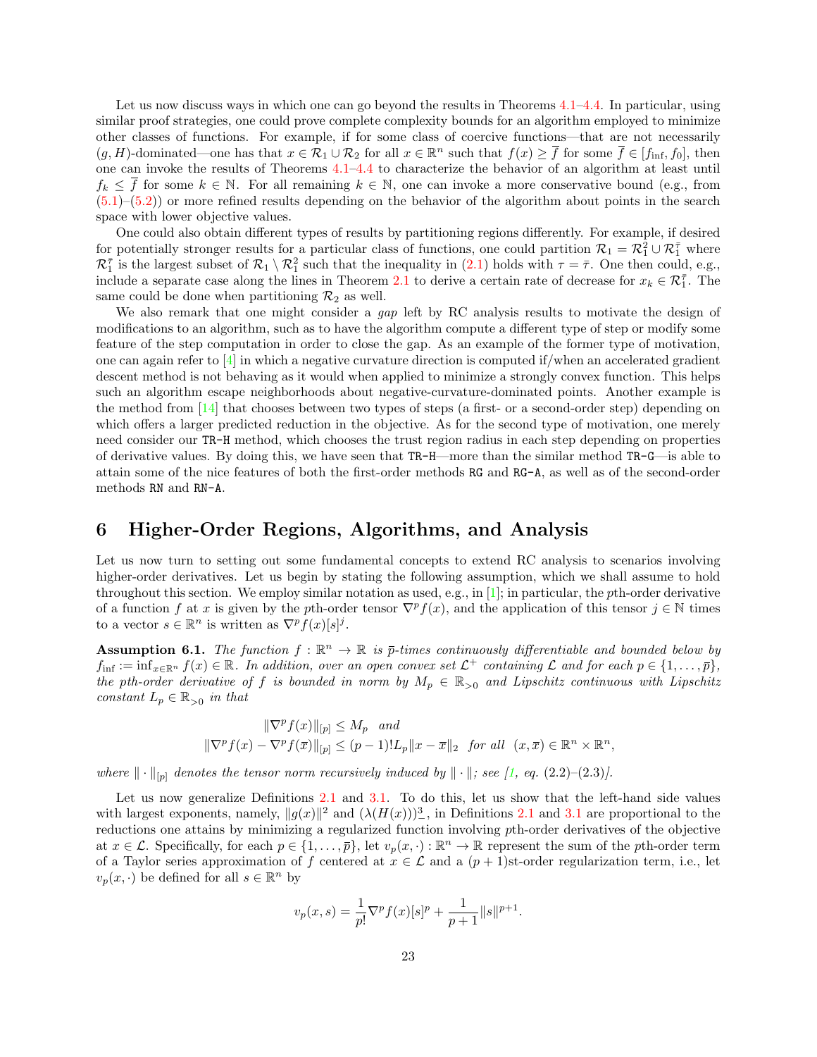Let us now discuss ways in which one can go beyond the results in Theorems 4.1–4.4. In particular, using similar proof strategies, one could prove complete complexity bounds for an algorithm employed to minimize other classes of functions. For example, if for some class of coercive functions—that are not necessarily $(g, H)$-dominated—one has that $x \in \mathcal{R}_1 \cup \mathcal{R}_2$ for all $x \in \mathbb{R}^n$ such that $f(x) \geq \overline{f}$ for some $\overline{f} \in [f_{\inf}, f_0]$, then one can invoke the results of Theorems 4.1–4.4 to characterize the behavior of an algorithm at least until $f_k \leq \overline{f}$ for some $k \in \mathbb{N}$. For all remaining $k \in \mathbb{N}$, one can invoke a more conservative bound (e.g., from (5.1)–(5.2)) or more refined results depending on the behavior of the algorithm about points in the search space with lower objective values.

One could also obtain different types of results by partitioning regions differently. For example, if desired for potentially stronger results for a particular class of functions, one could partition $\mathcal{R}_1 = \mathcal{R}_1^2 \cup \mathcal{R}_1^{\bar{\tau}}$ where $\mathcal{R}_1^{\bar{\tau}}$ is the largest subset of $\mathcal{R}_1 \setminus \mathcal{R}_1^2$ such that the inequality in (2.1) holds with $\tau = \bar{\tau}$. One then could, e.g., include a separate case along the lines in Theorem 2.1 to derive a certain rate of decrease for $x_k \in \mathcal{R}_1^{\bar{\tau}}$. The same could be done when partitioning $\mathcal{R}_2$ as well.

We also remark that one might consider a *gap* left by RC analysis results to motivate the design of modifications to an algorithm, such as to have the algorithm compute a different type of step or modify some feature of the step computation in order to close the gap. As an example of the former type of motivation, one can again refer to [4] in which a negative curvature direction is computed if/when an accelerated gradient descent method is not behaving as it would when applied to minimize a strongly convex function. This helps such an algorithm escape neighborhoods about negative-curvature-dominated points. Another example is the method from [14] that chooses between two types of steps (a first- or a second-order step) depending on which offers a larger predicted reduction in the objective. As for the second type of motivation, one merely need consider our `TR-H` method, which chooses the trust region radius in each step depending on properties of derivative values. By doing this, we have seen that `TR-H`—more than the similar method `TR-G`—is able to attain some of the nice features of both the first-order methods `RG` and `RG-A`, as well as of the second-order methods `RN` and `RN-A`.

# 6 Higher-Order Regions, Algorithms, and Analysis

Let us now turn to setting out some fundamental concepts to extend RC analysis to scenarios involving higher-order derivatives. Let us begin by stating the following assumption, which we shall assume to hold throughout this section. We employ similar notation as used, e.g., in [1]; in particular, the $p$th-order derivative of a function $f$ at $x$ is given by the $p$th-order tensor $\nabla^p f(x)$, and the application of this tensor $j \in \mathbb{N}$ times to a vector $s \in \mathbb{R}^n$ is written as $\nabla^p f(x)[s]^j$.

**Assumption 6.1.** *The function $f : \mathbb{R}^n \to \mathbb{R}$ is $\overline{p}$-times continuously differentiable and bounded below by $f_{\inf} := \inf_{x \in \mathbb{R}^n} f(x) \in \mathbb{R}$. In addition, over an open convex set $\mathcal{L}^+$ containing $\mathcal{L}$ and for each $p \in \{1, \dots, \overline{p}\}$, the $p$th-order derivative of $f$ is bounded in norm by $M_p \in \mathbb{R}_{>0}$ and Lipschitz continuous with Lipschitz constant $L_p \in \mathbb{R}_{>0}$ in that*

$$\|\nabla^p f(x)\|_{[p]} \leq M_p \quad \text{and}$$
$$\|\nabla^p f(x) - \nabla^p f(\overline{x})\|_{[p]} \leq (p-1)! L_p \|x - \overline{x}\|_2 \quad \text{for all} \quad (x, \overline{x}) \in \mathbb{R}^n \times \mathbb{R}^n,$$

*where $\|\cdot\|_{[p]}$ denotes the tensor norm recursively induced by $\|\cdot\|$; see [1, eq. (2.2)–(2.3)].*

Let us now generalize Definitions 2.1 and 3.1. To do this, let us show that the left-hand side values with largest exponents, namely, $\|g(x)\|^2$ and $(\lambda(H(x)))_-^3$, in Definitions 2.1 and 3.1 are proportional to the reductions one attains by minimizing a regularized function involving $p$th-order derivatives of the objective at $x \in \mathcal{L}$. Specifically, for each $p \in \{1, \dots, \overline{p}\}$, let $v_p(x, \cdot) : \mathbb{R}^n \to \mathbb{R}$ represent the sum of the $p$th-order term of a Taylor series approximation of $f$ centered at $x \in \mathcal{L}$ and a $(p+1)$st-order regularization term, i.e., let $v_p(x, \cdot)$ be defined for all $s \in \mathbb{R}^n$ by

$$v_p(x, s) = \frac{1}{p!} \nabla^p f(x)[s]^p + \frac{1}{p+1} \|s\|^{p+1}.$$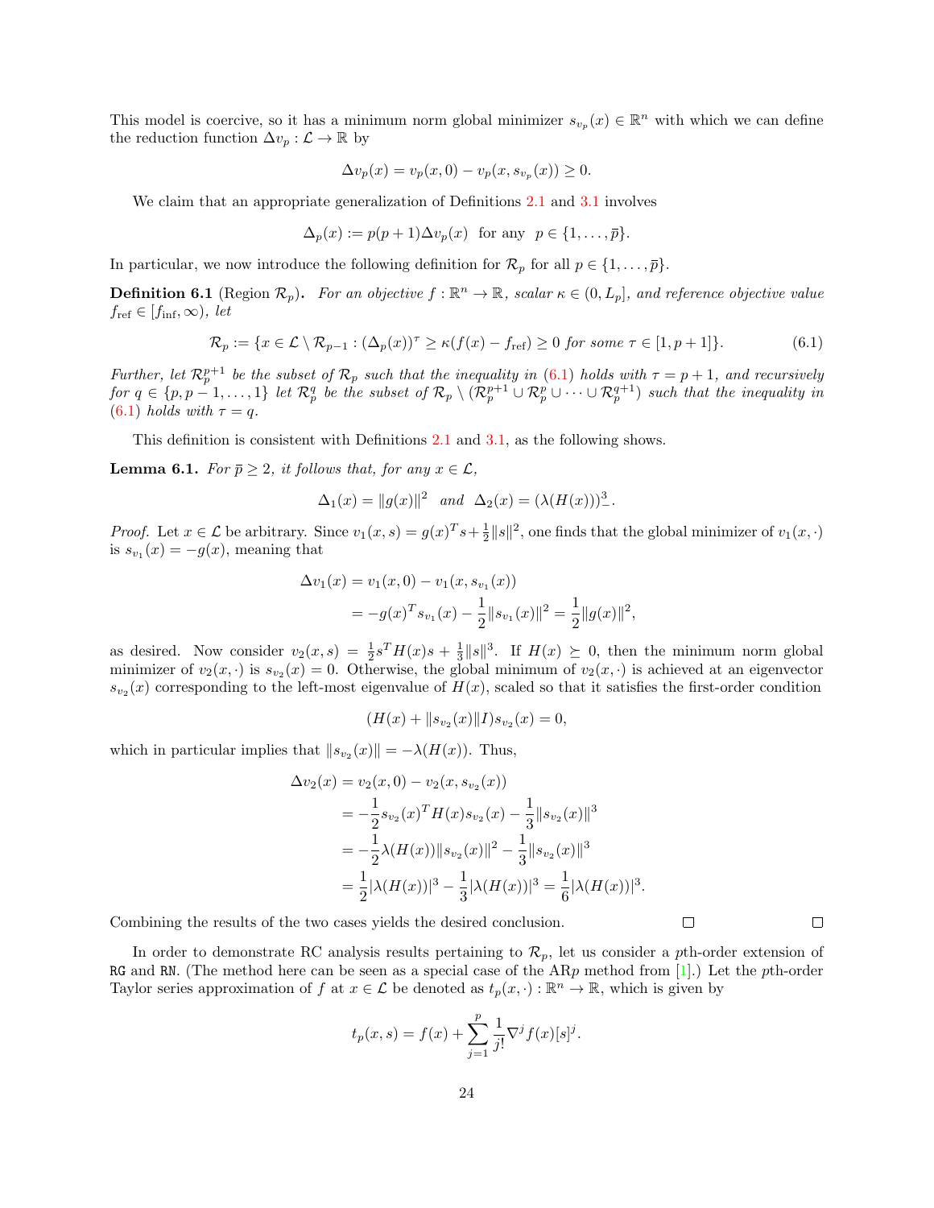This model is coercive, so it has a minimum norm global minimizer $s_{v_p}(x) \in \mathbb{R}^n$ with which we can define the reduction function $\Delta v_p : \mathcal{L} \to \mathbb{R}$ by

$$\Delta v_p(x) = v_p(x, 0) - v_p(x, s_{v_p}(x)) \geq 0.$$

We claim that an appropriate generalization of Definitions 2.1 and 3.1 involves

$$\Delta_p(x) := p(p+1)\Delta v_p(x) \text{ for any } p \in \{1, \dots, \overline{p}\}.$$

In particular, we now introduce the following definition for $\mathcal{R}_p$ for all $p \in \{1, \dots, \overline{p}\}$.

**Definition 6.1** (Region $\mathcal{R}_p$)**.** *For an objective $f : \mathbb{R}^n \to \mathbb{R}$, scalar $\kappa \in (0, L_p]$, and reference objective value $f_{\text{ref}} \in [f_{\inf}, \infty)$, let*

$$\mathcal{R}_p := \{x \in \mathcal{L} \setminus \mathcal{R}_{p-1} : (\Delta_p(x))^\tau \geq \kappa(f(x) - f_{\text{ref}}) \geq 0 \text{ for some } \tau \in [1, p+1]\}. \tag{6.1}$$

*Further, let $\mathcal{R}_p^{p+1}$ be the subset of $\mathcal{R}_p$ such that the inequality in (6.1) holds with $\tau = p+1$, and recursively for $q \in \{p, p-1, \dots, 1\}$ let $\mathcal{R}_p^q$ be the subset of $\mathcal{R}_p \setminus (\mathcal{R}_p^{p+1} \cup \mathcal{R}_p^p \cup \cdots \cup \mathcal{R}_p^{q+1})$ such that the inequality in (6.1) holds with $\tau = q$.*

This definition is consistent with Definitions 2.1 and 3.1, as the following shows.

**Lemma 6.1.** *For $\overline{p} \geq 2$, it follows that, for any $x \in \mathcal{L}$,*

$$\Delta_1(x) = \|g(x)\|^2 \text{ and } \Delta_2(x) = (\lambda(H(x)))_-^3.$$

*Proof.* Let $x \in \mathcal{L}$ be arbitrary. Since $v_1(x, s) = g(x)^T s + \frac{1}{2}\|s\|^2$, one finds that the global minimizer of $v_1(x, \cdot)$ is $s_{v_1}(x) = -g(x)$, meaning that

$$\begin{aligned}
\Delta v_1(x) &= v_1(x, 0) - v_1(x, s_{v_1}(x)) \\
&= -g(x)^T s_{v_1}(x) - \frac{1}{2}\|s_{v_1}(x)\|^2 = \frac{1}{2}\|g(x)\|^2,
\end{aligned}$$

as desired. Now consider $v_2(x, s) = \frac{1}{2}s^T H(x) s + \frac{1}{3}\|s\|^3$. If $H(x) \succeq 0$, then the minimum norm global minimizer of $v_2(x, \cdot)$ is $s_{v_2}(x) = 0$. Otherwise, the global minimum of $v_2(x, \cdot)$ is achieved at an eigenvector $s_{v_2}(x)$ corresponding to the left-most eigenvalue of $H(x)$, scaled so that it satisfies the first-order condition

$$(H(x) + \|s_{v_2}(x)\| I) s_{v_2}(x) = 0,$$

which in particular implies that $\|s_{v_2}(x)\| = -\lambda(H(x))$. Thus,

$$\begin{aligned}
\Delta v_2(x) &= v_2(x, 0) - v_2(x, s_{v_2}(x)) \\
&= -\frac{1}{2} s_{v_2}(x)^T H(x) s_{v_2}(x) - \frac{1}{3}\|s_{v_2}(x)\|^3 \\
&= -\frac{1}{2}\lambda(H(x))\|s_{v_2}(x)\|^2 - \frac{1}{3}\|s_{v_2}(x)\|^3 \\
&= \frac{1}{2}|\lambda(H(x))|^3 - \frac{1}{3}|\lambda(H(x))|^3 = \frac{1}{6}|\lambda(H(x))|^3.
\end{aligned}$$

Combining the results of the two cases yields the desired conclusion. □ □

In order to demonstrate RC analysis results pertaining to $\mathcal{R}_p$, let us consider a $p$th-order extension of RG and RN. (The method here can be seen as a special case of the AR$p$ method from [1].) Let the $p$th-order Taylor series approximation of $f$ at $x \in \mathcal{L}$ be denoted as $t_p(x, \cdot) : \mathbb{R}^n \to \mathbb{R}$, which is given by

$$t_p(x, s) = f(x) + \sum_{j=1}^{p} \frac{1}{j!} \nabla^j f(x)[s]^j.$$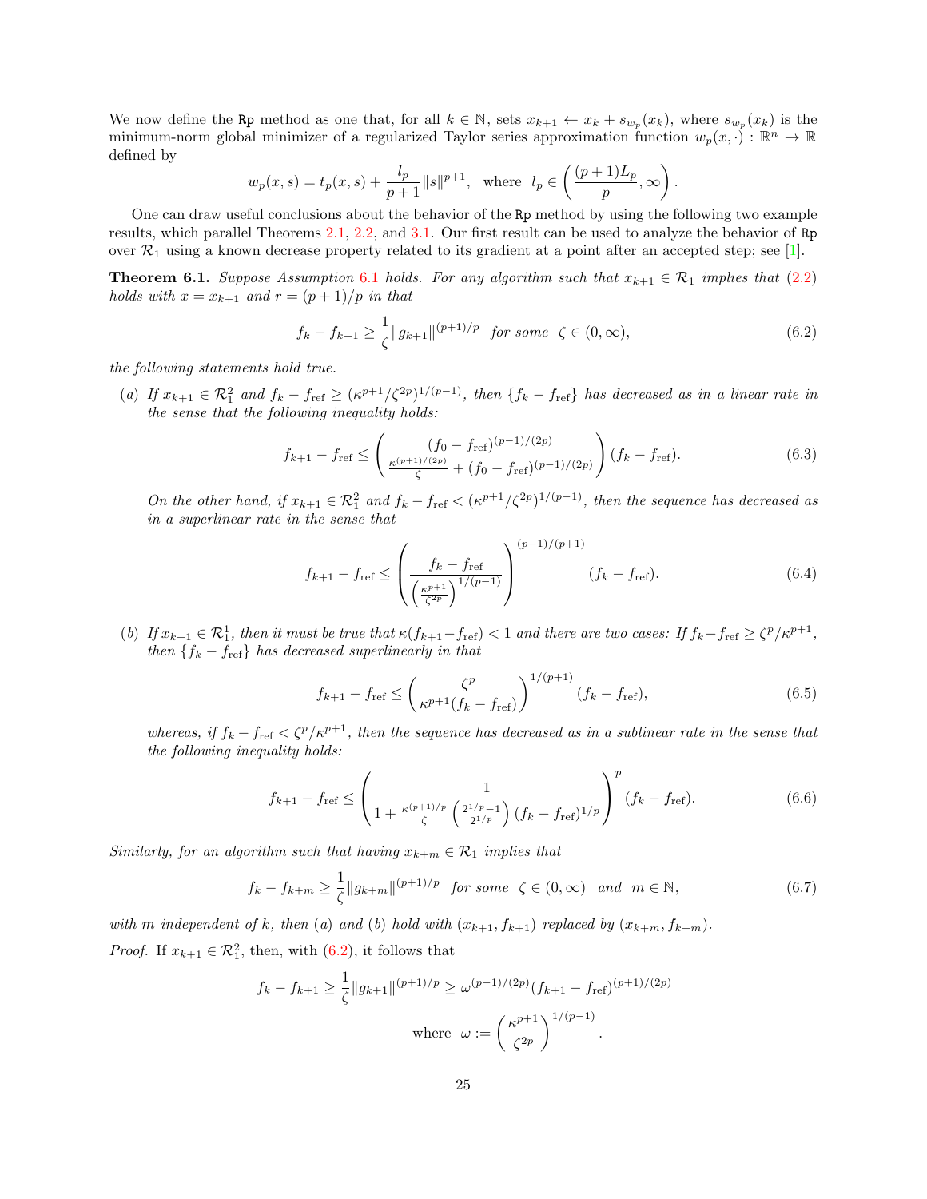We now define the Rp method as one that, for all $k \in \mathbb{N}$, sets $x_{k+1} \leftarrow x_k + s_{w_p}(x_k)$, where $s_{w_p}(x_k)$ is the minimum-norm global minimizer of a regularized Taylor series approximation function $w_p(x, \cdot) : \mathbb{R}^n \to \mathbb{R}$ defined by

$$w_p(x, s) = t_p(x, s) + \frac{l_p}{p+1}\|s\|^{p+1}, \quad \text{where} \;\; l_p \in \left(\frac{(p+1)L_p}{p}, \infty\right).$$

One can draw useful conclusions about the behavior of the Rp method by using the following two example results, which parallel Theorems 2.1, 2.2, and 3.1. Our first result can be used to analyze the behavior of Rp over $\mathcal{R}_1$ using a known decrease property related to its gradient at a point after an accepted step; see [1].

**Theorem 6.1.** *Suppose Assumption 6.1 holds. For any algorithm such that $x_{k+1} \in \mathcal{R}_1$ implies that (2.2) holds with $x = x_{k+1}$ and $r = (p+1)/p$ in that*

$$f_k - f_{k+1} \geq \frac{1}{\zeta}\|g_{k+1}\|^{(p+1)/p} \;\; \text{for some} \;\; \zeta \in (0, \infty), \tag{6.2}$$

*the following statements hold true.*

(a) *If $x_{k+1} \in \mathcal{R}_1^2$ and $f_k - f_{\text{ref}} \geq (\kappa^{p+1}/\zeta^{2p})^{1/(p-1)}$, then $\{f_k - f_{\text{ref}}\}$ has decreased as in a linear rate in the sense that the following inequality holds:*

$$f_{k+1} - f_{\text{ref}} \leq \left(\frac{(f_0 - f_{\text{ref}})^{(p-1)/(2p)}}{\frac{\kappa^{(p+1)/(2p)}}{\zeta} + (f_0 - f_{\text{ref}})^{(p-1)/(2p)}}\right)(f_k - f_{\text{ref}}). \tag{6.3}$$

*On the other hand, if $x_{k+1} \in \mathcal{R}_1^2$ and $f_k - f_{\text{ref}} < (\kappa^{p+1}/\zeta^{2p})^{1/(p-1)}$, then the sequence has decreased as in a superlinear rate in the sense that*

$$f_{k+1} - f_{\text{ref}} \leq \left(\frac{f_k - f_{\text{ref}}}{\left(\frac{\kappa^{p+1}}{\zeta^{2p}}\right)^{1/(p-1)}}\right)^{(p-1)/(p+1)}(f_k - f_{\text{ref}}). \tag{6.4}$$

(b) *If $x_{k+1} \in \mathcal{R}_1^1$, then it must be true that $\kappa(f_{k+1} - f_{\text{ref}}) < 1$ and there are two cases: If $f_k - f_{\text{ref}} \geq \zeta^p/\kappa^{p+1}$, then $\{f_k - f_{\text{ref}}\}$ has decreased superlinearly in that*

$$f_{k+1} - f_{\text{ref}} \leq \left(\frac{\zeta^p}{\kappa^{p+1}(f_k - f_{\text{ref}})}\right)^{1/(p+1)}(f_k - f_{\text{ref}}), \tag{6.5}$$

*whereas, if $f_k - f_{\text{ref}} < \zeta^p/\kappa^{p+1}$, then the sequence has decreased as in a sublinear rate in the sense that the following inequality holds:*

$$f_{k+1} - f_{\text{ref}} \leq \left(\frac{1}{1 + \frac{\kappa^{(p+1)/p}}{\zeta}\left(\frac{2^{1/p}-1}{2^{1/p}}\right)(f_k - f_{\text{ref}})^{1/p}}\right)^p (f_k - f_{\text{ref}}). \tag{6.6}$$

*Similarly, for an algorithm such that having $x_{k+m} \in \mathcal{R}_1$ implies that*

$$f_k - f_{k+m} \geq \frac{1}{\zeta}\|g_{k+m}\|^{(p+1)/p} \;\; \text{for some} \;\; \zeta \in (0, \infty) \;\; \text{and} \;\; m \in \mathbb{N}, \tag{6.7}$$

*with $m$ independent of $k$, then (a) and (b) hold with $(x_{k+1}, f_{k+1})$ replaced by $(x_{k+m}, f_{k+m})$.*

*Proof.* If $x_{k+1} \in \mathcal{R}_1^2$, then, with (6.2), it follows that

$$f_k - f_{k+1} \geq \frac{1}{\zeta}\|g_{k+1}\|^{(p+1)/p} \geq \omega^{(p-1)/(2p)}(f_{k+1} - f_{\text{ref}})^{(p+1)/(2p)}$$
$$\text{where} \;\; \omega := \left(\frac{\kappa^{p+1}}{\zeta^{2p}}\right)^{1/(p-1)}.$$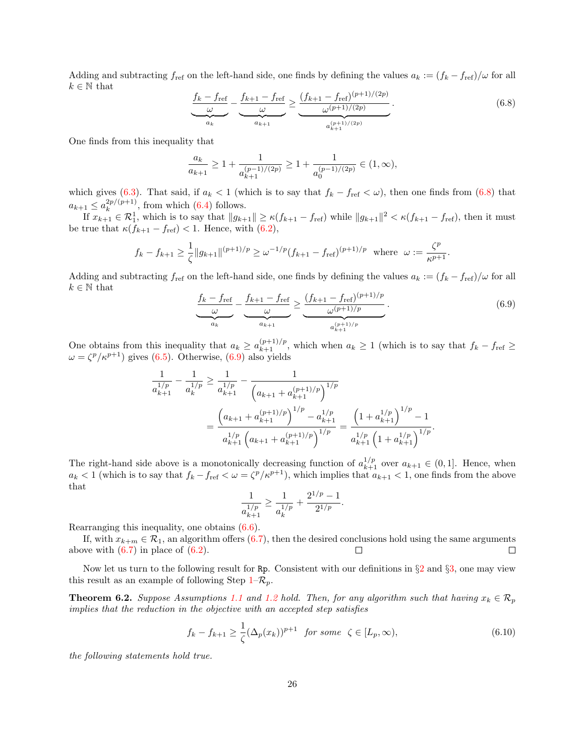Adding and subtracting $f_{\rm ref}$ on the left-hand side, one finds by defining the values $a_k := (f_k - f_{\rm ref})/\omega$ for all $k \in \mathbb{N}$ that

$$\underbrace{\frac{f_k - f_{\rm ref}}{\omega}}_{a_k} - \underbrace{\frac{f_{k+1} - f_{\rm ref}}{\omega}}_{a_{k+1}} \geq \underbrace{\frac{(f_{k+1} - f_{\rm ref})^{(p+1)/(2p)}}{\omega^{(p+1)/(2p)}}}_{a_{k+1}^{(p+1)/(2p)}}. \tag{6.8}$$

One finds from this inequality that

$$\frac{a_k}{a_{k+1}} \geq 1 + \frac{1}{a_{k+1}^{(p-1)/(2p)}} \geq 1 + \frac{1}{a_0^{(p-1)/(2p)}} \in (1, \infty),$$

which gives (6.3). That said, if $a_k < 1$ (which is to say that $f_k - f_{\rm ref} < \omega$), then one finds from (6.8) that $a_{k+1} \leq a_k^{2p/(p+1)}$, from which (6.4) follows.

If $x_{k+1} \in \mathcal{R}_1^1$, which is to say that $\|g_{k+1}\| \geq \kappa(f_{k+1} - f_{\rm ref})$ while $\|g_{k+1}\|^2 < \kappa(f_{k+1} - f_{\rm ref})$, then it must be true that $\kappa(f_{k+1} - f_{\rm ref}) < 1$. Hence, with (6.2),

$$f_k - f_{k+1} \geq \frac{1}{\zeta}\|g_{k+1}\|^{(p+1)/p} \geq \omega^{-1/p}(f_{k+1} - f_{\rm ref})^{(p+1)/p} \ \text{ where } \ \omega := \frac{\zeta^p}{\kappa^{p+1}}.$$

Adding and subtracting $f_{\rm ref}$ on the left-hand side, one finds by defining the values $a_k := (f_k - f_{\rm ref})/\omega$ for all $k \in \mathbb{N}$ that

$$\underbrace{\frac{f_k - f_{\rm ref}}{\omega}}_{a_k} - \underbrace{\frac{f_{k+1} - f_{\rm ref}}{\omega}}_{a_{k+1}} \geq \underbrace{\frac{(f_{k+1} - f_{\rm ref})^{(p+1)/p}}{\omega^{(p+1)/p}}}_{a_{k+1}^{(p+1)/p}}. \tag{6.9}$$

One obtains from this inequality that $a_k \geq a_{k+1}^{(p+1)/p}$, which when $a_k \geq 1$ (which is to say that $f_k - f_{\rm ref} \geq \omega = \zeta^p/\kappa^{p+1}$) gives (6.5). Otherwise, (6.9) also yields

$$\begin{aligned}
\frac{1}{a_{k+1}^{1/p}} - \frac{1}{a_k^{1/p}} &\geq \frac{1}{a_{k+1}^{1/p}} - \frac{1}{\left(a_{k+1} + a_{k+1}^{(p+1)/p}\right)^{1/p}} \\
&= \frac{\left(a_{k+1} + a_{k+1}^{(p+1)/p}\right)^{1/p} - a_{k+1}^{1/p}}{a_{k+1}^{1/p}\left(a_{k+1} + a_{k+1}^{(p+1)/p}\right)^{1/p}} = \frac{\left(1 + a_{k+1}^{1/p}\right)^{1/p} - 1}{a_{k+1}^{1/p}\left(1 + a_{k+1}^{1/p}\right)^{1/p}}.
\end{aligned}$$

The right-hand side above is a monotonically decreasing function of $a_{k+1}^{1/p}$ over $a_{k+1} \in (0, 1]$. Hence, when $a_k < 1$ (which is to say that $f_k - f_{\rm ref} < \omega = \zeta^p/\kappa^{p+1}$), which implies that $a_{k+1} < 1$, one finds from the above that

$$\frac{1}{a_{k+1}^{1/p}} \geq \frac{1}{a_k^{1/p}} + \frac{2^{1/p} - 1}{2^{1/p}}.$$

Rearranging this inequality, one obtains (6.6).

If, with $x_{k+m} \in \mathcal{R}_1$, an algorithm offers (6.7), then the desired conclusions hold using the same arguments above with (6.7) in place of (6.2). $\square$ $\square$

Now let us turn to the following result for Rp. Consistent with our definitions in §2 and §3, one may view this result as an example of following Step 1–$\mathcal{R}_p$.

**Theorem 6.2.** *Suppose Assumptions 1.1 and 1.2 hold. Then, for any algorithm such that having $x_k \in \mathcal{R}_p$ implies that the reduction in the objective with an accepted step satisfies*

$$f_k - f_{k+1} \geq \frac{1}{\zeta}(\Delta_p(x_k))^{p+1} \ \text{ for some } \ \zeta \in [L_p, \infty), \tag{6.10}$$

*the following statements hold true.*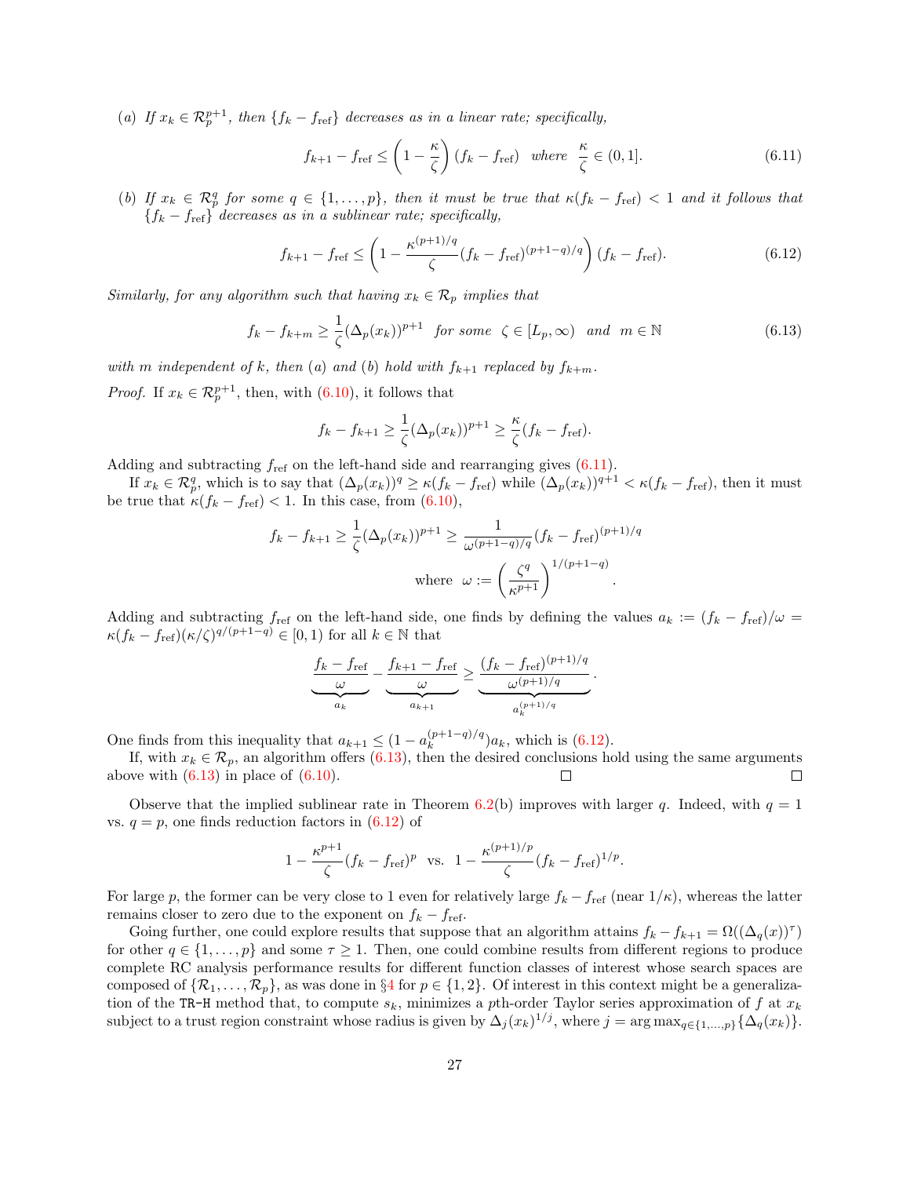(*a*) *If $x_k \in \mathcal{R}_p^{p+1}$, then $\{f_k - f_{\rm ref}\}$ decreases as in a linear rate; specifically,*

$$f_{k+1} - f_{\rm ref} \leq \left(1 - \frac{\kappa}{\zeta}\right)(f_k - f_{\rm ref}) \quad \text{where} \quad \frac{\kappa}{\zeta} \in (0,1]. \tag{6.11}$$

(*b*) *If $x_k \in \mathcal{R}_p^q$ for some $q \in \{1, \dots, p\}$, then it must be true that $\kappa(f_k - f_{\rm ref}) < 1$ and it follows that $\{f_k - f_{\rm ref}\}$ decreases as in a sublinear rate; specifically,*

$$f_{k+1} - f_{\rm ref} \leq \left(1 - \frac{\kappa^{(p+1)/q}}{\zeta}(f_k - f_{\rm ref})^{(p+1-q)/q}\right)(f_k - f_{\rm ref}). \tag{6.12}$$

*Similarly, for any algorithm such that having $x_k \in \mathcal{R}_p$ implies that*

$$f_k - f_{k+m} \geq \frac{1}{\zeta}(\Delta_p(x_k))^{p+1} \quad \text{for some} \quad \zeta \in [L_p, \infty) \quad \text{and} \quad m \in \mathbb{N} \tag{6.13}$$

*with $m$ independent of $k$, then (a) and (b) hold with $f_{k+1}$ replaced by $f_{k+m}$.*

*Proof.* If $x_k \in \mathcal{R}_p^{p+1}$, then, with (6.10), it follows that

$$f_k - f_{k+1} \geq \frac{1}{\zeta}(\Delta_p(x_k))^{p+1} \geq \frac{\kappa}{\zeta}(f_k - f_{\rm ref}).$$

Adding and subtracting $f_{\rm ref}$ on the left-hand side and rearranging gives (6.11).

If $x_k \in \mathcal{R}_p^q$, which is to say that $(\Delta_p(x_k))^q \geq \kappa(f_k - f_{\rm ref})$ while $(\Delta_p(x_k))^{q+1} < \kappa(f_k - f_{\rm ref})$, then it must be true that $\kappa(f_k - f_{\rm ref}) < 1$. In this case, from (6.10),

$$f_k - f_{k+1} \geq \frac{1}{\zeta}(\Delta_p(x_k))^{p+1} \geq \frac{1}{\omega^{(p+1-q)/q}}(f_k - f_{\rm ref})^{(p+1)/q}$$
$$\text{where} \quad \omega := \left(\frac{\zeta^q}{\kappa^{p+1}}\right)^{1/(p+1-q)}.$$

Adding and subtracting $f_{\rm ref}$ on the left-hand side, one finds by defining the values $a_k := (f_k - f_{\rm ref})/\omega = \kappa(f_k - f_{\rm ref})(\kappa/\zeta)^{q/(p+1-q)} \in [0,1)$ for all $k \in \mathbb{N}$ that

$$\underbrace{\frac{f_k - f_{\rm ref}}{\omega}}_{a_k} - \underbrace{\frac{f_{k+1} - f_{\rm ref}}{\omega}}_{a_{k+1}} \geq \underbrace{\frac{(f_k - f_{\rm ref})^{(p+1)/q}}{\omega^{(p+1)/q}}}_{a_k^{(p+1)/q}}.$$

One finds from this inequality that $a_{k+1} \leq (1 - a_k^{(p+1-q)/q})a_k$, which is (6.12).

If, with $x_k \in \mathcal{R}_p$, an algorithm offers (6.13), then the desired conclusions hold using the same arguments above with (6.13) in place of (6.10). □ □

Observe that the implied sublinear rate in Theorem 6.2(b) improves with larger $q$. Indeed, with $q = 1$ vs. $q = p$, one finds reduction factors in (6.12) of

$$1 - \frac{\kappa^{p+1}}{\zeta}(f_k - f_{\rm ref})^p \quad \text{vs.} \quad 1 - \frac{\kappa^{(p+1)/p}}{\zeta}(f_k - f_{\rm ref})^{1/p}.$$

For large $p$, the former can be very close to 1 even for relatively large $f_k - f_{\rm ref}$ (near $1/\kappa$), whereas the latter remains closer to zero due to the exponent on $f_k - f_{\rm ref}$.

Going further, one could explore results that suppose that an algorithm attains $f_k - f_{k+1} = \Omega((\Delta_q(x))^\tau)$ for other $q \in \{1, \dots, p\}$ and some $\tau \geq 1$. Then, one could combine results from different regions to produce complete RC analysis performance results for different function classes of interest whose search spaces are composed of $\{\mathcal{R}_1, \dots, \mathcal{R}_p\}$, as was done in §4 for $p \in \{1, 2\}$. Of interest in this context might be a generalization of the `TR-H` method that, to compute $s_k$, minimizes a $p$th-order Taylor series approximation of $f$ at $x_k$ subject to a trust region constraint whose radius is given by $\Delta_j(x_k)^{1/j}$, where $j = \arg\max_{q \in \{1,\dots,p\}}\{\Delta_q(x_k)\}$.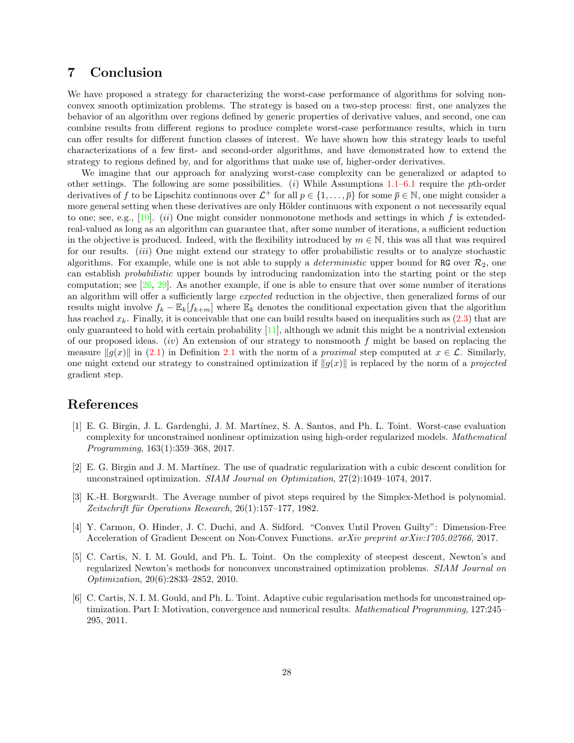## 7 Conclusion

We have proposed a strategy for characterizing the worst-case performance of algorithms for solving nonconvex smooth optimization problems. The strategy is based on a two-step process: first, one analyzes the behavior of an algorithm over regions defined by generic properties of derivative values, and second, one can combine results from different regions to produce complete worst-case performance results, which in turn can offer results for different function classes of interest. We have shown how this strategy leads to useful characterizations of a few first- and second-order algorithms, and have demonstrated how to extend the strategy to regions defined by, and for algorithms that make use of, higher-order derivatives.

We imagine that our approach for analyzing worst-case complexity can be generalized or adapted to other settings. The following are some possibilities. (*i*) While Assumptions 1.1–6.1 require the $p$th-order derivatives of $f$ to be Lipschitz continuous over $\mathcal{L}^+$ for all $p \in \{1, \dots, \overline{p}\}$ for some $\overline{p} \in \mathbb{N}$, one might consider a more general setting when these derivatives are only Hölder continuous with exponent $\alpha$ not necessarily equal to one; see, e.g., [10]. (*ii*) One might consider nonmonotone methods and settings in which $f$ is extended-real-valued as long as an algorithm can guarantee that, after some number of iterations, a sufficient reduction in the objective is produced. Indeed, with the flexibility introduced by $m \in \mathbb{N}$, this was all that was required for our results. (*iii*) One might extend our strategy to offer probabilistic results or to analyze stochastic algorithms. For example, while one is not able to supply a *deterministic* upper bound for RG over $\mathcal{R}_2$, one can establish *probabilistic* upper bounds by introducing randomization into the starting point or the step computation; see [26, 29]. As another example, if one is able to ensure that over some number of iterations an algorithm will offer a sufficiently large *expected* reduction in the objective, then generalized forms of our results might involve $f_k - \mathbb{E}_k[f_{k+m}]$ where $\mathbb{E}_k$ denotes the conditional expectation given that the algorithm has reached $x_k$. Finally, it is conceivable that one can build results based on inequalities such as (2.3) that are only guaranteed to hold with certain probability [11], although we admit this might be a nontrivial extension of our proposed ideas. (*iv*) An extension of our strategy to nonsmooth $f$ might be based on replacing the measure $\|g(x)\|$ in (2.1) in Definition 2.1 with the norm of a *proximal* step computed at $x \in \mathcal{L}$. Similarly, one might extend our strategy to constrained optimization if $\|g(x)\|$ is replaced by the norm of a *projected* gradient step.

## References

[1] E. G. Birgin, J. L. Gardenghi, J. M. Martínez, S. A. Santos, and Ph. L. Toint. Worst-case evaluation complexity for unconstrained nonlinear optimization using high-order regularized models. *Mathematical Programming*, 163(1):359–368, 2017.

[2] E. G. Birgin and J. M. Martínez. The use of quadratic regularization with a cubic descent condition for unconstrained optimization. *SIAM Journal on Optimization*, 27(2):1049–1074, 2017.

[3] K.-H. Borgwardt. The Average number of pivot steps required by the Simplex-Method is polynomial. *Zeitschrift für Operations Research*, 26(1):157–177, 1982.

[4] Y. Carmon, O. Hinder, J. C. Duchi, and A. Sidford. "Convex Until Proven Guilty": Dimension-Free Acceleration of Gradient Descent on Non-Convex Functions. *arXiv preprint arXiv:1705.02766*, 2017.

[5] C. Cartis, N. I. M. Gould, and Ph. L. Toint. On the complexity of steepest descent, Newton's and regularized Newton's methods for nonconvex unconstrained optimization problems. *SIAM Journal on Optimization*, 20(6):2833–2852, 2010.

[6] C. Cartis, N. I. M. Gould, and Ph. L. Toint. Adaptive cubic regularisation methods for unconstrained optimization. Part I: Motivation, convergence and numerical results. *Mathematical Programming*, 127:245–295, 2011.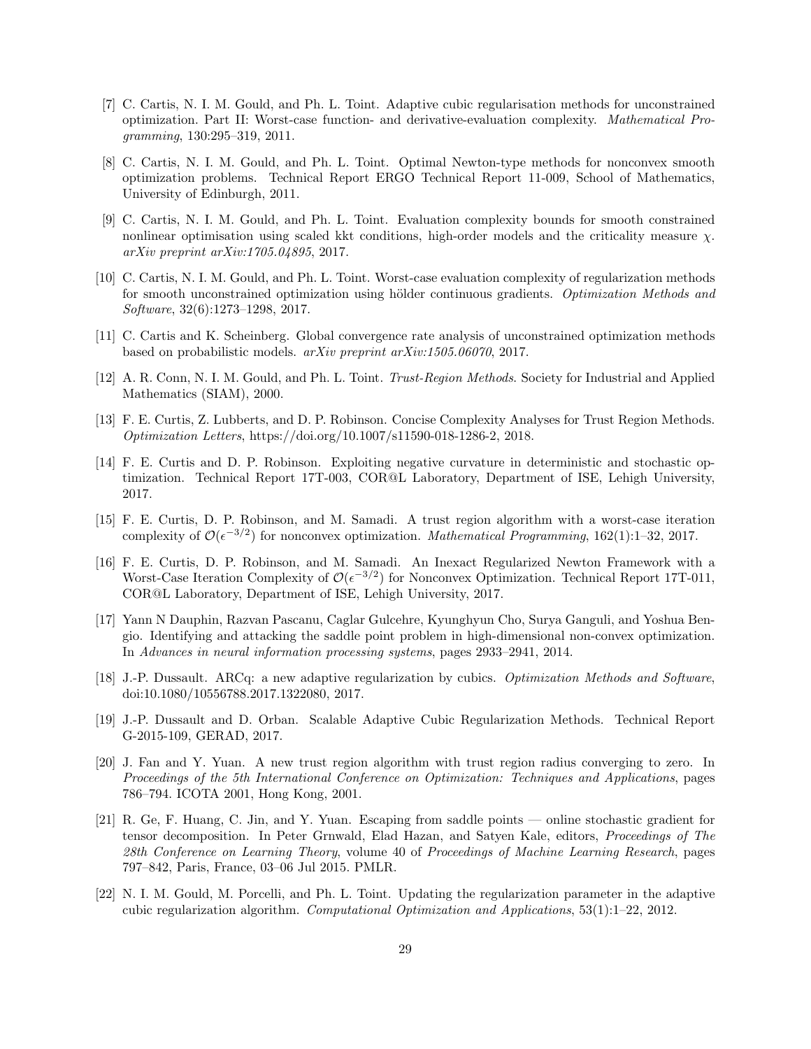[7] C. Cartis, N. I. M. Gould, and Ph. L. Toint. Adaptive cubic regularisation methods for unconstrained optimization. Part II: Worst-case function- and derivative-evaluation complexity. *Mathematical Programming*, 130:295–319, 2011.

[8] C. Cartis, N. I. M. Gould, and Ph. L. Toint. Optimal Newton-type methods for nonconvex smooth optimization problems. Technical Report ERGO Technical Report 11-009, School of Mathematics, University of Edinburgh, 2011.

[9] C. Cartis, N. I. M. Gould, and Ph. L. Toint. Evaluation complexity bounds for smooth constrained nonlinear optimisation using scaled kkt conditions, high-order models and the criticality measure $\chi$. *arXiv preprint arXiv:1705.04895*, 2017.

[10] C. Cartis, N. I. M. Gould, and Ph. L. Toint. Worst-case evaluation complexity of regularization methods for smooth unconstrained optimization using hölder continuous gradients. *Optimization Methods and Software*, 32(6):1273–1298, 2017.

[11] C. Cartis and K. Scheinberg. Global convergence rate analysis of unconstrained optimization methods based on probabilistic models. *arXiv preprint arXiv:1505.06070*, 2017.

[12] A. R. Conn, N. I. M. Gould, and Ph. L. Toint. *Trust-Region Methods*. Society for Industrial and Applied Mathematics (SIAM), 2000.

[13] F. E. Curtis, Z. Lubberts, and D. P. Robinson. Concise Complexity Analyses for Trust Region Methods. *Optimization Letters*, https://doi.org/10.1007/s11590-018-1286-2, 2018.

[14] F. E. Curtis and D. P. Robinson. Exploiting negative curvature in deterministic and stochastic optimization. Technical Report 17T-003, COR@L Laboratory, Department of ISE, Lehigh University, 2017.

[15] F. E. Curtis, D. P. Robinson, and M. Samadi. A trust region algorithm with a worst-case iteration complexity of $\mathcal{O}(\epsilon^{-3/2})$ for nonconvex optimization. *Mathematical Programming*, 162(1):1–32, 2017.

[16] F. E. Curtis, D. P. Robinson, and M. Samadi. An Inexact Regularized Newton Framework with a Worst-Case Iteration Complexity of $\mathcal{O}(\epsilon^{-3/2})$ for Nonconvex Optimization. Technical Report 17T-011, COR@L Laboratory, Department of ISE, Lehigh University, 2017.

[17] Yann N Dauphin, Razvan Pascanu, Caglar Gulcehre, Kyunghyun Cho, Surya Ganguli, and Yoshua Bengio. Identifying and attacking the saddle point problem in high-dimensional non-convex optimization. In *Advances in neural information processing systems*, pages 2933–2941, 2014.

[18] J.-P. Dussault. ARCq: a new adaptive regularization by cubics. *Optimization Methods and Software*, doi:10.1080/10556788.2017.1322080, 2017.

[19] J.-P. Dussault and D. Orban. Scalable Adaptive Cubic Regularization Methods. Technical Report G-2015-109, GERAD, 2017.

[20] J. Fan and Y. Yuan. A new trust region algorithm with trust region radius converging to zero. In *Proceedings of the 5th International Conference on Optimization: Techniques and Applications*, pages 786–794. ICOTA 2001, Hong Kong, 2001.

[21] R. Ge, F. Huang, C. Jin, and Y. Yuan. Escaping from saddle points — online stochastic gradient for tensor decomposition. In Peter Grnwald, Elad Hazan, and Satyen Kale, editors, *Proceedings of The 28th Conference on Learning Theory*, volume 40 of *Proceedings of Machine Learning Research*, pages 797–842, Paris, France, 03–06 Jul 2015. PMLR.

[22] N. I. M. Gould, M. Porcelli, and Ph. L. Toint. Updating the regularization parameter in the adaptive cubic regularization algorithm. *Computational Optimization and Applications*, 53(1):1–22, 2012.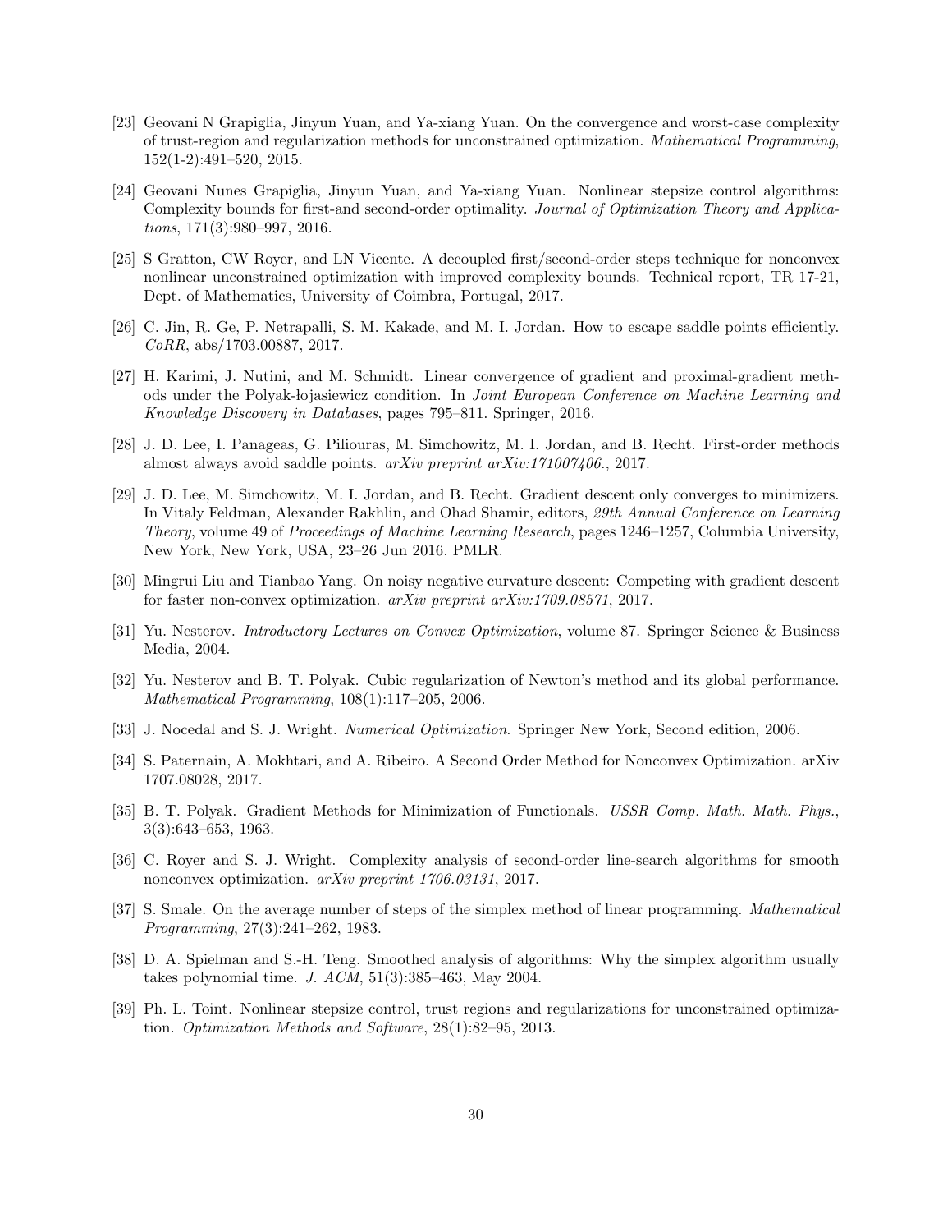[23] Geovani N Grapiglia, Jinyun Yuan, and Ya-xiang Yuan. On the convergence and worst-case complexity of trust-region and regularization methods for unconstrained optimization. *Mathematical Programming*, 152(1-2):491–520, 2015.

[24] Geovani Nunes Grapiglia, Jinyun Yuan, and Ya-xiang Yuan. Nonlinear stepsize control algorithms: Complexity bounds for first-and second-order optimality. *Journal of Optimization Theory and Applications*, 171(3):980–997, 2016.

[25] S Gratton, CW Royer, and LN Vicente. A decoupled first/second-order steps technique for nonconvex nonlinear unconstrained optimization with improved complexity bounds. Technical report, TR 17-21, Dept. of Mathematics, University of Coimbra, Portugal, 2017.

[26] C. Jin, R. Ge, P. Netrapalli, S. M. Kakade, and M. I. Jordan. How to escape saddle points efficiently. *CoRR*, abs/1703.00887, 2017.

[27] H. Karimi, J. Nutini, and M. Schmidt. Linear convergence of gradient and proximal-gradient methods under the Polyak-łojasiewicz condition. In *Joint European Conference on Machine Learning and Knowledge Discovery in Databases*, pages 795–811. Springer, 2016.

[28] J. D. Lee, I. Panageas, G. Piliouras, M. Simchowitz, M. I. Jordan, and B. Recht. First-order methods almost always avoid saddle points. *arXiv preprint arXiv:171007406.*, 2017.

[29] J. D. Lee, M. Simchowitz, M. I. Jordan, and B. Recht. Gradient descent only converges to minimizers. In Vitaly Feldman, Alexander Rakhlin, and Ohad Shamir, editors, *29th Annual Conference on Learning Theory*, volume 49 of *Proceedings of Machine Learning Research*, pages 1246–1257, Columbia University, New York, New York, USA, 23–26 Jun 2016. PMLR.

[30] Mingrui Liu and Tianbao Yang. On noisy negative curvature descent: Competing with gradient descent for faster non-convex optimization. *arXiv preprint arXiv:1709.08571*, 2017.

[31] Yu. Nesterov. *Introductory Lectures on Convex Optimization*, volume 87. Springer Science & Business Media, 2004.

[32] Yu. Nesterov and B. T. Polyak. Cubic regularization of Newton's method and its global performance. *Mathematical Programming*, 108(1):117–205, 2006.

[33] J. Nocedal and S. J. Wright. *Numerical Optimization*. Springer New York, Second edition, 2006.

[34] S. Paternain, A. Mokhtari, and A. Ribeiro. A Second Order Method for Nonconvex Optimization. arXiv 1707.08028, 2017.

[35] B. T. Polyak. Gradient Methods for Minimization of Functionals. *USSR Comp. Math. Math. Phys.*, 3(3):643–653, 1963.

[36] C. Royer and S. J. Wright. Complexity analysis of second-order line-search algorithms for smooth nonconvex optimization. *arXiv preprint 1706.03131*, 2017.

[37] S. Smale. On the average number of steps of the simplex method of linear programming. *Mathematical Programming*, 27(3):241–262, 1983.

[38] D. A. Spielman and S.-H. Teng. Smoothed analysis of algorithms: Why the simplex algorithm usually takes polynomial time. *J. ACM*, 51(3):385–463, May 2004.

[39] Ph. L. Toint. Nonlinear stepsize control, trust regions and regularizations for unconstrained optimization. *Optimization Methods and Software*, 28(1):82–95, 2013.